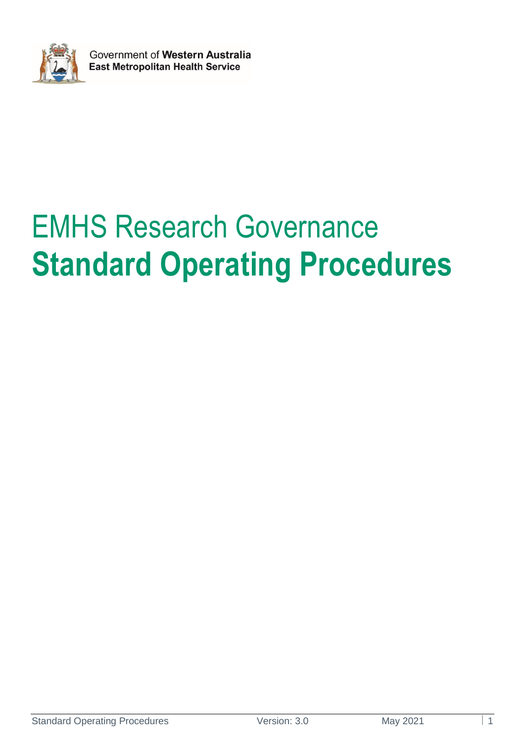Government of **Western Australia**
**East Metropolitan Health Service**

# EMHS Research Governance
# **Standard Operating Procedures**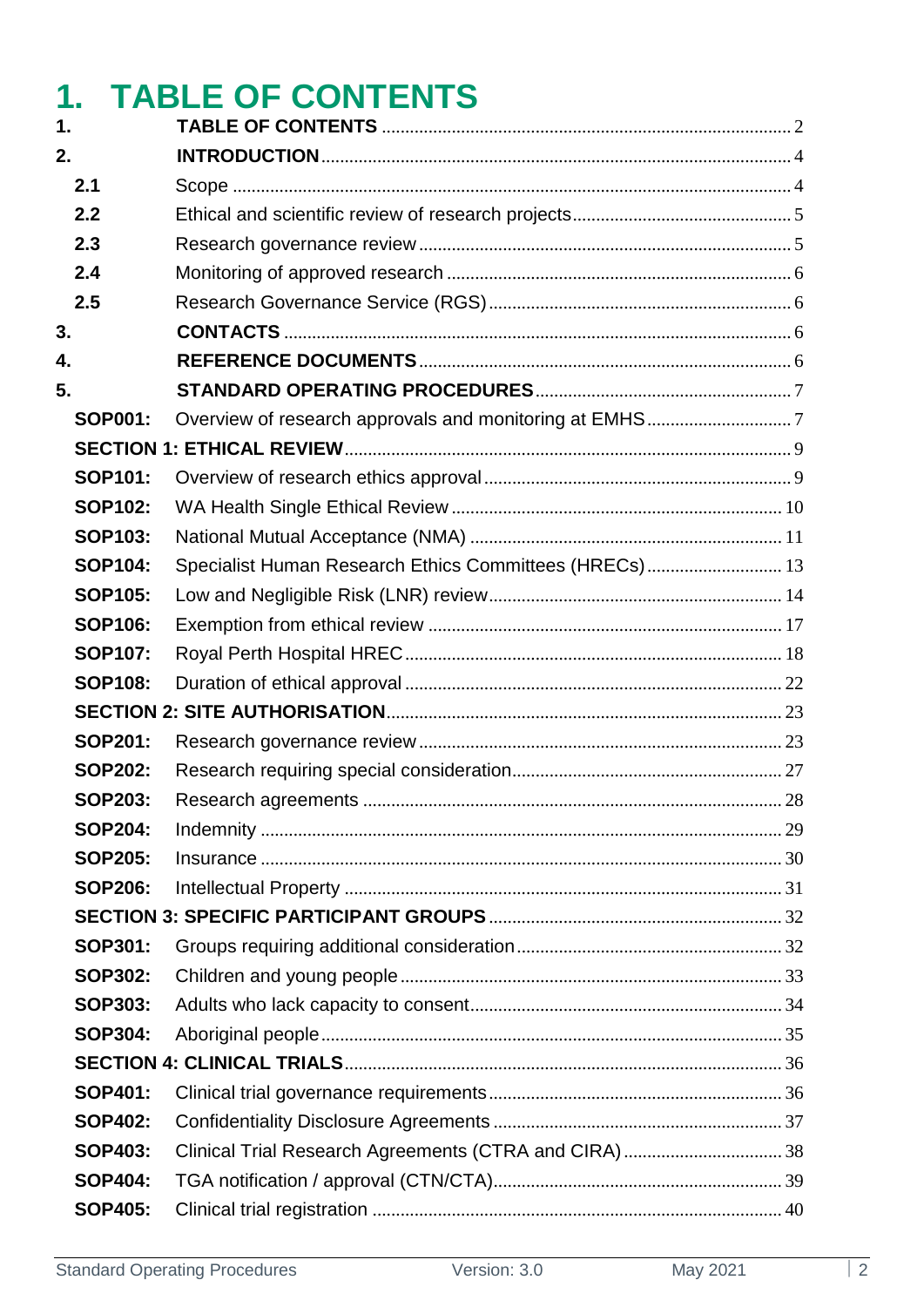# 1. TABLE OF CONTENTS

| | | |
|---|---|---|
| **1.** | **TABLE OF CONTENTS** | 2 |
| **2.** | **INTRODUCTION** | 4 |
| **2.1** | Scope | 4 |
| **2.2** | Ethical and scientific review of research projects | 5 |
| **2.3** | Research governance review | 5 |
| **2.4** | Monitoring of approved research | 6 |
| **2.5** | Research Governance Service (RGS) | 6 |
| **3.** | **CONTACTS** | 6 |
| **4.** | **REFERENCE DOCUMENTS** | 6 |
| **5.** | **STANDARD OPERATING PROCEDURES** | 7 |
| **SOP001:** | Overview of research approvals and monitoring at EMHS | 7 |
| **SECTION 1: ETHICAL REVIEW** | | 9 |
| **SOP101:** | Overview of research ethics approval | 9 |
| **SOP102:** | WA Health Single Ethical Review | 10 |
| **SOP103:** | National Mutual Acceptance (NMA) | 11 |
| **SOP104:** | Specialist Human Research Ethics Committees (HRECs) | 13 |
| **SOP105:** | Low and Negligible Risk (LNR) review | 14 |
| **SOP106:** | Exemption from ethical review | 17 |
| **SOP107:** | Royal Perth Hospital HREC | 18 |
| **SOP108:** | Duration of ethical approval | 22 |
| **SECTION 2: SITE AUTHORISATION** | | 23 |
| **SOP201:** | Research governance review | 23 |
| **SOP202:** | Research requiring special consideration | 27 |
| **SOP203:** | Research agreements | 28 |
| **SOP204:** | Indemnity | 29 |
| **SOP205:** | Insurance | 30 |
| **SOP206:** | Intellectual Property | 31 |
| **SECTION 3: SPECIFIC PARTICIPANT GROUPS** | | 32 |
| **SOP301:** | Groups requiring additional consideration | 32 |
| **SOP302:** | Children and young people | 33 |
| **SOP303:** | Adults who lack capacity to consent | 34 |
| **SOP304:** | Aboriginal people | 35 |
| **SECTION 4: CLINICAL TRIALS** | | 36 |
| **SOP401:** | Clinical trial governance requirements | 36 |
| **SOP402:** | Confidentiality Disclosure Agreements | 37 |
| **SOP403:** | Clinical Trial Research Agreements (CTRA and CIRA) | 38 |
| **SOP404:** | TGA notification / approval (CTN/CTA) | 39 |
| **SOP405:** | Clinical trial registration | 40 |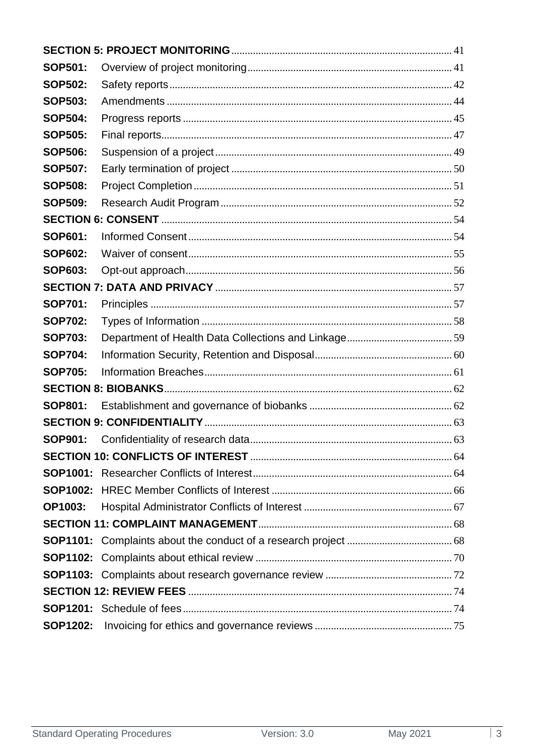| | | |
|---|---|---|
| **SECTION 5: PROJECT MONITORING** | | 41 |
| **SOP501:** | Overview of project monitoring | 41 |
| **SOP502:** | Safety reports | 42 |
| **SOP503:** | Amendments | 44 |
| **SOP504:** | Progress reports | 45 |
| **SOP505:** | Final reports | 47 |
| **SOP506:** | Suspension of a project | 49 |
| **SOP507:** | Early termination of project | 50 |
| **SOP508:** | Project Completion | 51 |
| **SOP509:** | Research Audit Program | 52 |
| **SECTION 6: CONSENT** | | 54 |
| **SOP601:** | Informed Consent | 54 |
| **SOP602:** | Waiver of consent | 55 |
| **SOP603:** | Opt-out approach | 56 |
| **SECTION 7: DATA AND PRIVACY** | | 57 |
| **SOP701:** | Principles | 57 |
| **SOP702:** | Types of Information | 58 |
| **SOP703:** | Department of Health Data Collections and Linkage | 59 |
| **SOP704:** | Information Security, Retention and Disposal | 60 |
| **SOP705:** | Information Breaches | 61 |
| **SECTION 8: BIOBANKS** | | 62 |
| **SOP801:** | Establishment and governance of biobanks | 62 |
| **SECTION 9: CONFIDENTIALITY** | | 63 |
| **SOP901:** | Confidentiality of research data | 63 |
| **SECTION 10: CONFLICTS OF INTEREST** | | 64 |
| **SOP1001:** | Researcher Conflicts of Interest | 64 |
| **SOP1002:** | HREC Member Conflicts of Interest | 66 |
| **OP1003:** | Hospital Administrator Conflicts of Interest | 67 |
| **SECTION 11: COMPLAINT MANAGEMENT** | | 68 |
| **SOP1101:** | Complaints about the conduct of a research project | 68 |
| **SOP1102:** | Complaints about ethical review | 70 |
| **SOP1103:** | Complaints about research governance review | 72 |
| **SECTION 12: REVIEW FEES** | | 74 |
| **SOP1201:** | Schedule of fees | 74 |
| **SOP1202:** | Invoicing for ethics and governance reviews | 75 |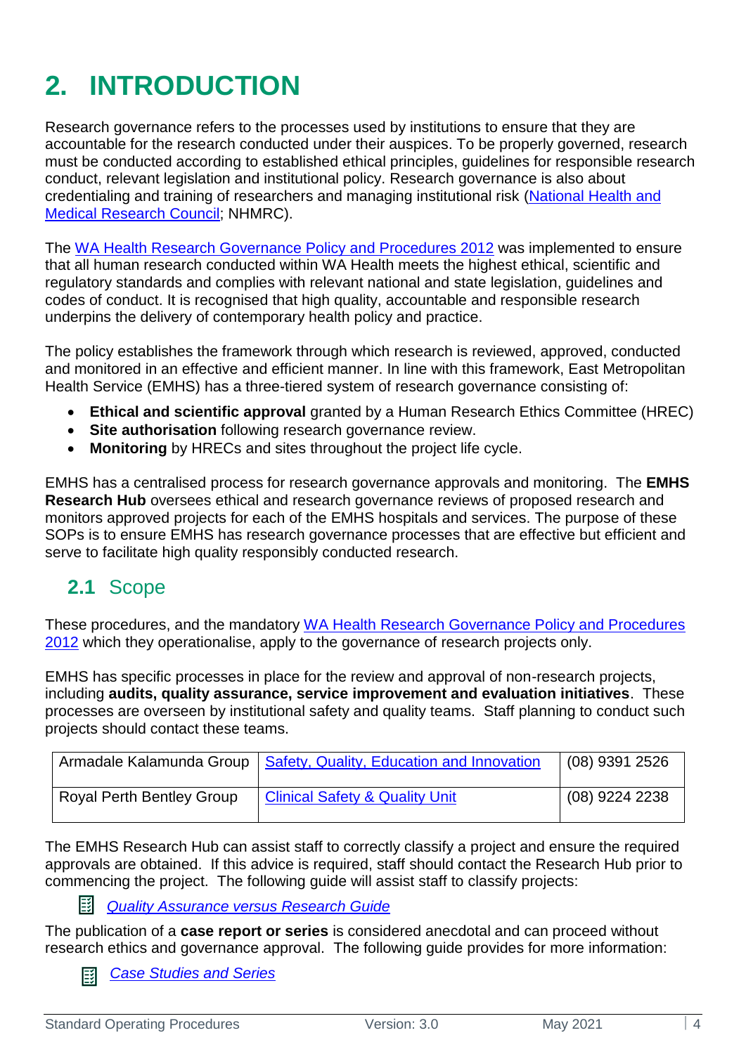# 2. INTRODUCTION

Research governance refers to the processes used by institutions to ensure that they are accountable for the research conducted under their auspices. To be properly governed, research must be conducted according to established ethical principles, guidelines for responsible research conduct, relevant legislation and institutional policy. Research governance is also about credentialing and training of researchers and managing institutional risk (National Health and Medical Research Council; NHMRC).

The WA Health Research Governance Policy and Procedures 2012 was implemented to ensure that all human research conducted within WA Health meets the highest ethical, scientific and regulatory standards and complies with relevant national and state legislation, guidelines and codes of conduct. It is recognised that high quality, accountable and responsible research underpins the delivery of contemporary health policy and practice.

The policy establishes the framework through which research is reviewed, approved, conducted and monitored in an effective and efficient manner. In line with this framework, East Metropolitan Health Service (EMHS) has a three-tiered system of research governance consisting of:

- **Ethical and scientific approval** granted by a Human Research Ethics Committee (HREC)
- **Site authorisation** following research governance review.
- **Monitoring** by HRECs and sites throughout the project life cycle.

EMHS has a centralised process for research governance approvals and monitoring. The **EMHS Research Hub** oversees ethical and research governance reviews of proposed research and monitors approved projects for each of the EMHS hospitals and services. The purpose of these SOPs is to ensure EMHS has research governance processes that are effective but efficient and serve to facilitate high quality responsibly conducted research.

## 2.1 Scope

These procedures, and the mandatory WA Health Research Governance Policy and Procedures 2012 which they operationalise, apply to the governance of research projects only.

EMHS has specific processes in place for the review and approval of non-research projects, including **audits, quality assurance, service improvement and evaluation initiatives**. These processes are overseen by institutional safety and quality teams. Staff planning to conduct such projects should contact these teams.

| Armadale Kalamunda Group | Safety, Quality, Education and Innovation | (08) 9391 2526 |
|---|---|---|
| Royal Perth Bentley Group | Clinical Safety & Quality Unit | (08) 9224 2238 |

The EMHS Research Hub can assist staff to correctly classify a project and ensure the required approvals are obtained. If this advice is required, staff should contact the Research Hub prior to commencing the project. The following guide will assist staff to classify projects:

*Quality Assurance versus Research Guide*

The publication of a **case report or series** is considered anecdotal and can proceed without research ethics and governance approval. The following guide provides for more information:

*Case Studies and Series*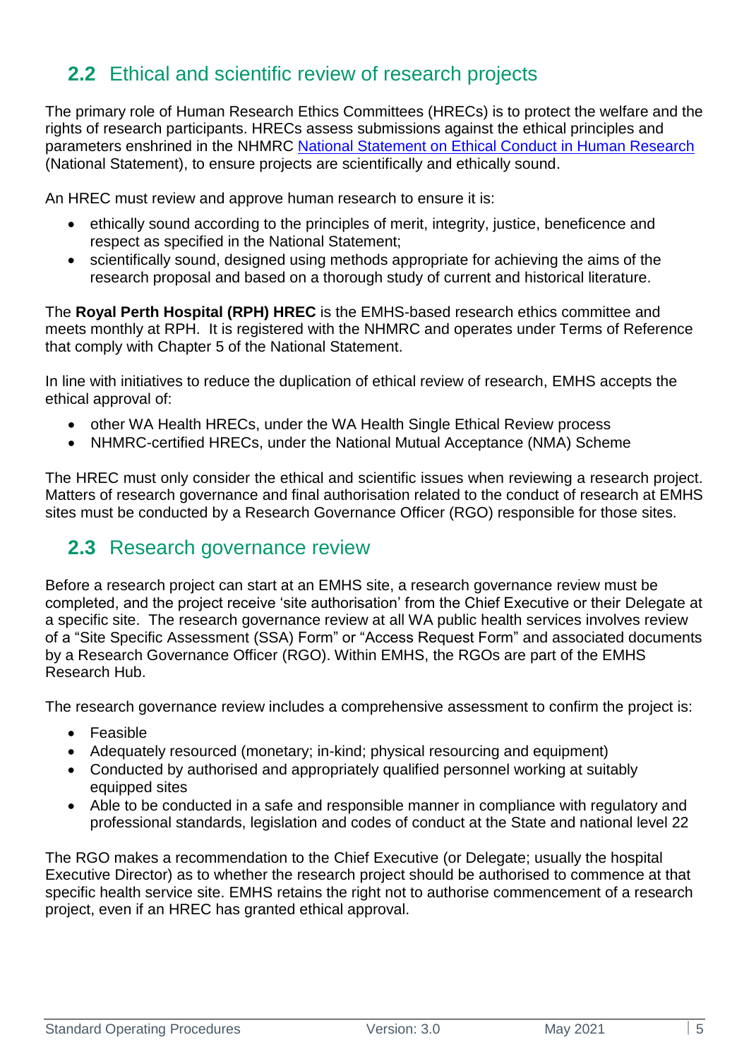## 2.2 Ethical and scientific review of research projects

The primary role of Human Research Ethics Committees (HRECs) is to protect the welfare and the rights of research participants. HRECs assess submissions against the ethical principles and parameters enshrined in the NHMRC [National Statement on Ethical Conduct in Human Research](#) (National Statement), to ensure projects are scientifically and ethically sound.

An HREC must review and approve human research to ensure it is:

- ethically sound according to the principles of merit, integrity, justice, beneficence and respect as specified in the National Statement;
- scientifically sound, designed using methods appropriate for achieving the aims of the research proposal and based on a thorough study of current and historical literature.

The **Royal Perth Hospital (RPH) HREC** is the EMHS-based research ethics committee and meets monthly at RPH. It is registered with the NHMRC and operates under Terms of Reference that comply with Chapter 5 of the National Statement.

In line with initiatives to reduce the duplication of ethical review of research, EMHS accepts the ethical approval of:

- other WA Health HRECs, under the WA Health Single Ethical Review process
- NHMRC-certified HRECs, under the National Mutual Acceptance (NMA) Scheme

The HREC must only consider the ethical and scientific issues when reviewing a research project. Matters of research governance and final authorisation related to the conduct of research at EMHS sites must be conducted by a Research Governance Officer (RGO) responsible for those sites.

## 2.3 Research governance review

Before a research project can start at an EMHS site, a research governance review must be completed, and the project receive 'site authorisation' from the Chief Executive or their Delegate at a specific site. The research governance review at all WA public health services involves review of a "Site Specific Assessment (SSA) Form" or "Access Request Form" and associated documents by a Research Governance Officer (RGO). Within EMHS, the RGOs are part of the EMHS Research Hub.

The research governance review includes a comprehensive assessment to confirm the project is:

- Feasible
- Adequately resourced (monetary; in-kind; physical resourcing and equipment)
- Conducted by authorised and appropriately qualified personnel working at suitably equipped sites
- Able to be conducted in a safe and responsible manner in compliance with regulatory and professional standards, legislation and codes of conduct at the State and national level 22

The RGO makes a recommendation to the Chief Executive (or Delegate; usually the hospital Executive Director) as to whether the research project should be authorised to commence at that specific health service site. EMHS retains the right not to authorise commencement of a research project, even if an HREC has granted ethical approval.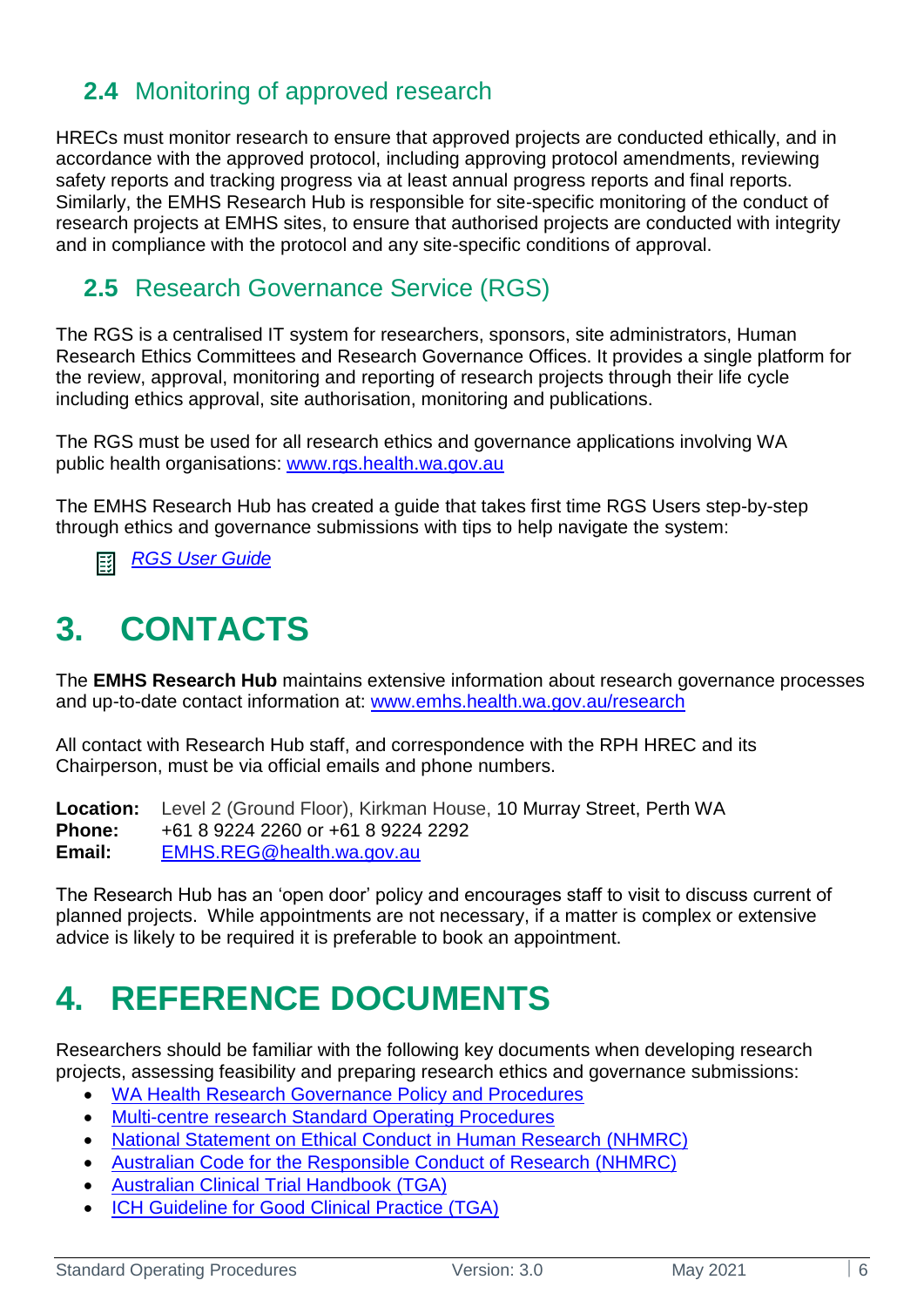## 2.4 Monitoring of approved research

HRECs must monitor research to ensure that approved projects are conducted ethically, and in accordance with the approved protocol, including approving protocol amendments, reviewing safety reports and tracking progress via at least annual progress reports and final reports. Similarly, the EMHS Research Hub is responsible for site-specific monitoring of the conduct of research projects at EMHS sites, to ensure that authorised projects are conducted with integrity and in compliance with the protocol and any site-specific conditions of approval.

## 2.5 Research Governance Service (RGS)

The RGS is a centralised IT system for researchers, sponsors, site administrators, Human Research Ethics Committees and Research Governance Offices. It provides a single platform for the review, approval, monitoring and reporting of research projects through their life cycle including ethics approval, site authorisation, monitoring and publications.

The RGS must be used for all research ethics and governance applications involving WA public health organisations: [www.rgs.health.wa.gov.au](www.rgs.health.wa.gov.au)

The EMHS Research Hub has created a guide that takes first time RGS Users step-by-step through ethics and governance submissions with tips to help navigate the system:

- *RGS User Guide*

# 3. CONTACTS

The **EMHS Research Hub** maintains extensive information about research governance processes and up-to-date contact information at: [www.emhs.health.wa.gov.au/research](www.emhs.health.wa.gov.au/research)

All contact with Research Hub staff, and correspondence with the RPH HREC and its Chairperson, must be via official emails and phone numbers.

**Location:** Level 2 (Ground Floor), Kirkman House, 10 Murray Street, Perth WA
**Phone:** +61 8 9224 2260 or +61 8 9224 2292
**Email:** EMHS.REG@health.wa.gov.au

The Research Hub has an 'open door' policy and encourages staff to visit to discuss current of planned projects. While appointments are not necessary, if a matter is complex or extensive advice is likely to be required it is preferable to book an appointment.

# 4. REFERENCE DOCUMENTS

Researchers should be familiar with the following key documents when developing research projects, assessing feasibility and preparing research ethics and governance submissions:

- WA Health Research Governance Policy and Procedures
- Multi-centre research Standard Operating Procedures
- National Statement on Ethical Conduct in Human Research (NHMRC)
- Australian Code for the Responsible Conduct of Research (NHMRC)
- Australian Clinical Trial Handbook (TGA)
- ICH Guideline for Good Clinical Practice (TGA)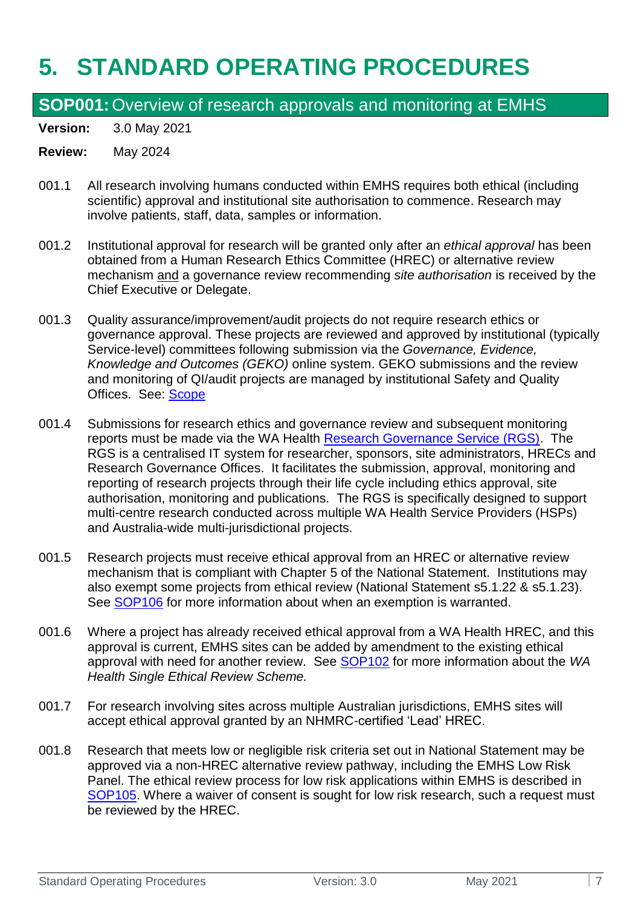# 5. STANDARD OPERATING PROCEDURES

## SOP001: Overview of research approvals and monitoring at EMHS

**Version:** 3.0 May 2021

**Review:** May 2024

001.1 All research involving humans conducted within EMHS requires both ethical (including scientific) approval and institutional site authorisation to commence. Research may involve patients, staff, data, samples or information.

001.2 Institutional approval for research will be granted only after an *ethical approval* has been obtained from a Human Research Ethics Committee (HREC) or alternative review mechanism and a governance review recommending *site authorisation* is received by the Chief Executive or Delegate.

001.3 Quality assurance/improvement/audit projects do not require research ethics or governance approval. These projects are reviewed and approved by institutional (typically Service-level) committees following submission via the *Governance, Evidence, Knowledge and Outcomes (GEKO)* online system. GEKO submissions and the review and monitoring of QI/audit projects are managed by institutional Safety and Quality Offices. See: Scope

001.4 Submissions for research ethics and governance review and subsequent monitoring reports must be made via the WA Health Research Governance Service (RGS). The RGS is a centralised IT system for researcher, sponsors, site administrators, HRECs and Research Governance Offices. It facilitates the submission, approval, monitoring and reporting of research projects through their life cycle including ethics approval, site authorisation, monitoring and publications. The RGS is specifically designed to support multi-centre research conducted across multiple WA Health Service Providers (HSPs) and Australia-wide multi-jurisdictional projects.

001.5 Research projects must receive ethical approval from an HREC or alternative review mechanism that is compliant with Chapter 5 of the National Statement. Institutions may also exempt some projects from ethical review (National Statement s5.1.22 & s5.1.23). See SOP106 for more information about when an exemption is warranted.

001.6 Where a project has already received ethical approval from a WA Health HREC, and this approval is current, EMHS sites can be added by amendment to the existing ethical approval with need for another review. See SOP102 for more information about the *WA Health Single Ethical Review Scheme.*

001.7 For research involving sites across multiple Australian jurisdictions, EMHS sites will accept ethical approval granted by an NHMRC-certified 'Lead' HREC.

001.8 Research that meets low or negligible risk criteria set out in National Statement may be approved via a non-HREC alternative review pathway, including the EMHS Low Risk Panel. The ethical review process for low risk applications within EMHS is described in SOP105. Where a waiver of consent is sought for low risk research, such a request must be reviewed by the HREC.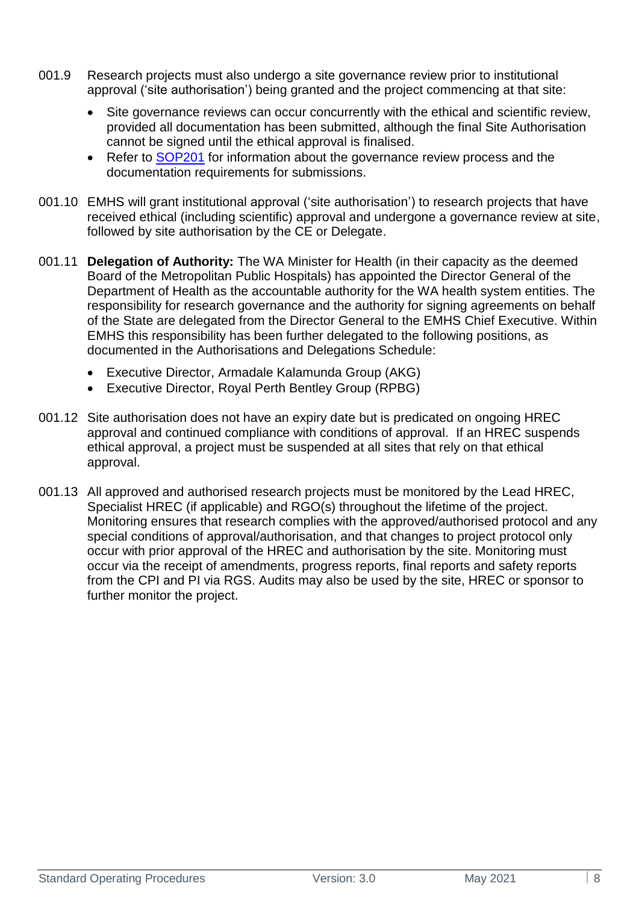001.9 Research projects must also undergo a site governance review prior to institutional approval ('site authorisation') being granted and the project commencing at that site:

- Site governance reviews can occur concurrently with the ethical and scientific review, provided all documentation has been submitted, although the final Site Authorisation cannot be signed until the ethical approval is finalised.
- Refer to [SOP201]() for information about the governance review process and the documentation requirements for submissions.

001.10 EMHS will grant institutional approval ('site authorisation') to research projects that have received ethical (including scientific) approval and undergone a governance review at site, followed by site authorisation by the CE or Delegate.

001.11 **Delegation of Authority:** The WA Minister for Health (in their capacity as the deemed Board of the Metropolitan Public Hospitals) has appointed the Director General of the Department of Health as the accountable authority for the WA health system entities. The responsibility for research governance and the authority for signing agreements on behalf of the State are delegated from the Director General to the EMHS Chief Executive. Within EMHS this responsibility has been further delegated to the following positions, as documented in the Authorisations and Delegations Schedule:

- Executive Director, Armadale Kalamunda Group (AKG)
- Executive Director, Royal Perth Bentley Group (RPBG)

001.12 Site authorisation does not have an expiry date but is predicated on ongoing HREC approval and continued compliance with conditions of approval. If an HREC suspends ethical approval, a project must be suspended at all sites that rely on that ethical approval.

001.13 All approved and authorised research projects must be monitored by the Lead HREC, Specialist HREC (if applicable) and RGO(s) throughout the lifetime of the project. Monitoring ensures that research complies with the approved/authorised protocol and any special conditions of approval/authorisation, and that changes to project protocol only occur with prior approval of the HREC and authorisation by the site. Monitoring must occur via the receipt of amendments, progress reports, final reports and safety reports from the CPI and PI via RGS. Audits may also be used by the site, HREC or sponsor to further monitor the project.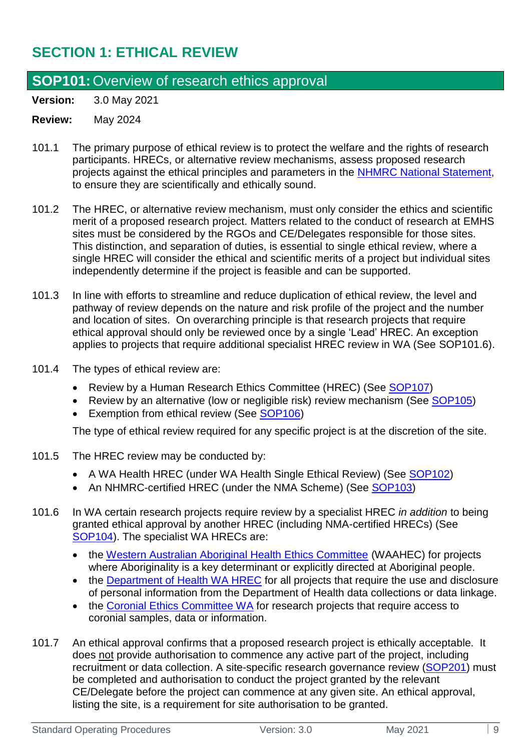# SECTION 1: ETHICAL REVIEW

## SOP101: Overview of research ethics approval

**Version:** 3.0 May 2021

**Review:** May 2024

101.1 The primary purpose of ethical review is to protect the welfare and the rights of research participants. HRECs, or alternative review mechanisms, assess proposed research projects against the ethical principles and parameters in the NHMRC National Statement, to ensure they are scientifically and ethically sound.

101.2 The HREC, or alternative review mechanism, must only consider the ethics and scientific merit of a proposed research project. Matters related to the conduct of research at EMHS sites must be considered by the RGOs and CE/Delegates responsible for those sites. This distinction, and separation of duties, is essential to single ethical review, where a single HREC will consider the ethical and scientific merits of a project but individual sites independently determine if the project is feasible and can be supported.

101.3 In line with efforts to streamline and reduce duplication of ethical review, the level and pathway of review depends on the nature and risk profile of the project and the number and location of sites. On overarching principle is that research projects that require ethical approval should only be reviewed once by a single 'Lead' HREC. An exception applies to projects that require additional specialist HREC review in WA (See SOP101.6).

101.4 The types of ethical review are:

- Review by a Human Research Ethics Committee (HREC) (See SOP107)
- Review by an alternative (low or negligible risk) review mechanism (See SOP105)
- Exemption from ethical review (See SOP106)

The type of ethical review required for any specific project is at the discretion of the site.

101.5 The HREC review may be conducted by:

- A WA Health HREC (under WA Health Single Ethical Review) (See SOP102)
- An NHMRC-certified HREC (under the NMA Scheme) (See SOP103)

101.6 In WA certain research projects require review by a specialist HREC *in addition* to being granted ethical approval by another HREC (including NMA-certified HRECs) (See SOP104). The specialist WA HRECs are:

- the Western Australian Aboriginal Health Ethics Committee (WAAHEC) for projects where Aboriginality is a key determinant or explicitly directed at Aboriginal people.
- the Department of Health WA HREC for all projects that require the use and disclosure of personal information from the Department of Health data collections or data linkage.
- the Coronial Ethics Committee WA for research projects that require access to coronial samples, data or information.

101.7 An ethical approval confirms that a proposed research project is ethically acceptable. It does not provide authorisation to commence any active part of the project, including recruitment or data collection. A site-specific research governance review (SOP201) must be completed and authorisation to conduct the project granted by the relevant CE/Delegate before the project can commence at any given site. An ethical approval, listing the site, is a requirement for site authorisation to be granted.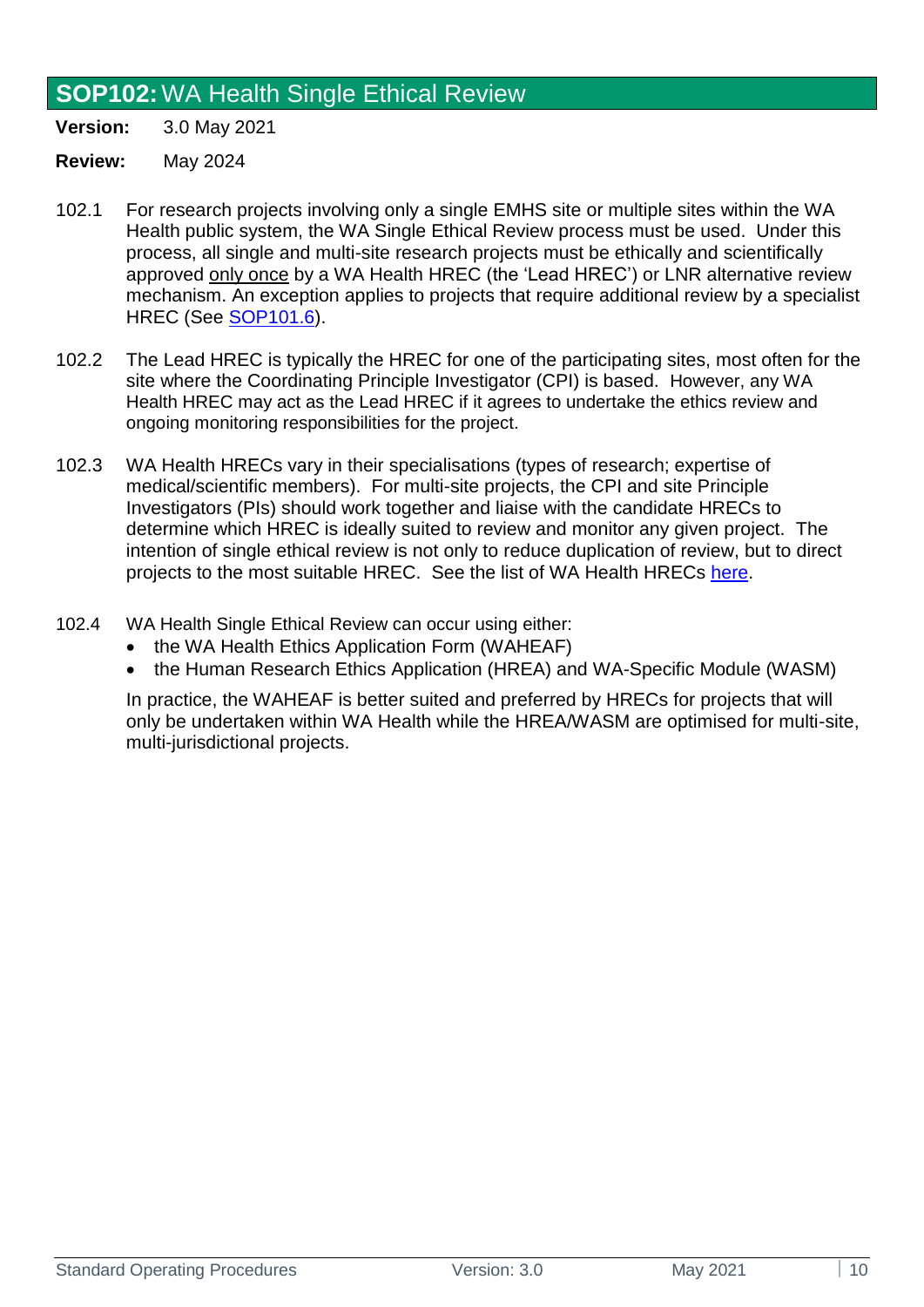## **SOP102:** WA Health Single Ethical Review

**Version:** 3.0 May 2021

**Review:** May 2024

102.1 For research projects involving only a single EMHS site or multiple sites within the WA Health public system, the WA Single Ethical Review process must be used. Under this process, all single and multi-site research projects must be ethically and scientifically approved <u>only once</u> by a WA Health HREC (the 'Lead HREC') or LNR alternative review mechanism. An exception applies to projects that require additional review by a specialist HREC (See [SOP101.6](#)).

102.2 The Lead HREC is typically the HREC for one of the participating sites, most often for the site where the Coordinating Principle Investigator (CPI) is based. However, any WA Health HREC may act as the Lead HREC if it agrees to undertake the ethics review and ongoing monitoring responsibilities for the project.

102.3 WA Health HRECs vary in their specialisations (types of research; expertise of medical/scientific members). For multi-site projects, the CPI and site Principle Investigators (PIs) should work together and liaise with the candidate HRECs to determine which HREC is ideally suited to review and monitor any given project. The intention of single ethical review is not only to reduce duplication of review, but to direct projects to the most suitable HREC. See the list of WA Health HRECs [here](#).

102.4 WA Health Single Ethical Review can occur using either:

- the WA Health Ethics Application Form (WAHEAF)
- the Human Research Ethics Application (HREA) and WA-Specific Module (WASM)

In practice, the WAHEAF is better suited and preferred by HRECs for projects that will only be undertaken within WA Health while the HREA/WASM are optimised for multi-site, multi-jurisdictional projects.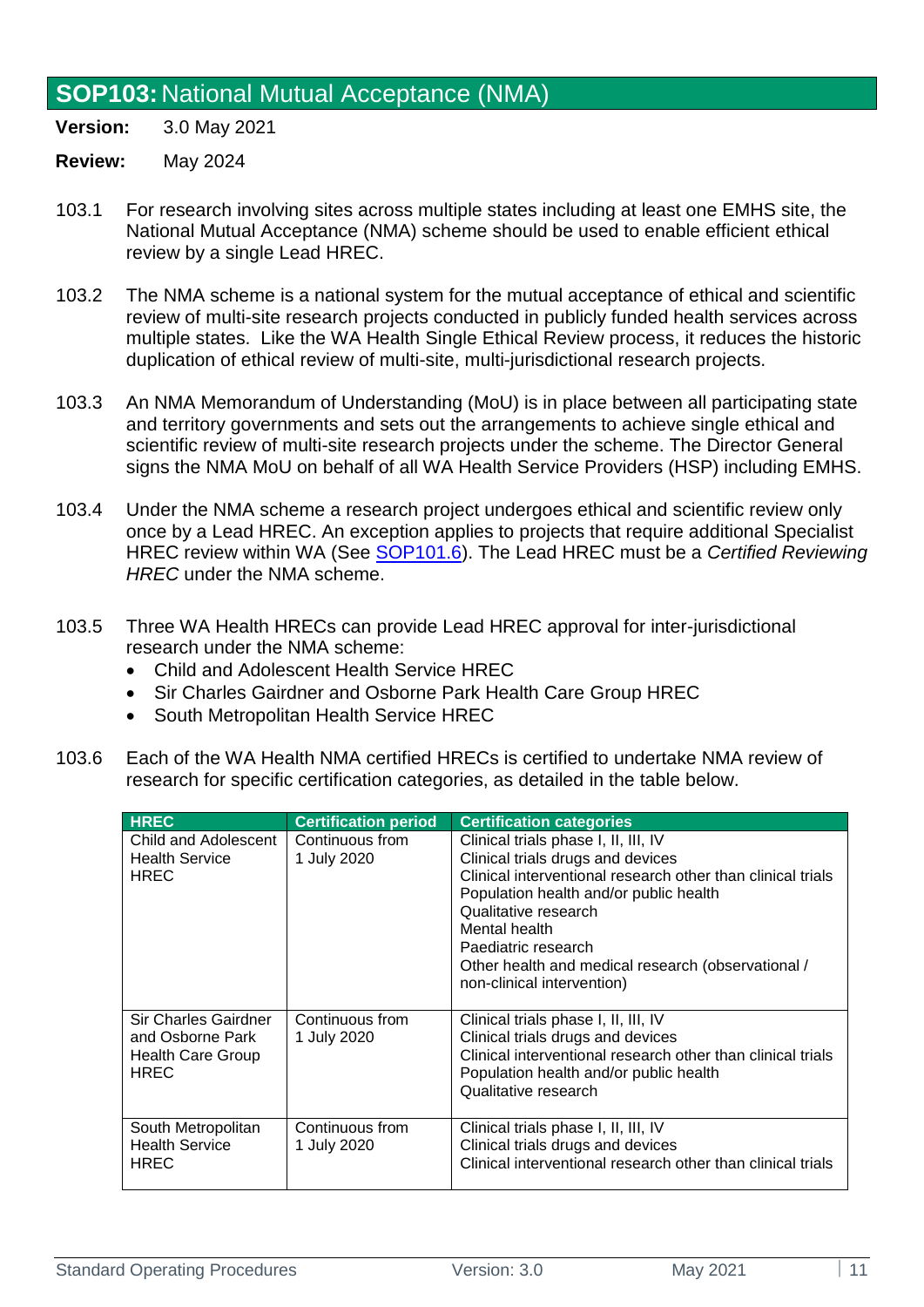## **SOP103:** National Mutual Acceptance (NMA)

**Version:** 3.0 May 2021

**Review:** May 2024

103.1 For research involving sites across multiple states including at least one EMHS site, the National Mutual Acceptance (NMA) scheme should be used to enable efficient ethical review by a single Lead HREC.

103.2 The NMA scheme is a national system for the mutual acceptance of ethical and scientific review of multi-site research projects conducted in publicly funded health services across multiple states. Like the WA Health Single Ethical Review process, it reduces the historic duplication of ethical review of multi-site, multi-jurisdictional research projects.

103.3 An NMA Memorandum of Understanding (MoU) is in place between all participating state and territory governments and sets out the arrangements to achieve single ethical and scientific review of multi-site research projects under the scheme. The Director General signs the NMA MoU on behalf of all WA Health Service Providers (HSP) including EMHS.

103.4 Under the NMA scheme a research project undergoes ethical and scientific review only once by a Lead HREC. An exception applies to projects that require additional Specialist HREC review within WA (See SOP101.6). The Lead HREC must be a *Certified Reviewing HREC* under the NMA scheme.

103.5 Three WA Health HRECs can provide Lead HREC approval for inter-jurisdictional research under the NMA scheme:

- Child and Adolescent Health Service HREC
- Sir Charles Gairdner and Osborne Park Health Care Group HREC
- South Metropolitan Health Service HREC

103.6 Each of the WA Health NMA certified HRECs is certified to undertake NMA review of research for specific certification categories, as detailed in the table below.

| HREC | Certification period | Certification categories |
|---|---|---|
| Child and Adolescent Health Service HREC | Continuous from 1 July 2020 | Clinical trials phase I, II, III, IV<br>Clinical trials drugs and devices<br>Clinical interventional research other than clinical trials<br>Population health and/or public health<br>Qualitative research<br>Mental health<br>Paediatric research<br>Other health and medical research (observational / non-clinical intervention) |
| Sir Charles Gairdner and Osborne Park Health Care Group HREC | Continuous from 1 July 2020 | Clinical trials phase I, II, III, IV<br>Clinical trials drugs and devices<br>Clinical interventional research other than clinical trials<br>Population health and/or public health<br>Qualitative research |
| South Metropolitan Health Service HREC | Continuous from 1 July 2020 | Clinical trials phase I, II, III, IV<br>Clinical trials drugs and devices<br>Clinical interventional research other than clinical trials |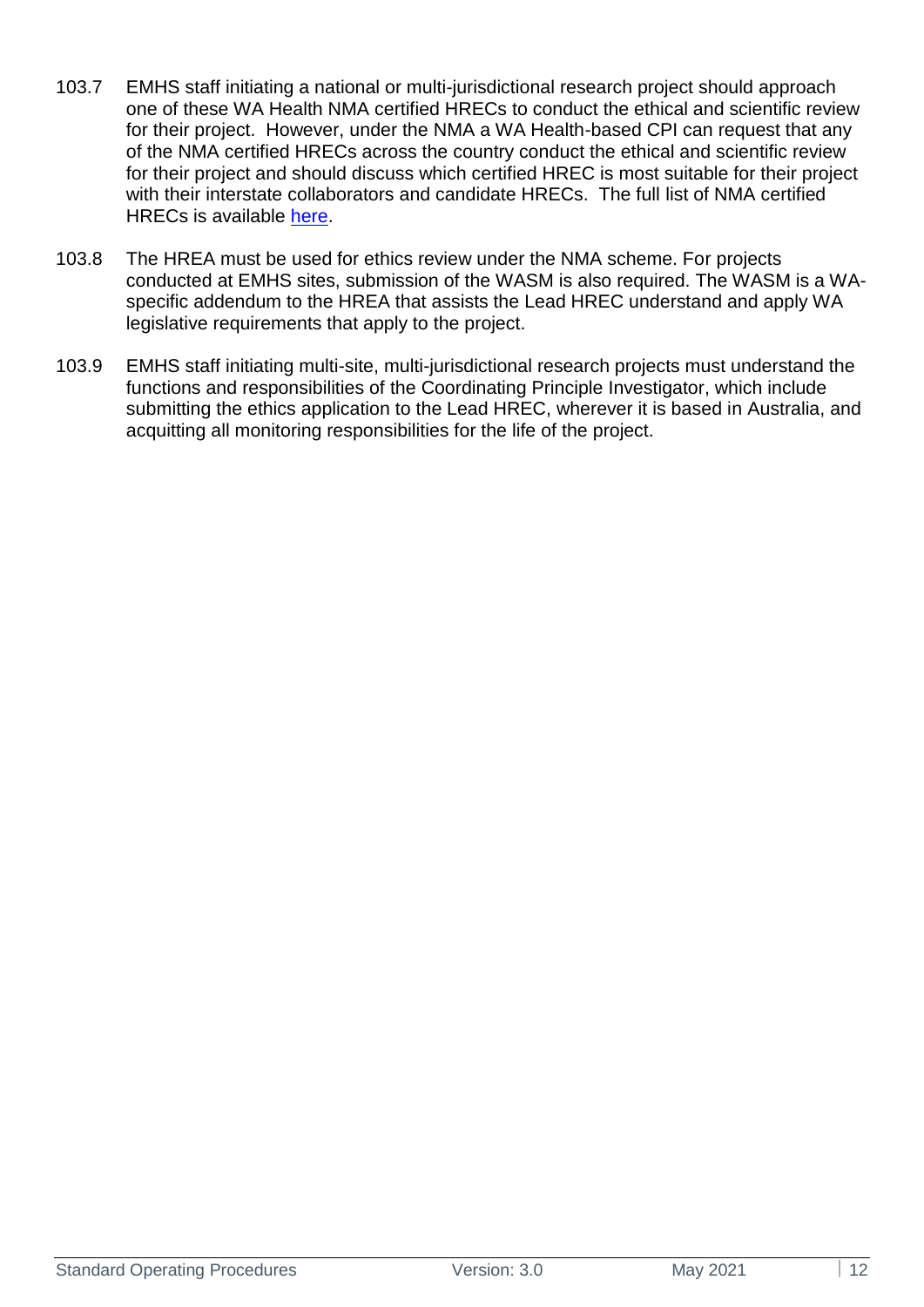103.7 EMHS staff initiating a national or multi-jurisdictional research project should approach one of these WA Health NMA certified HRECs to conduct the ethical and scientific review for their project. However, under the NMA a WA Health-based CPI can request that any of the NMA certified HRECs across the country conduct the ethical and scientific review for their project and should discuss which certified HREC is most suitable for their project with their interstate collaborators and candidate HRECs. The full list of NMA certified HRECs is available [here](#).

103.8 The HREA must be used for ethics review under the NMA scheme. For projects conducted at EMHS sites, submission of the WASM is also required. The WASM is a WA-specific addendum to the HREA that assists the Lead HREC understand and apply WA legislative requirements that apply to the project.

103.9 EMHS staff initiating multi-site, multi-jurisdictional research projects must understand the functions and responsibilities of the Coordinating Principle Investigator, which include submitting the ethics application to the Lead HREC, wherever it is based in Australia, and acquitting all monitoring responsibilities for the life of the project.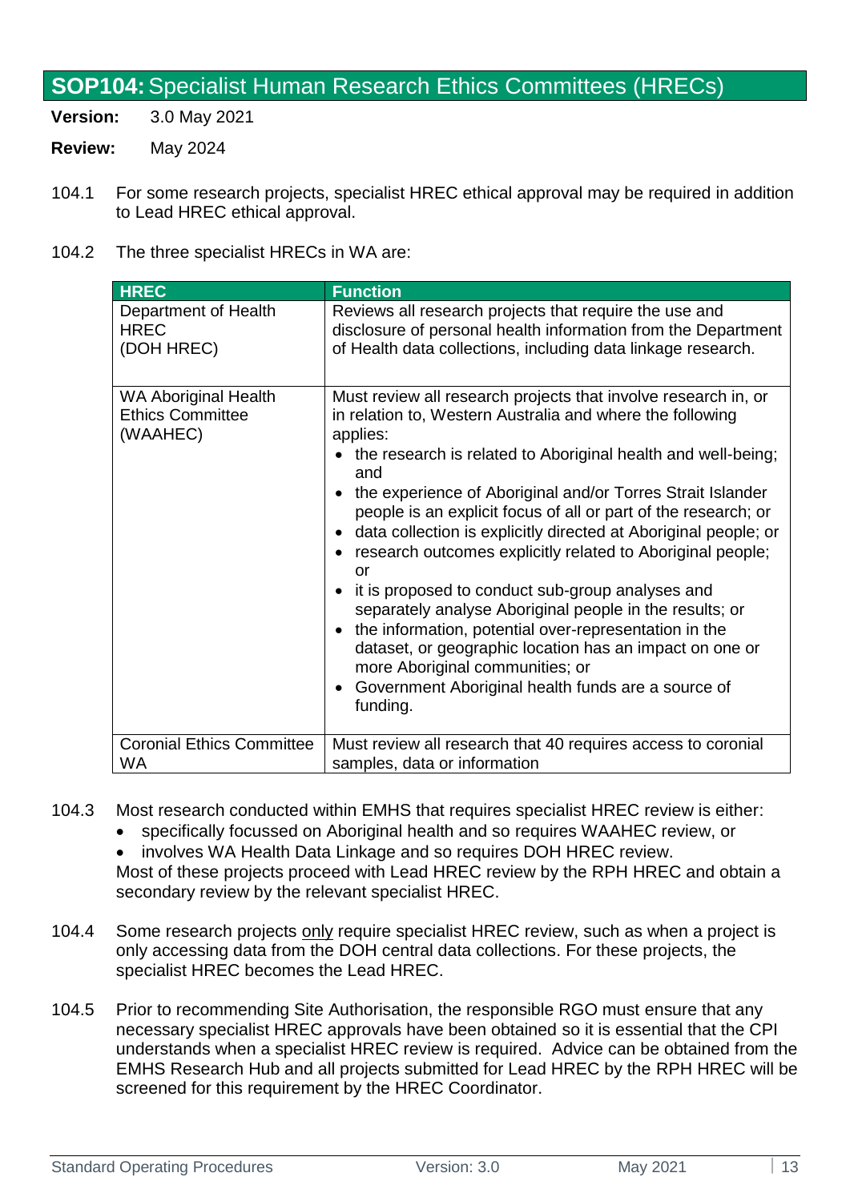# SOP104: Specialist Human Research Ethics Committees (HRECs)

**Version:** 3.0 May 2021

**Review:** May 2024

104.1 For some research projects, specialist HREC ethical approval may be required in addition to Lead HREC ethical approval.

104.2 The three specialist HRECs in WA are:

| HREC | Function |
|---|---|
| Department of Health HREC (DOH HREC) | Reviews all research projects that require the use and disclosure of personal health information from the Department of Health data collections, including data linkage research. |
| WA Aboriginal Health Ethics Committee (WAAHEC) | Must review all research projects that involve research in, or in relation to, Western Australia and where the following applies:<br>• the research is related to Aboriginal health and well-being; and<br>• the experience of Aboriginal and/or Torres Strait Islander people is an explicit focus of all or part of the research; or<br>• data collection is explicitly directed at Aboriginal people; or<br>• research outcomes explicitly related to Aboriginal people; or<br>• it is proposed to conduct sub-group analyses and separately analyse Aboriginal people in the results; or<br>• the information, potential over-representation in the dataset, or geographic location has an impact on one or more Aboriginal communities; or<br>• Government Aboriginal health funds are a source of funding. |
| Coronial Ethics Committee WA | Must review all research that 40 requires access to coronial samples, data or information |

104.3 Most research conducted within EMHS that requires specialist HREC review is either:

- specifically focussed on Aboriginal health and so requires WAAHEC review, or
- involves WA Health Data Linkage and so requires DOH HREC review.

Most of these projects proceed with Lead HREC review by the RPH HREC and obtain a secondary review by the relevant specialist HREC.

104.4 Some research projects only require specialist HREC review, such as when a project is only accessing data from the DOH central data collections. For these projects, the specialist HREC becomes the Lead HREC.

104.5 Prior to recommending Site Authorisation, the responsible RGO must ensure that any necessary specialist HREC approvals have been obtained so it is essential that the CPI understands when a specialist HREC review is required. Advice can be obtained from the EMHS Research Hub and all projects submitted for Lead HREC by the RPH HREC will be screened for this requirement by the HREC Coordinator.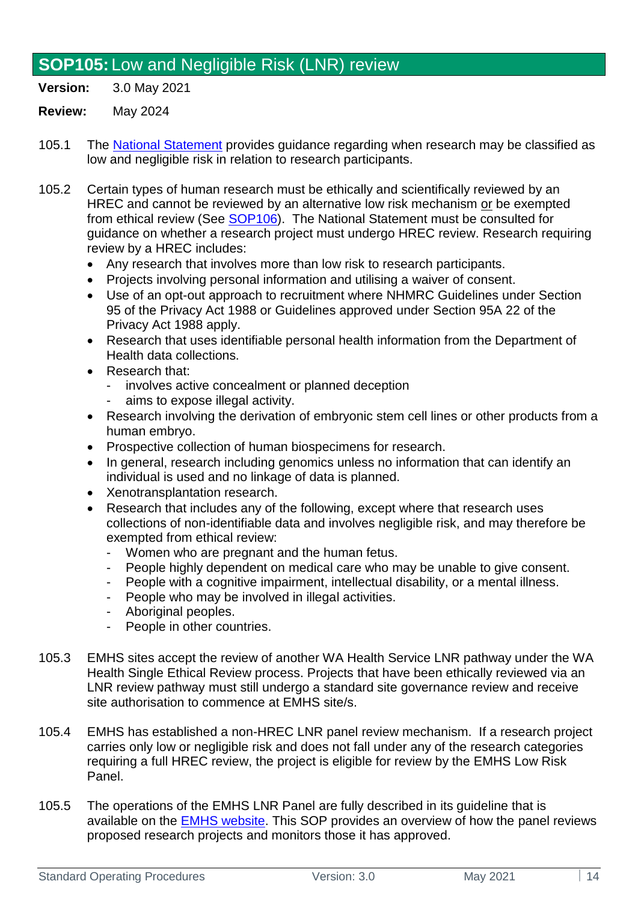## **SOP105:** Low and Negligible Risk (LNR) review

**Version:** 3.0 May 2021

**Review:** May 2024

105.1 The [National Statement](National Statement) provides guidance regarding when research may be classified as low and negligible risk in relation to research participants.

105.2 Certain types of human research must be ethically and scientifically reviewed by an HREC and cannot be reviewed by an alternative low risk mechanism <u>or</u> be exempted from ethical review (See [SOP106](SOP106)). The National Statement must be consulted for guidance on whether a research project must undergo HREC review. Research requiring review by a HREC includes:

- Any research that involves more than low risk to research participants.
- Projects involving personal information and utilising a waiver of consent.
- Use of an opt-out approach to recruitment where NHMRC Guidelines under Section 95 of the Privacy Act 1988 or Guidelines approved under Section 95A 22 of the Privacy Act 1988 apply.
- Research that uses identifiable personal health information from the Department of Health data collections.
- Research that:
  - involves active concealment or planned deception
  - aims to expose illegal activity.
- Research involving the derivation of embryonic stem cell lines or other products from a human embryo.
- Prospective collection of human biospecimens for research.
- In general, research including genomics unless no information that can identify an individual is used and no linkage of data is planned.
- Xenotransplantation research.
- Research that includes any of the following, except where that research uses collections of non-identifiable data and involves negligible risk, and may therefore be exempted from ethical review:
  - Women who are pregnant and the human fetus.
  - People highly dependent on medical care who may be unable to give consent.
  - People with a cognitive impairment, intellectual disability, or a mental illness.
  - People who may be involved in illegal activities.
  - Aboriginal peoples.
  - People in other countries.

105.3 EMHS sites accept the review of another WA Health Service LNR pathway under the WA Health Single Ethical Review process. Projects that have been ethically reviewed via an LNR review pathway must still undergo a standard site governance review and receive site authorisation to commence at EMHS site/s.

105.4 EMHS has established a non-HREC LNR panel review mechanism. If a research project carries only low or negligible risk and does not fall under any of the research categories requiring a full HREC review, the project is eligible for review by the EMHS Low Risk Panel.

105.5 The operations of the EMHS LNR Panel are fully described in its guideline that is available on the [EMHS website](EMHS website). This SOP provides an overview of how the panel reviews proposed research projects and monitors those it has approved.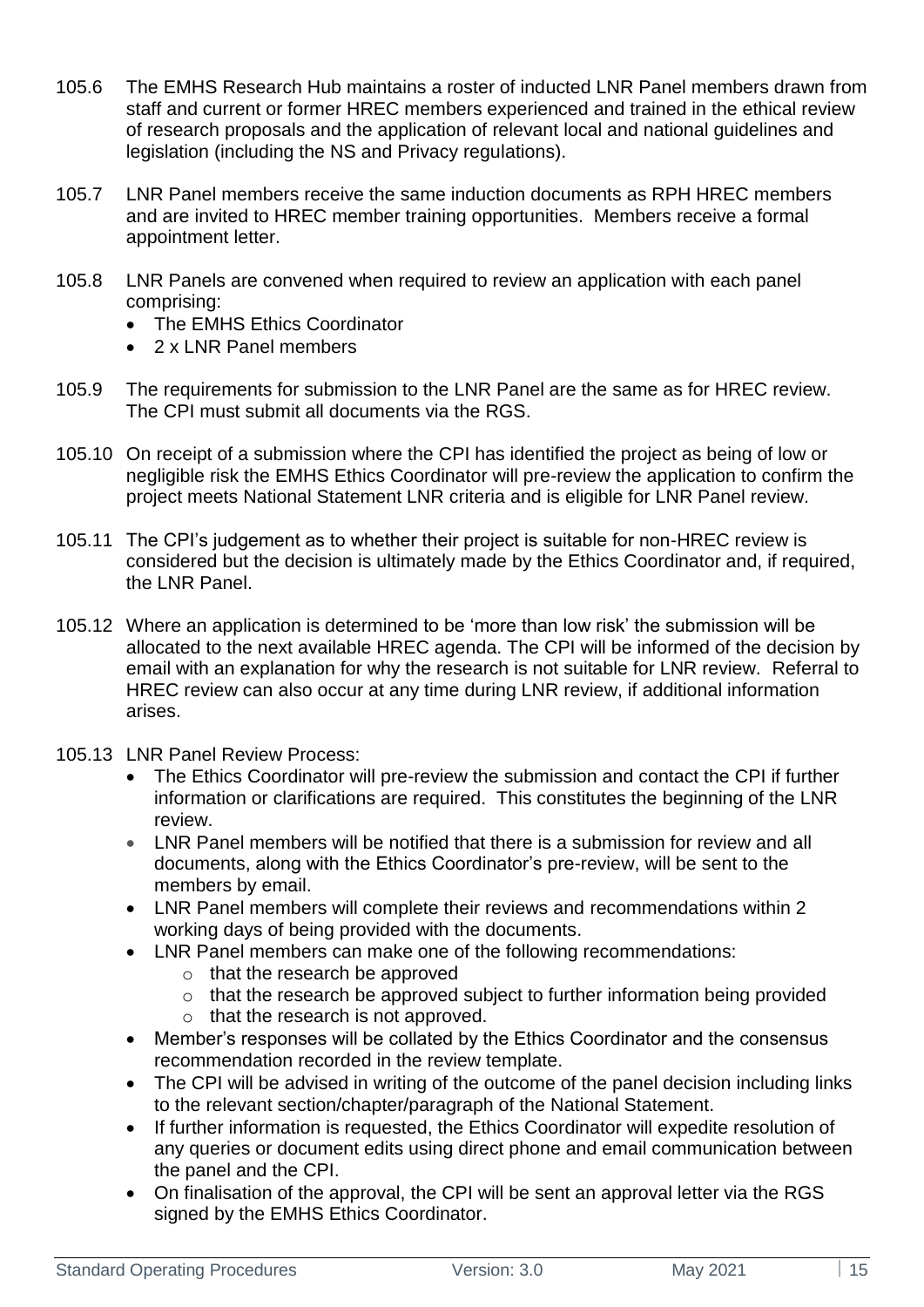105.6 The EMHS Research Hub maintains a roster of inducted LNR Panel members drawn from staff and current or former HREC members experienced and trained in the ethical review of research proposals and the application of relevant local and national guidelines and legislation (including the NS and Privacy regulations).

105.7 LNR Panel members receive the same induction documents as RPH HREC members and are invited to HREC member training opportunities. Members receive a formal appointment letter.

105.8 LNR Panels are convened when required to review an application with each panel comprising:

- The EMHS Ethics Coordinator
- 2 x LNR Panel members

105.9 The requirements for submission to the LNR Panel are the same as for HREC review. The CPI must submit all documents via the RGS.

105.10 On receipt of a submission where the CPI has identified the project as being of low or negligible risk the EMHS Ethics Coordinator will pre-review the application to confirm the project meets National Statement LNR criteria and is eligible for LNR Panel review.

105.11 The CPI's judgement as to whether their project is suitable for non-HREC review is considered but the decision is ultimately made by the Ethics Coordinator and, if required, the LNR Panel.

105.12 Where an application is determined to be 'more than low risk' the submission will be allocated to the next available HREC agenda. The CPI will be informed of the decision by email with an explanation for why the research is not suitable for LNR review. Referral to HREC review can also occur at any time during LNR review, if additional information arises.

105.13 LNR Panel Review Process:

- The Ethics Coordinator will pre-review the submission and contact the CPI if further information or clarifications are required. This constitutes the beginning of the LNR review.
- LNR Panel members will be notified that there is a submission for review and all documents, along with the Ethics Coordinator's pre-review, will be sent to the members by email.
- LNR Panel members will complete their reviews and recommendations within 2 working days of being provided with the documents.
- LNR Panel members can make one of the following recommendations:
  - that the research be approved
  - that the research be approved subject to further information being provided
  - that the research is not approved.
- Member's responses will be collated by the Ethics Coordinator and the consensus recommendation recorded in the review template.
- The CPI will be advised in writing of the outcome of the panel decision including links to the relevant section/chapter/paragraph of the National Statement.
- If further information is requested, the Ethics Coordinator will expedite resolution of any queries or document edits using direct phone and email communication between the panel and the CPI.
- On finalisation of the approval, the CPI will be sent an approval letter via the RGS signed by the EMHS Ethics Coordinator.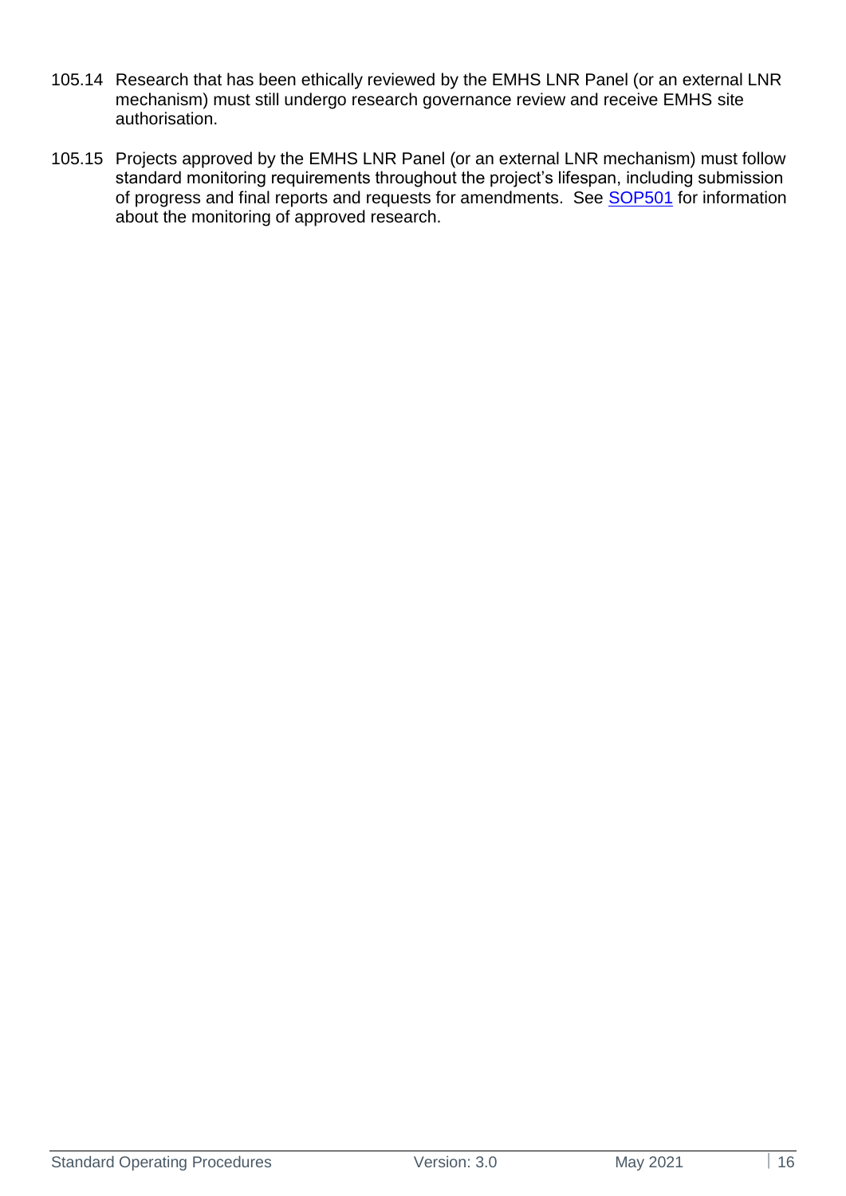105.14 Research that has been ethically reviewed by the EMHS LNR Panel (or an external LNR mechanism) must still undergo research governance review and receive EMHS site authorisation.

105.15 Projects approved by the EMHS LNR Panel (or an external LNR mechanism) must follow standard monitoring requirements throughout the project's lifespan, including submission of progress and final reports and requests for amendments. See SOP501 for information about the monitoring of approved research.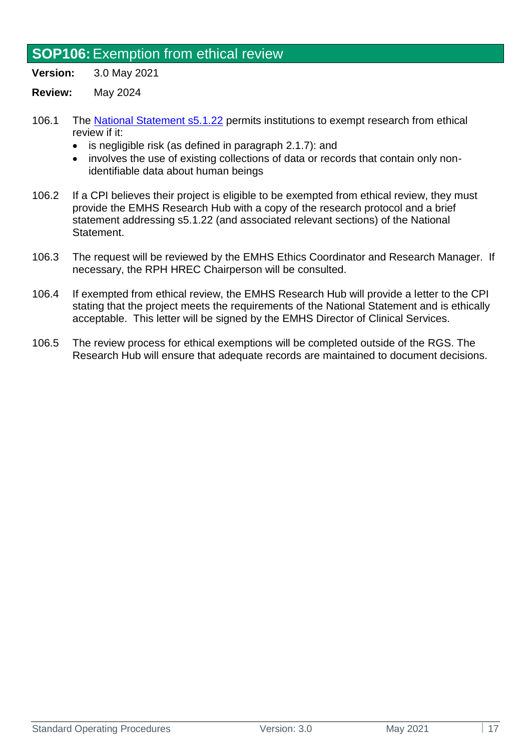## **SOP106:** Exemption from ethical review

**Version:** 3.0 May 2021

**Review:** May 2024

106.1 The [National Statement s5.1.22](#) permits institutions to exempt research from ethical review if it:

- is negligible risk (as defined in paragraph 2.1.7): and
- involves the use of existing collections of data or records that contain only non-identifiable data about human beings

106.2 If a CPI believes their project is eligible to be exempted from ethical review, they must provide the EMHS Research Hub with a copy of the research protocol and a brief statement addressing s5.1.22 (and associated relevant sections) of the National Statement.

106.3 The request will be reviewed by the EMHS Ethics Coordinator and Research Manager. If necessary, the RPH HREC Chairperson will be consulted.

106.4 If exempted from ethical review, the EMHS Research Hub will provide a letter to the CPI stating that the project meets the requirements of the National Statement and is ethically acceptable. This letter will be signed by the EMHS Director of Clinical Services.

106.5 The review process for ethical exemptions will be completed outside of the RGS. The Research Hub will ensure that adequate records are maintained to document decisions.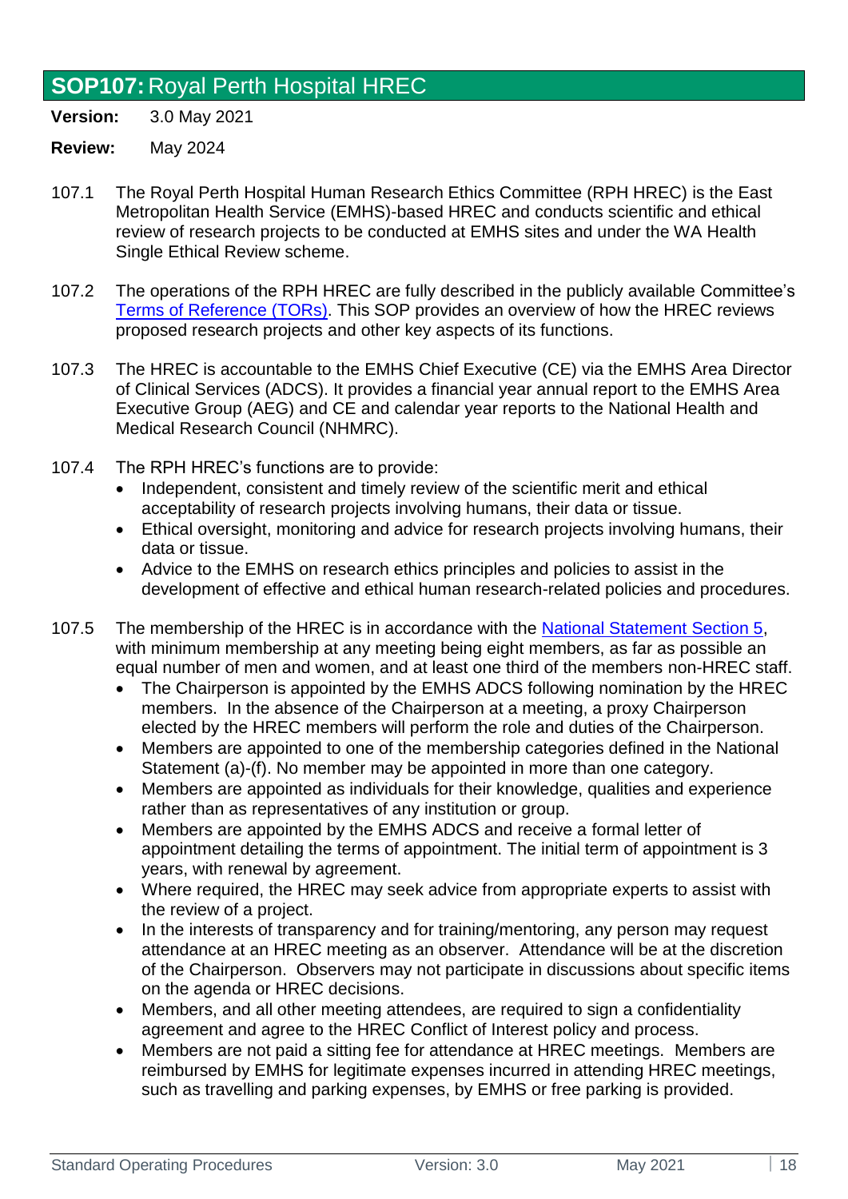## SOP107: Royal Perth Hospital HREC

**Version:** 3.0 May 2021

**Review:** May 2024

107.1 The Royal Perth Hospital Human Research Ethics Committee (RPH HREC) is the East Metropolitan Health Service (EMHS)-based HREC and conducts scientific and ethical review of research projects to be conducted at EMHS sites and under the WA Health Single Ethical Review scheme.

107.2 The operations of the RPH HREC are fully described in the publicly available Committee's Terms of Reference (TORs). This SOP provides an overview of how the HREC reviews proposed research projects and other key aspects of its functions.

107.3 The HREC is accountable to the EMHS Chief Executive (CE) via the EMHS Area Director of Clinical Services (ADCS). It provides a financial year annual report to the EMHS Area Executive Group (AEG) and CE and calendar year reports to the National Health and Medical Research Council (NHMRC).

107.4 The RPH HREC's functions are to provide:

- Independent, consistent and timely review of the scientific merit and ethical acceptability of research projects involving humans, their data or tissue.
- Ethical oversight, monitoring and advice for research projects involving humans, their data or tissue.
- Advice to the EMHS on research ethics principles and policies to assist in the development of effective and ethical human research-related policies and procedures.

107.5 The membership of the HREC is in accordance with the National Statement Section 5, with minimum membership at any meeting being eight members, as far as possible an equal number of men and women, and at least one third of the members non-HREC staff.

- The Chairperson is appointed by the EMHS ADCS following nomination by the HREC members. In the absence of the Chairperson at a meeting, a proxy Chairperson elected by the HREC members will perform the role and duties of the Chairperson.
- Members are appointed to one of the membership categories defined in the National Statement (a)-(f). No member may be appointed in more than one category.
- Members are appointed as individuals for their knowledge, qualities and experience rather than as representatives of any institution or group.
- Members are appointed by the EMHS ADCS and receive a formal letter of appointment detailing the terms of appointment. The initial term of appointment is 3 years, with renewal by agreement.
- Where required, the HREC may seek advice from appropriate experts to assist with the review of a project.
- In the interests of transparency and for training/mentoring, any person may request attendance at an HREC meeting as an observer. Attendance will be at the discretion of the Chairperson. Observers may not participate in discussions about specific items on the agenda or HREC decisions.
- Members, and all other meeting attendees, are required to sign a confidentiality agreement and agree to the HREC Conflict of Interest policy and process.
- Members are not paid a sitting fee for attendance at HREC meetings. Members are reimbursed by EMHS for legitimate expenses incurred in attending HREC meetings, such as travelling and parking expenses, by EMHS or free parking is provided.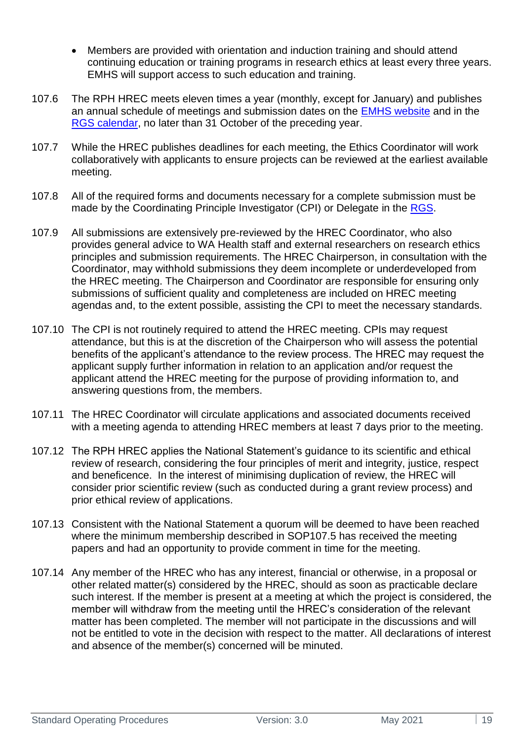- Members are provided with orientation and induction training and should attend continuing education or training programs in research ethics at least every three years. EMHS will support access to such education and training.

107.6 The RPH HREC meets eleven times a year (monthly, except for January) and publishes an annual schedule of meetings and submission dates on the [EMHS website]() and in the [RGS calendar](), no later than 31 October of the preceding year.

107.7 While the HREC publishes deadlines for each meeting, the Ethics Coordinator will work collaboratively with applicants to ensure projects can be reviewed at the earliest available meeting.

107.8 All of the required forms and documents necessary for a complete submission must be made by the Coordinating Principle Investigator (CPI) or Delegate in the [RGS]().

107.9 All submissions are extensively pre-reviewed by the HREC Coordinator, who also provides general advice to WA Health staff and external researchers on research ethics principles and submission requirements. The HREC Chairperson, in consultation with the Coordinator, may withhold submissions they deem incomplete or underdeveloped from the HREC meeting. The Chairperson and Coordinator are responsible for ensuring only submissions of sufficient quality and completeness are included on HREC meeting agendas and, to the extent possible, assisting the CPI to meet the necessary standards.

107.10 The CPI is not routinely required to attend the HREC meeting. CPIs may request attendance, but this is at the discretion of the Chairperson who will assess the potential benefits of the applicant's attendance to the review process. The HREC may request the applicant supply further information in relation to an application and/or request the applicant attend the HREC meeting for the purpose of providing information to, and answering questions from, the members.

107.11 The HREC Coordinator will circulate applications and associated documents received with a meeting agenda to attending HREC members at least 7 days prior to the meeting.

107.12 The RPH HREC applies the National Statement's guidance to its scientific and ethical review of research, considering the four principles of merit and integrity, justice, respect and beneficence. In the interest of minimising duplication of review, the HREC will consider prior scientific review (such as conducted during a grant review process) and prior ethical review of applications.

107.13 Consistent with the National Statement a quorum will be deemed to have been reached where the minimum membership described in SOP107.5 has received the meeting papers and had an opportunity to provide comment in time for the meeting.

107.14 Any member of the HREC who has any interest, financial or otherwise, in a proposal or other related matter(s) considered by the HREC, should as soon as practicable declare such interest. If the member is present at a meeting at which the project is considered, the member will withdraw from the meeting until the HREC's consideration of the relevant matter has been completed. The member will not participate in the discussions and will not be entitled to vote in the decision with respect to the matter. All declarations of interest and absence of the member(s) concerned will be minuted.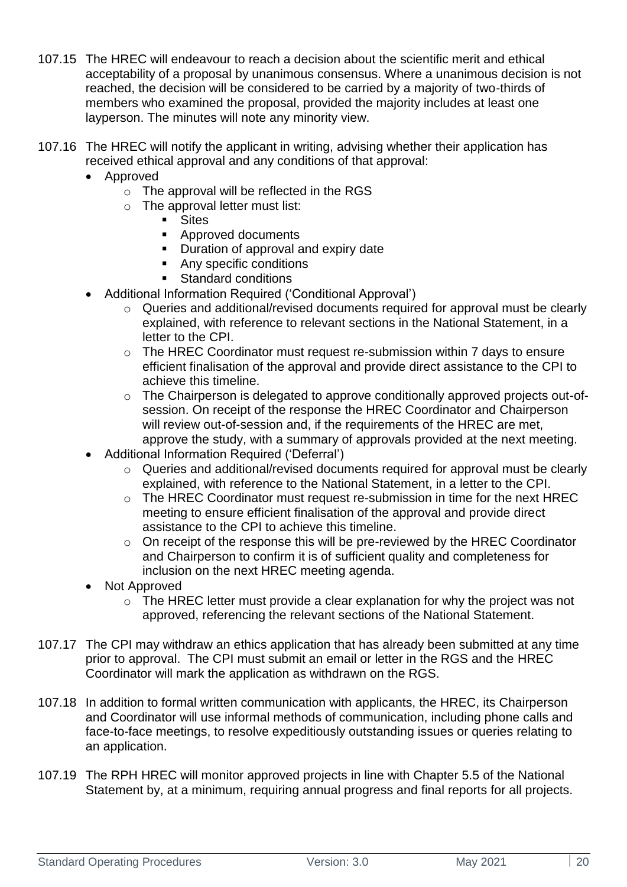107.15 The HREC will endeavour to reach a decision about the scientific merit and ethical acceptability of a proposal by unanimous consensus. Where a unanimous decision is not reached, the decision will be considered to be carried by a majority of two-thirds of members who examined the proposal, provided the majority includes at least one layperson. The minutes will note any minority view.

107.16 The HREC will notify the applicant in writing, advising whether their application has received ethical approval and any conditions of that approval:

- Approved
  - The approval will be reflected in the RGS
  - The approval letter must list:
    - Sites
    - Approved documents
    - Duration of approval and expiry date
    - Any specific conditions
    - Standard conditions
- Additional Information Required ('Conditional Approval')
  - Queries and additional/revised documents required for approval must be clearly explained, with reference to relevant sections in the National Statement, in a letter to the CPI.
  - The HREC Coordinator must request re-submission within 7 days to ensure efficient finalisation of the approval and provide direct assistance to the CPI to achieve this timeline.
  - The Chairperson is delegated to approve conditionally approved projects out-of-session. On receipt of the response the HREC Coordinator and Chairperson will review out-of-session and, if the requirements of the HREC are met, approve the study, with a summary of approvals provided at the next meeting.
- Additional Information Required ('Deferral')
  - Queries and additional/revised documents required for approval must be clearly explained, with reference to the National Statement, in a letter to the CPI.
  - The HREC Coordinator must request re-submission in time for the next HREC meeting to ensure efficient finalisation of the approval and provide direct assistance to the CPI to achieve this timeline.
  - On receipt of the response this will be pre-reviewed by the HREC Coordinator and Chairperson to confirm it is of sufficient quality and completeness for inclusion on the next HREC meeting agenda.
- Not Approved
  - The HREC letter must provide a clear explanation for why the project was not approved, referencing the relevant sections of the National Statement.

107.17 The CPI may withdraw an ethics application that has already been submitted at any time prior to approval. The CPI must submit an email or letter in the RGS and the HREC Coordinator will mark the application as withdrawn on the RGS.

107.18 In addition to formal written communication with applicants, the HREC, its Chairperson and Coordinator will use informal methods of communication, including phone calls and face-to-face meetings, to resolve expeditiously outstanding issues or queries relating to an application.

107.19 The RPH HREC will monitor approved projects in line with Chapter 5.5 of the National Statement by, at a minimum, requiring annual progress and final reports for all projects.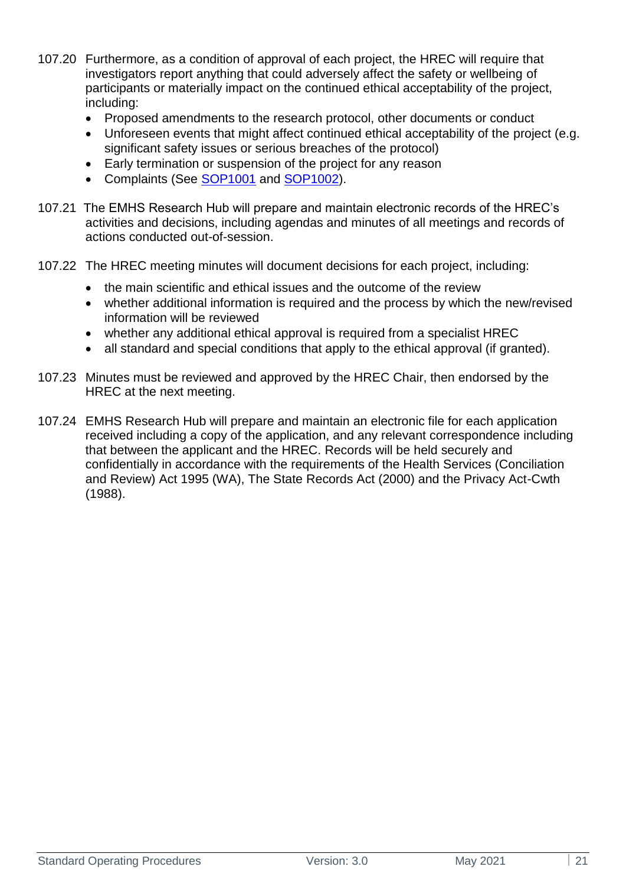107.20 Furthermore, as a condition of approval of each project, the HREC will require that investigators report anything that could adversely affect the safety or wellbeing of participants or materially impact on the continued ethical acceptability of the project, including:

- Proposed amendments to the research protocol, other documents or conduct
- Unforeseen events that might affect continued ethical acceptability of the project (e.g. significant safety issues or serious breaches of the protocol)
- Early termination or suspension of the project for any reason
- Complaints (See SOP1001 and SOP1002).

107.21 The EMHS Research Hub will prepare and maintain electronic records of the HREC's activities and decisions, including agendas and minutes of all meetings and records of actions conducted out-of-session.

107.22 The HREC meeting minutes will document decisions for each project, including:

- the main scientific and ethical issues and the outcome of the review
- whether additional information is required and the process by which the new/revised information will be reviewed
- whether any additional ethical approval is required from a specialist HREC
- all standard and special conditions that apply to the ethical approval (if granted).

107.23 Minutes must be reviewed and approved by the HREC Chair, then endorsed by the HREC at the next meeting.

107.24 EMHS Research Hub will prepare and maintain an electronic file for each application received including a copy of the application, and any relevant correspondence including that between the applicant and the HREC. Records will be held securely and confidentially in accordance with the requirements of the Health Services (Conciliation and Review) Act 1995 (WA), The State Records Act (2000) and the Privacy Act-Cwth (1988).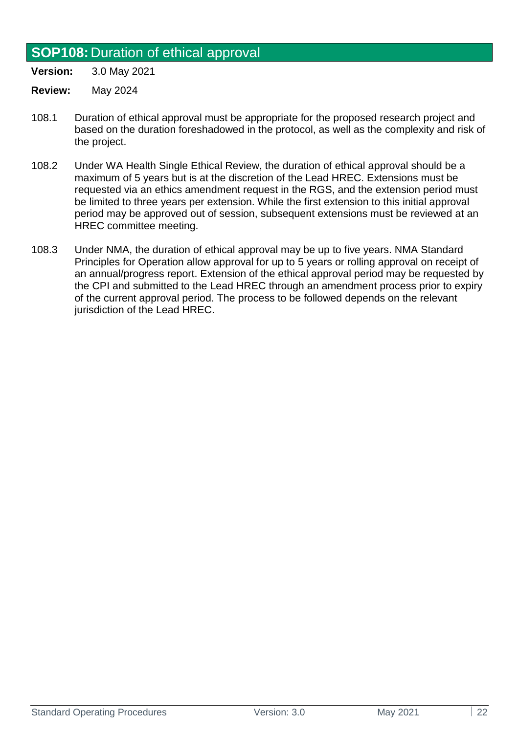## **SOP108:** Duration of ethical approval

**Version:** 3.0 May 2021

**Review:** May 2024

108.1 Duration of ethical approval must be appropriate for the proposed research project and based on the duration foreshadowed in the protocol, as well as the complexity and risk of the project.

108.2 Under WA Health Single Ethical Review, the duration of ethical approval should be a maximum of 5 years but is at the discretion of the Lead HREC. Extensions must be requested via an ethics amendment request in the RGS, and the extension period must be limited to three years per extension. While the first extension to this initial approval period may be approved out of session, subsequent extensions must be reviewed at an HREC committee meeting.

108.3 Under NMA, the duration of ethical approval may be up to five years. NMA Standard Principles for Operation allow approval for up to 5 years or rolling approval on receipt of an annual/progress report. Extension of the ethical approval period may be requested by the CPI and submitted to the Lead HREC through an amendment process prior to expiry of the current approval period. The process to be followed depends on the relevant jurisdiction of the Lead HREC.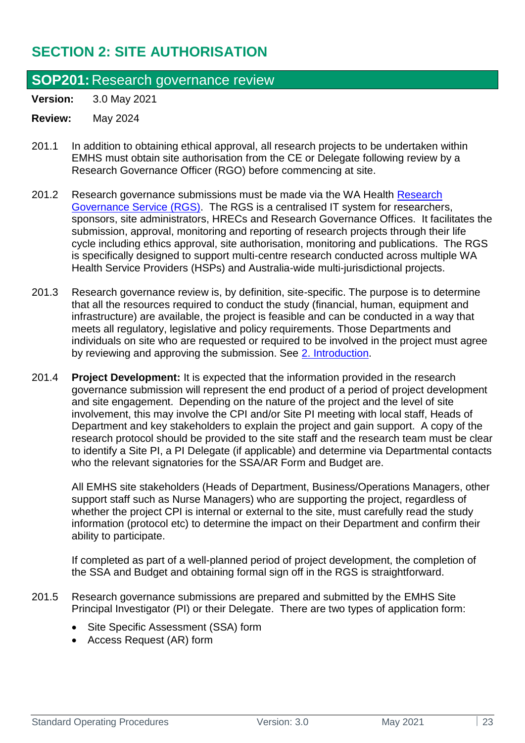# SECTION 2: SITE AUTHORISATION

## SOP201: Research governance review

**Version:** 3.0 May 2021

**Review:** May 2024

201.1 In addition to obtaining ethical approval, all research projects to be undertaken within EMHS must obtain site authorisation from the CE or Delegate following review by a Research Governance Officer (RGO) before commencing at site.

201.2 Research governance submissions must be made via the WA Health [Research Governance Service (RGS)](). The RGS is a centralised IT system for researchers, sponsors, site administrators, HRECs and Research Governance Offices. It facilitates the submission, approval, monitoring and reporting of research projects through their life cycle including ethics approval, site authorisation, monitoring and publications. The RGS is specifically designed to support multi-centre research conducted across multiple WA Health Service Providers (HSPs) and Australia-wide multi-jurisdictional projects.

201.3 Research governance review is, by definition, site-specific. The purpose is to determine that all the resources required to conduct the study (financial, human, equipment and infrastructure) are available, the project is feasible and can be conducted in a way that meets all regulatory, legislative and policy requirements. Those Departments and individuals on site who are requested or required to be involved in the project must agree by reviewing and approving the submission. See [2. Introduction]().

201.4 **Project Development:** It is expected that the information provided in the research governance submission will represent the end product of a period of project development and site engagement. Depending on the nature of the project and the level of site involvement, this may involve the CPI and/or Site PI meeting with local staff, Heads of Department and key stakeholders to explain the project and gain support. A copy of the research protocol should be provided to the site staff and the research team must be clear to identify a Site PI, a PI Delegate (if applicable) and determine via Departmental contacts who the relevant signatories for the SSA/AR Form and Budget are.

All EMHS site stakeholders (Heads of Department, Business/Operations Managers, other support staff such as Nurse Managers) who are supporting the project, regardless of whether the project CPI is internal or external to the site, must carefully read the study information (protocol etc) to determine the impact on their Department and confirm their ability to participate.

If completed as part of a well-planned period of project development, the completion of the SSA and Budget and obtaining formal sign off in the RGS is straightforward.

201.5 Research governance submissions are prepared and submitted by the EMHS Site Principal Investigator (PI) or their Delegate. There are two types of application form:

- Site Specific Assessment (SSA) form
- Access Request (AR) form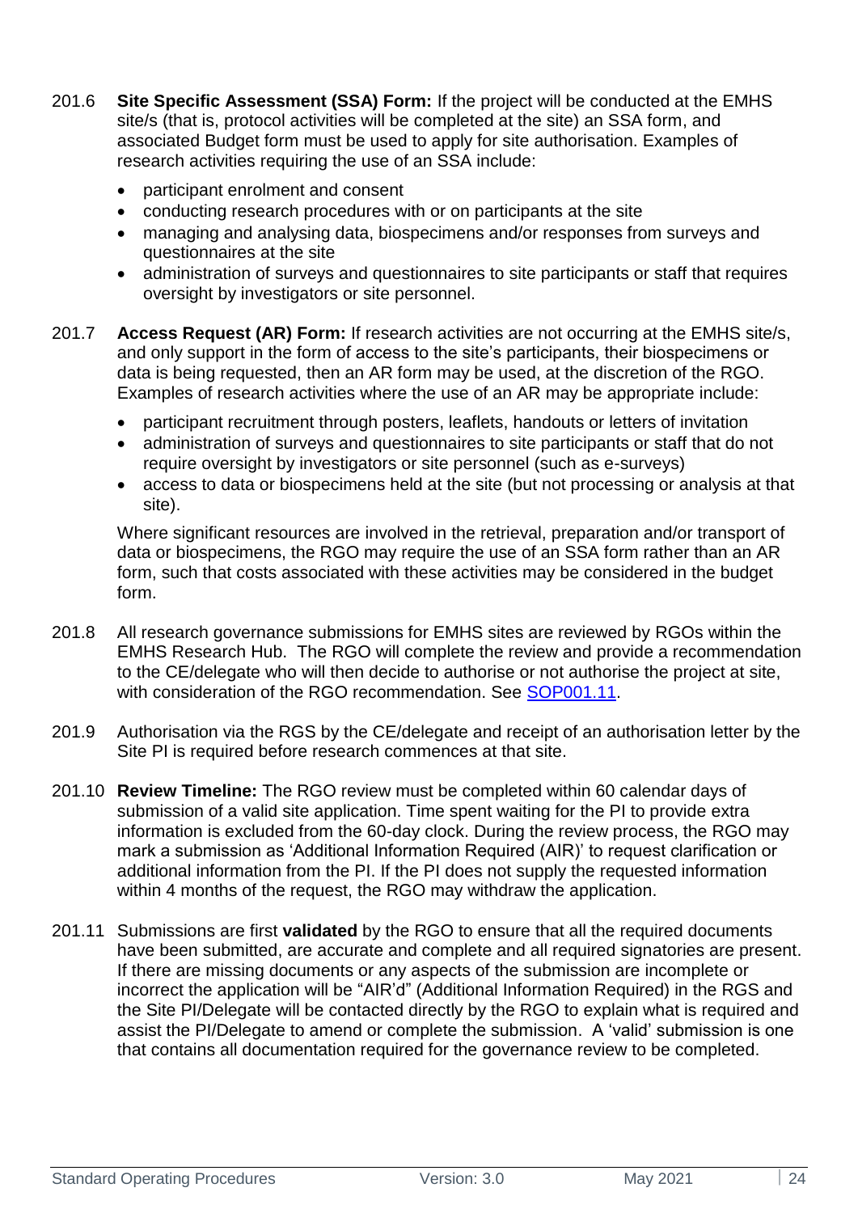201.6 **Site Specific Assessment (SSA) Form:** If the project will be conducted at the EMHS site/s (that is, protocol activities will be completed at the site) an SSA form, and associated Budget form must be used to apply for site authorisation. Examples of research activities requiring the use of an SSA include:

- participant enrolment and consent
- conducting research procedures with or on participants at the site
- managing and analysing data, biospecimens and/or responses from surveys and questionnaires at the site
- administration of surveys and questionnaires to site participants or staff that requires oversight by investigators or site personnel.

201.7 **Access Request (AR) Form:** If research activities are not occurring at the EMHS site/s, and only support in the form of access to the site's participants, their biospecimens or data is being requested, then an AR form may be used, at the discretion of the RGO. Examples of research activities where the use of an AR may be appropriate include:

- participant recruitment through posters, leaflets, handouts or letters of invitation
- administration of surveys and questionnaires to site participants or staff that do not require oversight by investigators or site personnel (such as e-surveys)
- access to data or biospecimens held at the site (but not processing or analysis at that site).

Where significant resources are involved in the retrieval, preparation and/or transport of data or biospecimens, the RGO may require the use of an SSA form rather than an AR form, such that costs associated with these activities may be considered in the budget form.

201.8 All research governance submissions for EMHS sites are reviewed by RGOs within the EMHS Research Hub. The RGO will complete the review and provide a recommendation to the CE/delegate who will then decide to authorise or not authorise the project at site, with consideration of the RGO recommendation. See SOP001.11.

201.9 Authorisation via the RGS by the CE/delegate and receipt of an authorisation letter by the Site PI is required before research commences at that site.

201.10 **Review Timeline:** The RGO review must be completed within 60 calendar days of submission of a valid site application. Time spent waiting for the PI to provide extra information is excluded from the 60-day clock. During the review process, the RGO may mark a submission as 'Additional Information Required (AIR)' to request clarification or additional information from the PI. If the PI does not supply the requested information within 4 months of the request, the RGO may withdraw the application.

201.11 Submissions are first **validated** by the RGO to ensure that all the required documents have been submitted, are accurate and complete and all required signatories are present. If there are missing documents or any aspects of the submission are incomplete or incorrect the application will be "AIR'd" (Additional Information Required) in the RGS and the Site PI/Delegate will be contacted directly by the RGO to explain what is required and assist the PI/Delegate to amend or complete the submission. A 'valid' submission is one that contains all documentation required for the governance review to be completed.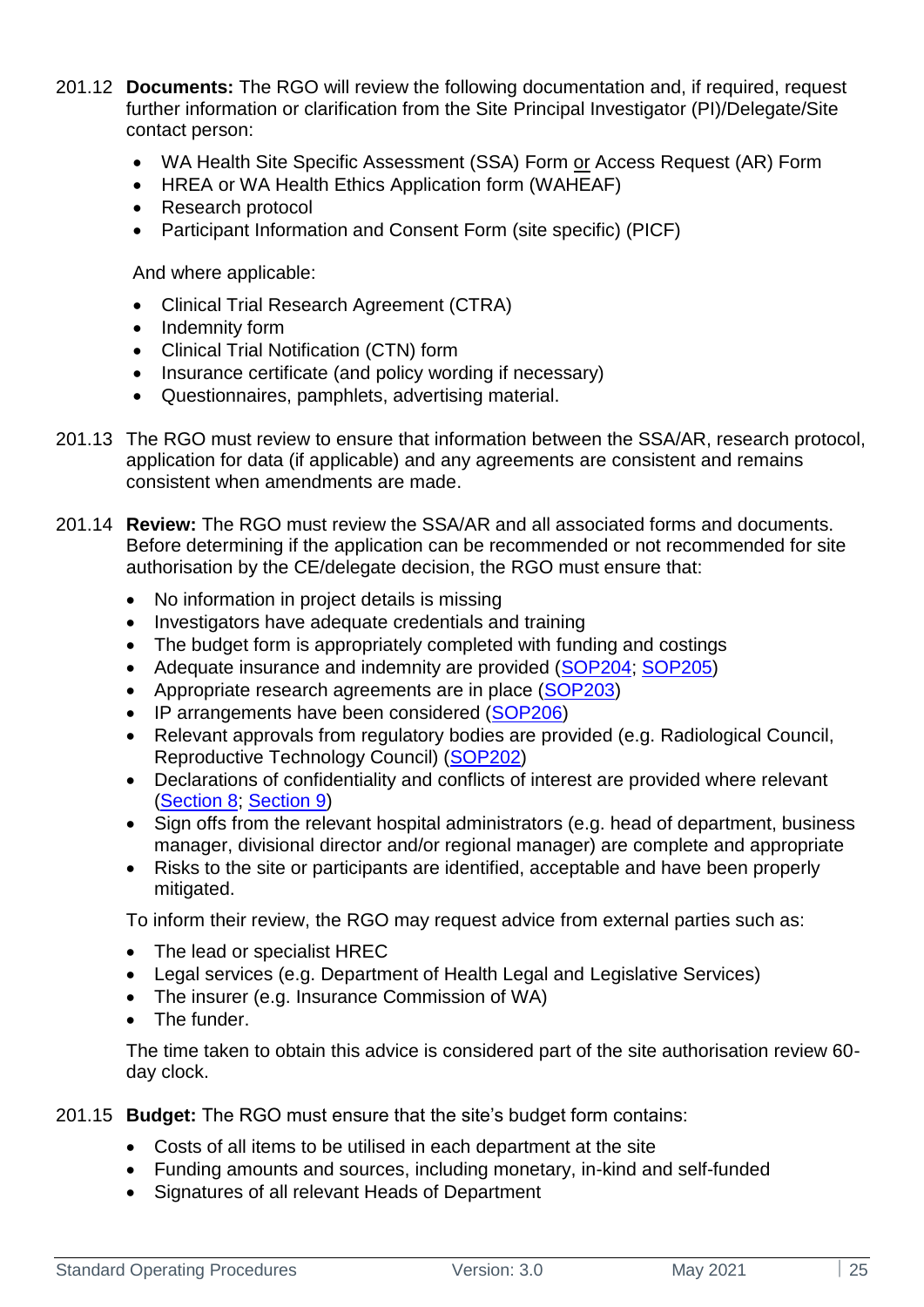201.12 **Documents:** The RGO will review the following documentation and, if required, request further information or clarification from the Site Principal Investigator (PI)/Delegate/Site contact person:

- WA Health Site Specific Assessment (SSA) Form <u>or</u> Access Request (AR) Form
- HREA or WA Health Ethics Application form (WAHEAF)
- Research protocol
- Participant Information and Consent Form (site specific) (PICF)

And where applicable:

- Clinical Trial Research Agreement (CTRA)
- Indemnity form
- Clinical Trial Notification (CTN) form
- Insurance certificate (and policy wording if necessary)
- Questionnaires, pamphlets, advertising material.

201.13 The RGO must review to ensure that information between the SSA/AR, research protocol, application for data (if applicable) and any agreements are consistent and remains consistent when amendments are made.

201.14 **Review:** The RGO must review the SSA/AR and all associated forms and documents. Before determining if the application can be recommended or not recommended for site authorisation by the CE/delegate decision, the RGO must ensure that:

- No information in project details is missing
- Investigators have adequate credentials and training
- The budget form is appropriately completed with funding and costings
- Adequate insurance and indemnity are provided (SOP204; SOP205)
- Appropriate research agreements are in place (SOP203)
- IP arrangements have been considered (SOP206)
- Relevant approvals from regulatory bodies are provided (e.g. Radiological Council, Reproductive Technology Council) (SOP202)
- Declarations of confidentiality and conflicts of interest are provided where relevant (Section 8; Section 9)
- Sign offs from the relevant hospital administrators (e.g. head of department, business manager, divisional director and/or regional manager) are complete and appropriate
- Risks to the site or participants are identified, acceptable and have been properly mitigated.

To inform their review, the RGO may request advice from external parties such as:

- The lead or specialist HREC
- Legal services (e.g. Department of Health Legal and Legislative Services)
- The insurer (e.g. Insurance Commission of WA)
- The funder.

The time taken to obtain this advice is considered part of the site authorisation review 60-day clock.

201.15 **Budget:** The RGO must ensure that the site's budget form contains:

- Costs of all items to be utilised in each department at the site
- Funding amounts and sources, including monetary, in-kind and self-funded
- Signatures of all relevant Heads of Department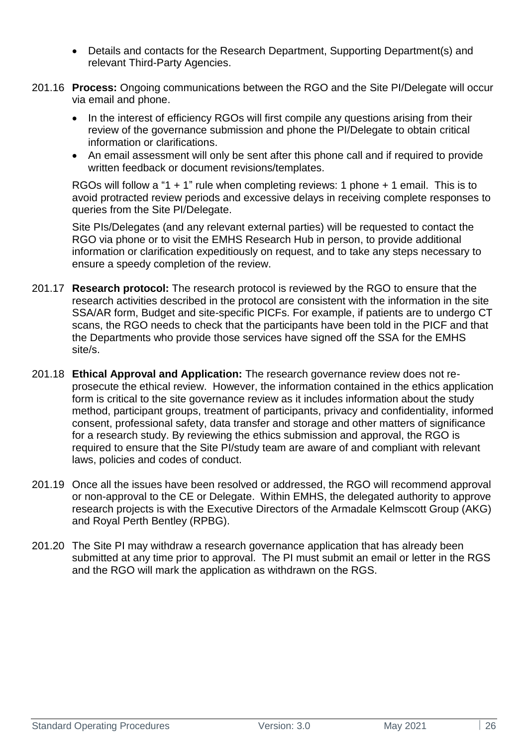- Details and contacts for the Research Department, Supporting Department(s) and relevant Third-Party Agencies.

201.16 **Process:** Ongoing communications between the RGO and the Site PI/Delegate will occur via email and phone.

- In the interest of efficiency RGOs will first compile any questions arising from their review of the governance submission and phone the PI/Delegate to obtain critical information or clarifications.
- An email assessment will only be sent after this phone call and if required to provide written feedback or document revisions/templates.

RGOs will follow a "1 + 1" rule when completing reviews: 1 phone + 1 email. This is to avoid protracted review periods and excessive delays in receiving complete responses to queries from the Site PI/Delegate.

Site PIs/Delegates (and any relevant external parties) will be requested to contact the RGO via phone or to visit the EMHS Research Hub in person, to provide additional information or clarification expeditiously on request, and to take any steps necessary to ensure a speedy completion of the review.

201.17 **Research protocol:** The research protocol is reviewed by the RGO to ensure that the research activities described in the protocol are consistent with the information in the site SSA/AR form, Budget and site-specific PICFs. For example, if patients are to undergo CT scans, the RGO needs to check that the participants have been told in the PICF and that the Departments who provide those services have signed off the SSA for the EMHS site/s.

201.18 **Ethical Approval and Application:** The research governance review does not re-prosecute the ethical review. However, the information contained in the ethics application form is critical to the site governance review as it includes information about the study method, participant groups, treatment of participants, privacy and confidentiality, informed consent, professional safety, data transfer and storage and other matters of significance for a research study. By reviewing the ethics submission and approval, the RGO is required to ensure that the Site PI/study team are aware of and compliant with relevant laws, policies and codes of conduct.

201.19 Once all the issues have been resolved or addressed, the RGO will recommend approval or non-approval to the CE or Delegate. Within EMHS, the delegated authority to approve research projects is with the Executive Directors of the Armadale Kelmscott Group (AKG) and Royal Perth Bentley (RPBG).

201.20 The Site PI may withdraw a research governance application that has already been submitted at any time prior to approval. The PI must submit an email or letter in the RGS and the RGO will mark the application as withdrawn on the RGS.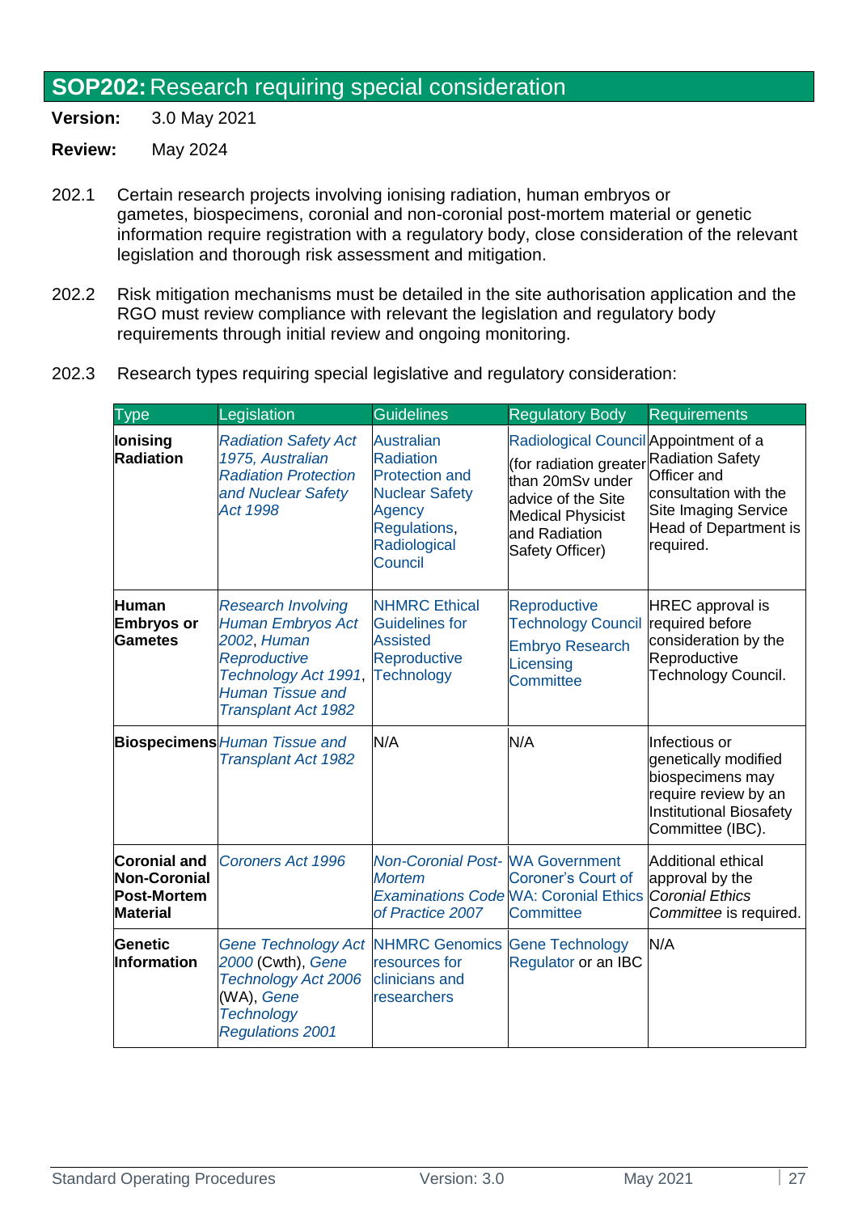# SOP202: Research requiring special consideration

**Version:** 3.0 May 2021

**Review:** May 2024

202.1 Certain research projects involving ionising radiation, human embryos or gametes, biospecimens, coronial and non-coronial post-mortem material or genetic information require registration with a regulatory body, close consideration of the relevant legislation and thorough risk assessment and mitigation.

202.2 Risk mitigation mechanisms must be detailed in the site authorisation application and the RGO must review compliance with relevant the legislation and regulatory body requirements through initial review and ongoing monitoring.

202.3 Research types requiring special legislative and regulatory consideration:

| Type | Legislation | Guidelines | Regulatory Body | Requirements |
|---|---|---|---|---|
| **Ionising Radiation** | *Radiation Safety Act 1975, Australian Radiation Protection and Nuclear Safety Act 1998* | Australian Radiation Protection and Nuclear Safety Agency Regulations, Radiological Council | Radiological Council (for radiation greater than 20mSv under advice of the Site Medical Physicist and Radiation Safety Officer) | Appointment of a Radiation Safety Officer and consultation with the Site Imaging Service Head of Department is required. |
| **Human Embryos or Gametes** | *Research Involving Human Embryos Act 2002*, *Human Reproductive Technology Act 1991*, *Human Tissue and Transplant Act 1982* | NHMRC Ethical Guidelines for Assisted Reproductive Technology | Reproductive Technology Council Embryo Research Licensing Committee | HREC approval is required before consideration by the Reproductive Technology Council. |
| **Biospecimens** | *Human Tissue and Transplant Act 1982* | N/A | N/A | Infectious or genetically modified biospecimens may require review by an Institutional Biosafety Committee (IBC). |
| **Coronial and Non-Coronial Post-Mortem Material** | *Coroners Act 1996* | *Non-Coronial Post-Mortem Examinations Code of Practice 2007* | WA Government Coroner's Court of WA: Coronial Ethics Committee | Additional ethical approval by the *Coronial Ethics Committee* is required. |
| **Genetic Information** | *Gene Technology Act 2000* (Cwth), *Gene Technology Act 2006* (WA), *Gene Technology Regulations 2001* | NHMRC Genomics resources for clinicians and researchers | Gene Technology Regulator or an IBC | N/A |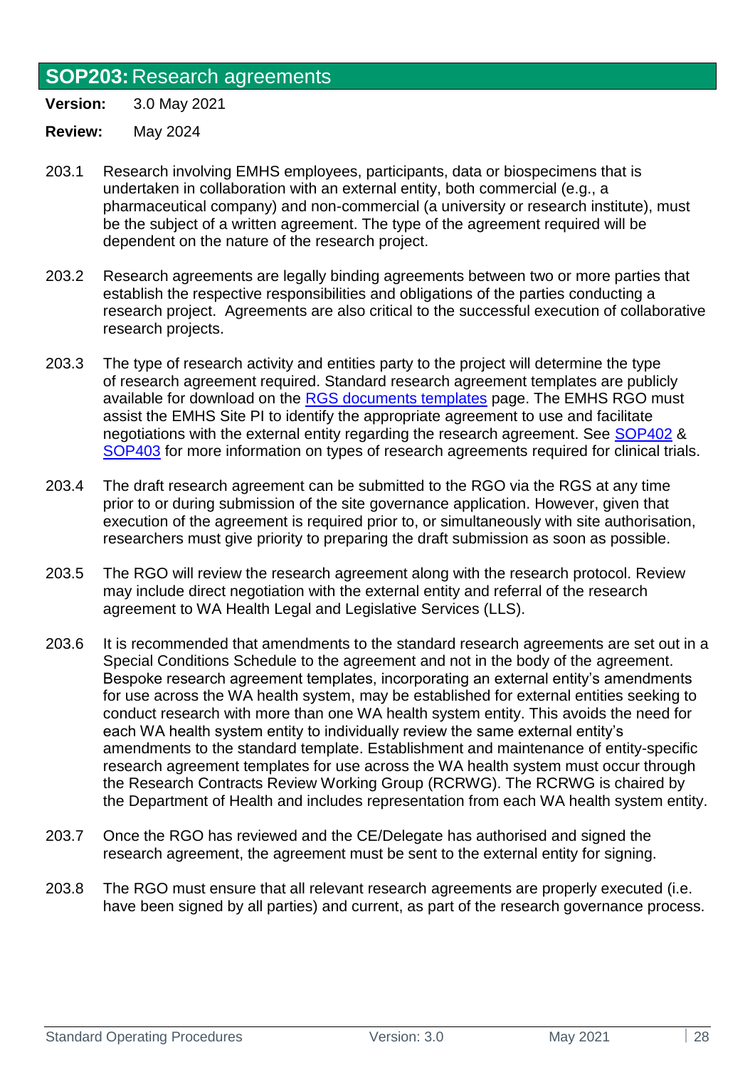## SOP203: Research agreements

**Version:** 3.0 May 2021

**Review:** May 2024

203.1 Research involving EMHS employees, participants, data or biospecimens that is undertaken in collaboration with an external entity, both commercial (e.g., a pharmaceutical company) and non-commercial (a university or research institute), must be the subject of a written agreement. The type of the agreement required will be dependent on the nature of the research project.

203.2 Research agreements are legally binding agreements between two or more parties that establish the respective responsibilities and obligations of the parties conducting a research project. Agreements are also critical to the successful execution of collaborative research projects.

203.3 The type of research activity and entities party to the project will determine the type of research agreement required. Standard research agreement templates are publicly available for download on the RGS documents templates page. The EMHS RGO must assist the EMHS Site PI to identify the appropriate agreement to use and facilitate negotiations with the external entity regarding the research agreement. See SOP402 & SOP403 for more information on types of research agreements required for clinical trials.

203.4 The draft research agreement can be submitted to the RGO via the RGS at any time prior to or during submission of the site governance application. However, given that execution of the agreement is required prior to, or simultaneously with site authorisation, researchers must give priority to preparing the draft submission as soon as possible.

203.5 The RGO will review the research agreement along with the research protocol. Review may include direct negotiation with the external entity and referral of the research agreement to WA Health Legal and Legislative Services (LLS).

203.6 It is recommended that amendments to the standard research agreements are set out in a Special Conditions Schedule to the agreement and not in the body of the agreement. Bespoke research agreement templates, incorporating an external entity's amendments for use across the WA health system, may be established for external entities seeking to conduct research with more than one WA health system entity. This avoids the need for each WA health system entity to individually review the same external entity's amendments to the standard template. Establishment and maintenance of entity-specific research agreement templates for use across the WA health system must occur through the Research Contracts Review Working Group (RCRWG). The RCRWG is chaired by the Department of Health and includes representation from each WA health system entity.

203.7 Once the RGO has reviewed and the CE/Delegate has authorised and signed the research agreement, the agreement must be sent to the external entity for signing.

203.8 The RGO must ensure that all relevant research agreements are properly executed (i.e. have been signed by all parties) and current, as part of the research governance process.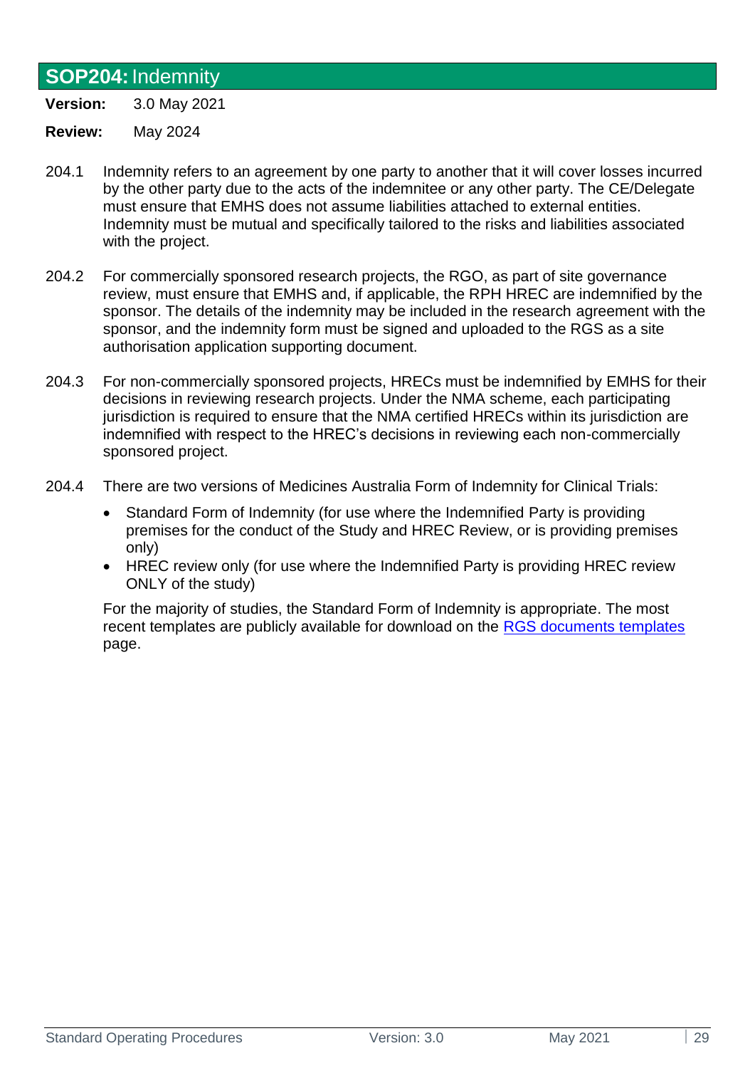## **SOP204:** Indemnity

**Version:** 3.0 May 2021

**Review:** May 2024

204.1 Indemnity refers to an agreement by one party to another that it will cover losses incurred by the other party due to the acts of the indemnitee or any other party. The CE/Delegate must ensure that EMHS does not assume liabilities attached to external entities. Indemnity must be mutual and specifically tailored to the risks and liabilities associated with the project.

204.2 For commercially sponsored research projects, the RGO, as part of site governance review, must ensure that EMHS and, if applicable, the RPH HREC are indemnified by the sponsor. The details of the indemnity may be included in the research agreement with the sponsor, and the indemnity form must be signed and uploaded to the RGS as a site authorisation application supporting document.

204.3 For non-commercially sponsored projects, HRECs must be indemnified by EMHS for their decisions in reviewing research projects. Under the NMA scheme, each participating jurisdiction is required to ensure that the NMA certified HRECs within its jurisdiction are indemnified with respect to the HREC's decisions in reviewing each non-commercially sponsored project.

204.4 There are two versions of Medicines Australia Form of Indemnity for Clinical Trials:

- Standard Form of Indemnity (for use where the Indemnified Party is providing premises for the conduct of the Study and HREC Review, or is providing premises only)
- HREC review only (for use where the Indemnified Party is providing HREC review ONLY of the study)

For the majority of studies, the Standard Form of Indemnity is appropriate. The most recent templates are publicly available for download on the RGS documents templates page.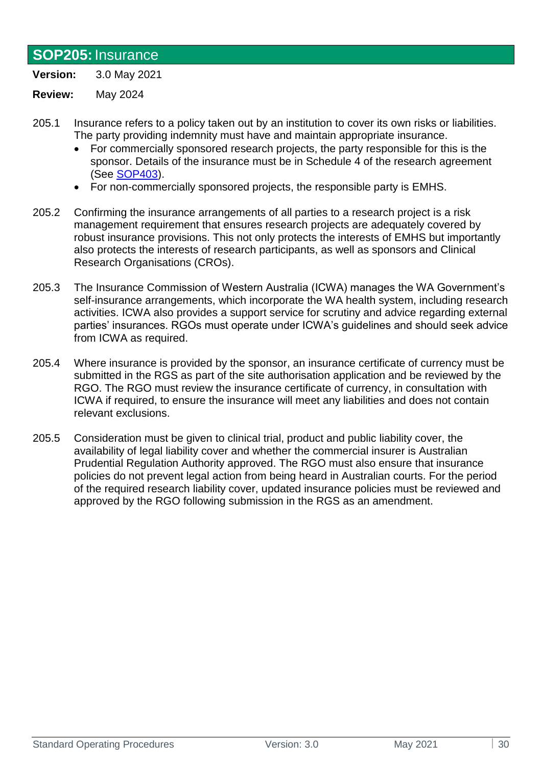## **SOP205:** Insurance

**Version:** 3.0 May 2021

**Review:** May 2024

205.1 Insurance refers to a policy taken out by an institution to cover its own risks or liabilities. The party providing indemnity must have and maintain appropriate insurance.

- For commercially sponsored research projects, the party responsible for this is the sponsor. Details of the insurance must be in Schedule 4 of the research agreement (See SOP403).
- For non-commercially sponsored projects, the responsible party is EMHS.

205.2 Confirming the insurance arrangements of all parties to a research project is a risk management requirement that ensures research projects are adequately covered by robust insurance provisions. This not only protects the interests of EMHS but importantly also protects the interests of research participants, as well as sponsors and Clinical Research Organisations (CROs).

205.3 The Insurance Commission of Western Australia (ICWA) manages the WA Government's self-insurance arrangements, which incorporate the WA health system, including research activities. ICWA also provides a support service for scrutiny and advice regarding external parties' insurances. RGOs must operate under ICWA's guidelines and should seek advice from ICWA as required.

205.4 Where insurance is provided by the sponsor, an insurance certificate of currency must be submitted in the RGS as part of the site authorisation application and be reviewed by the RGO. The RGO must review the insurance certificate of currency, in consultation with ICWA if required, to ensure the insurance will meet any liabilities and does not contain relevant exclusions.

205.5 Consideration must be given to clinical trial, product and public liability cover, the availability of legal liability cover and whether the commercial insurer is Australian Prudential Regulation Authority approved. The RGO must also ensure that insurance policies do not prevent legal action from being heard in Australian courts. For the period of the required research liability cover, updated insurance policies must be reviewed and approved by the RGO following submission in the RGS as an amendment.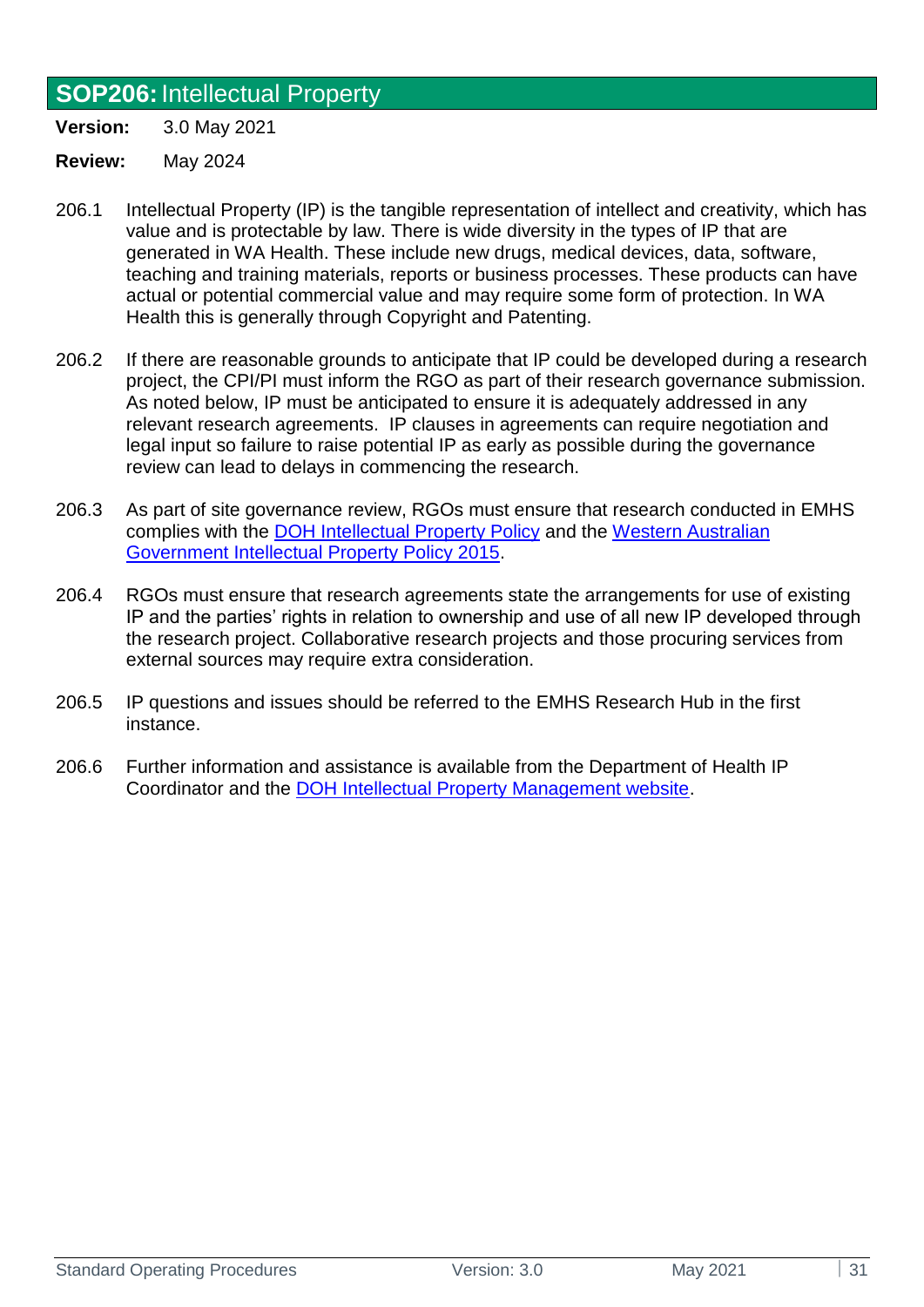## **SOP206:** Intellectual Property

**Version:** 3.0 May 2021

**Review:** May 2024

206.1 Intellectual Property (IP) is the tangible representation of intellect and creativity, which has value and is protectable by law. There is wide diversity in the types of IP that are generated in WA Health. These include new drugs, medical devices, data, software, teaching and training materials, reports or business processes. These products can have actual or potential commercial value and may require some form of protection. In WA Health this is generally through Copyright and Patenting.

206.2 If there are reasonable grounds to anticipate that IP could be developed during a research project, the CPI/PI must inform the RGO as part of their research governance submission. As noted below, IP must be anticipated to ensure it is adequately addressed in any relevant research agreements. IP clauses in agreements can require negotiation and legal input so failure to raise potential IP as early as possible during the governance review can lead to delays in commencing the research.

206.3 As part of site governance review, RGOs must ensure that research conducted in EMHS complies with the DOH Intellectual Property Policy and the Western Australian Government Intellectual Property Policy 2015.

206.4 RGOs must ensure that research agreements state the arrangements for use of existing IP and the parties' rights in relation to ownership and use of all new IP developed through the research project. Collaborative research projects and those procuring services from external sources may require extra consideration.

206.5 IP questions and issues should be referred to the EMHS Research Hub in the first instance.

206.6 Further information and assistance is available from the Department of Health IP Coordinator and the DOH Intellectual Property Management website.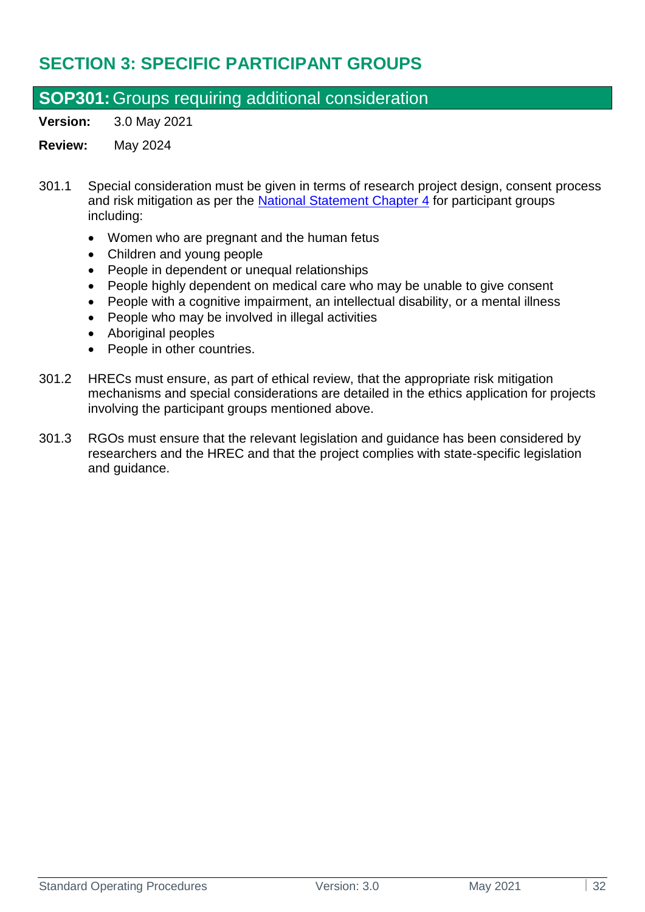# SECTION 3: SPECIFIC PARTICIPANT GROUPS

## SOP301: Groups requiring additional consideration

**Version:** 3.0 May 2021

**Review:** May 2024

301.1 Special consideration must be given in terms of research project design, consent process and risk mitigation as per the National Statement Chapter 4 for participant groups including:

- Women who are pregnant and the human fetus
- Children and young people
- People in dependent or unequal relationships
- People highly dependent on medical care who may be unable to give consent
- People with a cognitive impairment, an intellectual disability, or a mental illness
- People who may be involved in illegal activities
- Aboriginal peoples
- People in other countries.

301.2 HRECs must ensure, as part of ethical review, that the appropriate risk mitigation mechanisms and special considerations are detailed in the ethics application for projects involving the participant groups mentioned above.

301.3 RGOs must ensure that the relevant legislation and guidance has been considered by researchers and the HREC and that the project complies with state-specific legislation and guidance.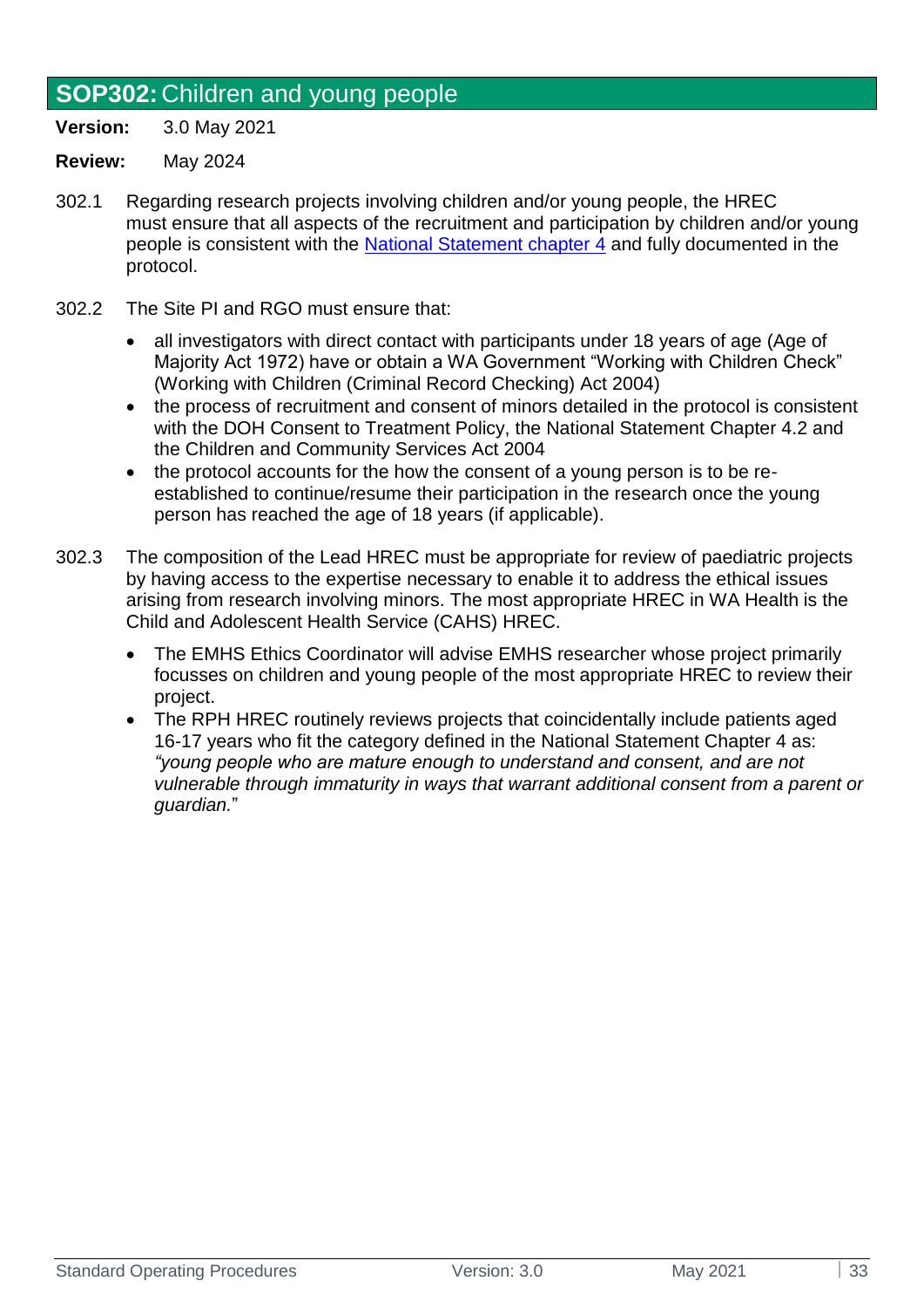## **SOP302:** Children and young people

**Version:** 3.0 May 2021

**Review:** May 2024

302.1 Regarding research projects involving children and/or young people, the HREC must ensure that all aspects of the recruitment and participation by children and/or young people is consistent with the [National Statement chapter 4](#) and fully documented in the protocol.

302.2 The Site PI and RGO must ensure that:

- all investigators with direct contact with participants under 18 years of age (Age of Majority Act 1972) have or obtain a WA Government "Working with Children Check" (Working with Children (Criminal Record Checking) Act 2004)
- the process of recruitment and consent of minors detailed in the protocol is consistent with the DOH Consent to Treatment Policy, the National Statement Chapter 4.2 and the Children and Community Services Act 2004
- the protocol accounts for the how the consent of a young person is to be re-established to continue/resume their participation in the research once the young person has reached the age of 18 years (if applicable).

302.3 The composition of the Lead HREC must be appropriate for review of paediatric projects by having access to the expertise necessary to enable it to address the ethical issues arising from research involving minors. The most appropriate HREC in WA Health is the Child and Adolescent Health Service (CAHS) HREC.

- The EMHS Ethics Coordinator will advise EMHS researcher whose project primarily focusses on children and young people of the most appropriate HREC to review their project.
- The RPH HREC routinely reviews projects that coincidentally include patients aged 16-17 years who fit the category defined in the National Statement Chapter 4 as: *"young people who are mature enough to understand and consent, and are not vulnerable through immaturity in ways that warrant additional consent from a parent or guardian.*"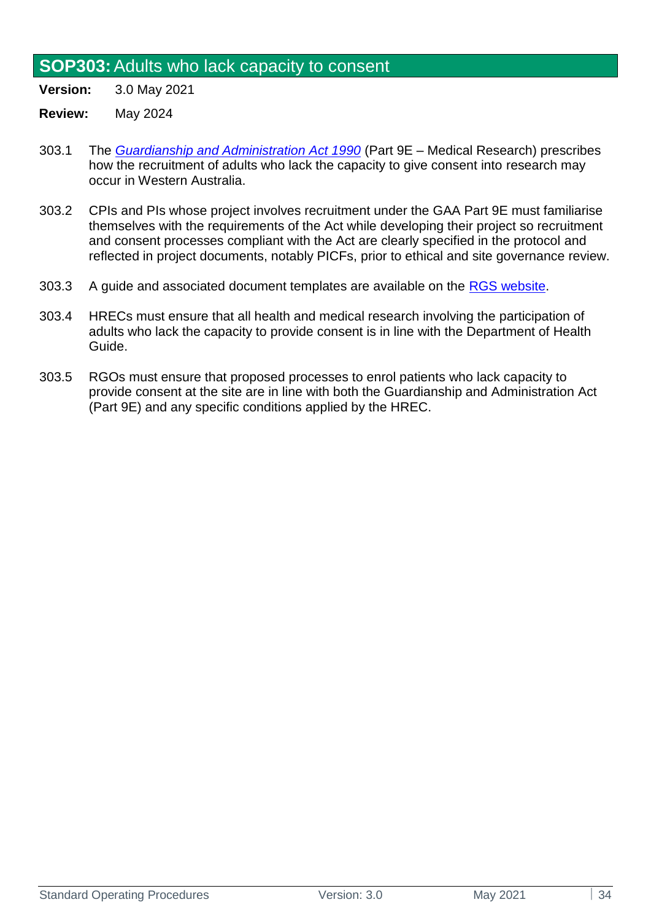## **SOP303:** Adults who lack capacity to consent

**Version:** 3.0 May 2021

**Review:** May 2024

303.1 The *Guardianship and Administration Act 1990* (Part 9E – Medical Research) prescribes how the recruitment of adults who lack the capacity to give consent into research may occur in Western Australia.

303.2 CPIs and PIs whose project involves recruitment under the GAA Part 9E must familiarise themselves with the requirements of the Act while developing their project so recruitment and consent processes compliant with the Act are clearly specified in the protocol and reflected in project documents, notably PICFs, prior to ethical and site governance review.

303.3 A guide and associated document templates are available on the RGS website.

303.4 HRECs must ensure that all health and medical research involving the participation of adults who lack the capacity to provide consent is in line with the Department of Health Guide.

303.5 RGOs must ensure that proposed processes to enrol patients who lack capacity to provide consent at the site are in line with both the Guardianship and Administration Act (Part 9E) and any specific conditions applied by the HREC.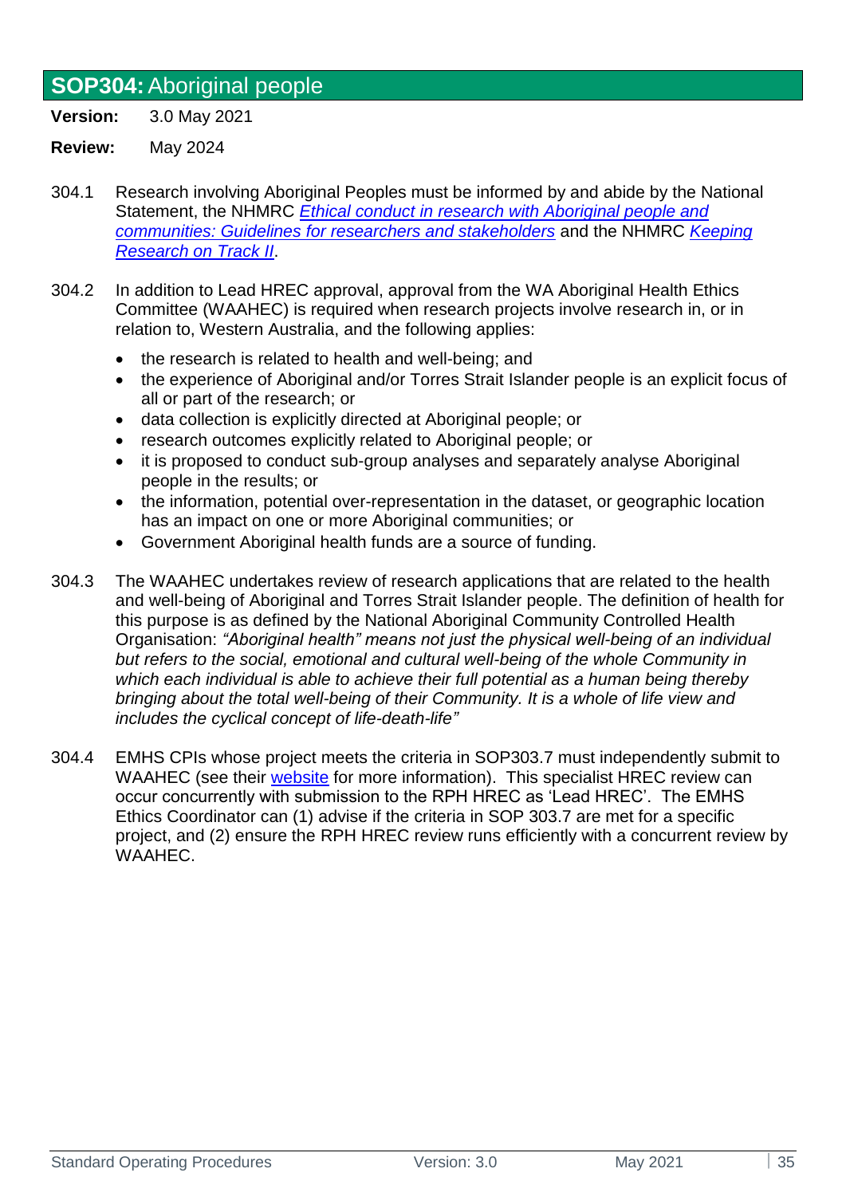## **SOP304:** Aboriginal people

**Version:** 3.0 May 2021

**Review:** May 2024

304.1 Research involving Aboriginal Peoples must be informed by and abide by the National Statement, the NHMRC *Ethical conduct in research with Aboriginal people and communities: Guidelines for researchers and stakeholders* and the NHMRC *Keeping Research on Track II*.

304.2 In addition to Lead HREC approval, approval from the WA Aboriginal Health Ethics Committee (WAAHEC) is required when research projects involve research in, or in relation to, Western Australia, and the following applies:

- the research is related to health and well-being; and
- the experience of Aboriginal and/or Torres Strait Islander people is an explicit focus of all or part of the research; or
- data collection is explicitly directed at Aboriginal people; or
- research outcomes explicitly related to Aboriginal people; or
- it is proposed to conduct sub-group analyses and separately analyse Aboriginal people in the results; or
- the information, potential over-representation in the dataset, or geographic location has an impact on one or more Aboriginal communities; or
- Government Aboriginal health funds are a source of funding.

304.3 The WAAHEC undertakes review of research applications that are related to the health and well-being of Aboriginal and Torres Strait Islander people. The definition of health for this purpose is as defined by the National Aboriginal Community Controlled Health Organisation: *"Aboriginal health" means not just the physical well-being of an individual but refers to the social, emotional and cultural well-being of the whole Community in which each individual is able to achieve their full potential as a human being thereby bringing about the total well-being of their Community. It is a whole of life view and includes the cyclical concept of life-death-life"*

304.4 EMHS CPIs whose project meets the criteria in SOP303.7 must independently submit to WAAHEC (see their website for more information). This specialist HREC review can occur concurrently with submission to the RPH HREC as 'Lead HREC'. The EMHS Ethics Coordinator can (1) advise if the criteria in SOP 303.7 are met for a specific project, and (2) ensure the RPH HREC review runs efficiently with a concurrent review by WAAHEC.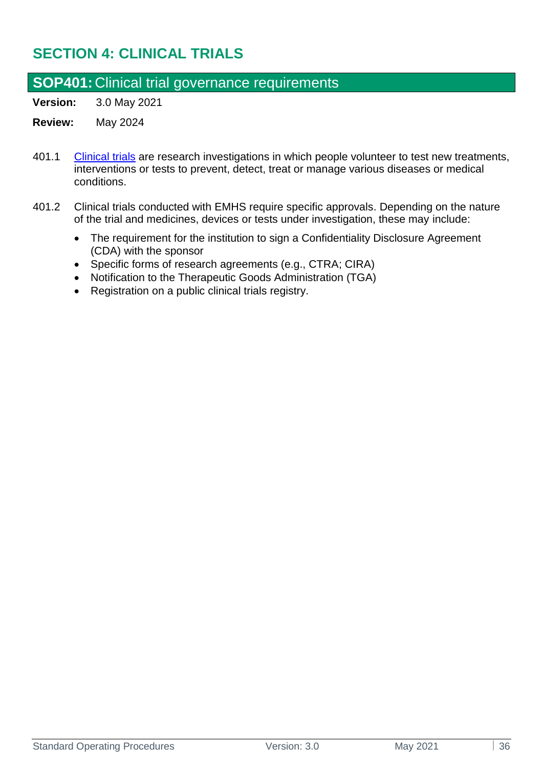# SECTION 4: CLINICAL TRIALS

## SOP401: Clinical trial governance requirements

**Version:** 3.0 May 2021

**Review:** May 2024

401.1 Clinical trials are research investigations in which people volunteer to test new treatments, interventions or tests to prevent, detect, treat or manage various diseases or medical conditions.

401.2 Clinical trials conducted with EMHS require specific approvals. Depending on the nature of the trial and medicines, devices or tests under investigation, these may include:

- The requirement for the institution to sign a Confidentiality Disclosure Agreement (CDA) with the sponsor
- Specific forms of research agreements (e.g., CTRA; CIRA)
- Notification to the Therapeutic Goods Administration (TGA)
- Registration on a public clinical trials registry.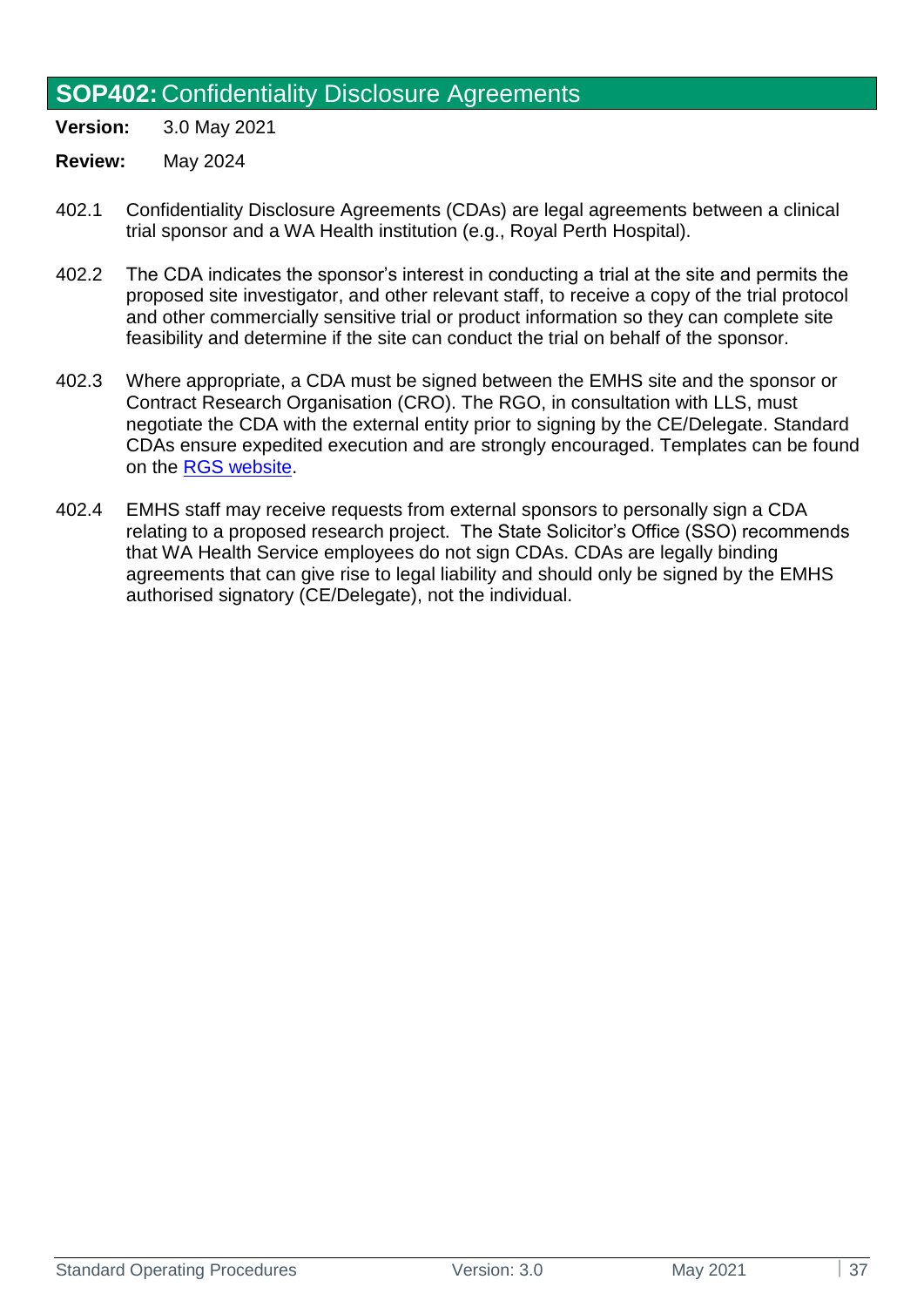## **SOP402:** Confidentiality Disclosure Agreements

**Version:** 3.0 May 2021

**Review:** May 2024

402.1 Confidentiality Disclosure Agreements (CDAs) are legal agreements between a clinical trial sponsor and a WA Health institution (e.g., Royal Perth Hospital).

402.2 The CDA indicates the sponsor's interest in conducting a trial at the site and permits the proposed site investigator, and other relevant staff, to receive a copy of the trial protocol and other commercially sensitive trial or product information so they can complete site feasibility and determine if the site can conduct the trial on behalf of the sponsor.

402.3 Where appropriate, a CDA must be signed between the EMHS site and the sponsor or Contract Research Organisation (CRO). The RGO, in consultation with LLS, must negotiate the CDA with the external entity prior to signing by the CE/Delegate. Standard CDAs ensure expedited execution and are strongly encouraged. Templates can be found on the RGS website.

402.4 EMHS staff may receive requests from external sponsors to personally sign a CDA relating to a proposed research project. The State Solicitor's Office (SSO) recommends that WA Health Service employees do not sign CDAs. CDAs are legally binding agreements that can give rise to legal liability and should only be signed by the EMHS authorised signatory (CE/Delegate), not the individual.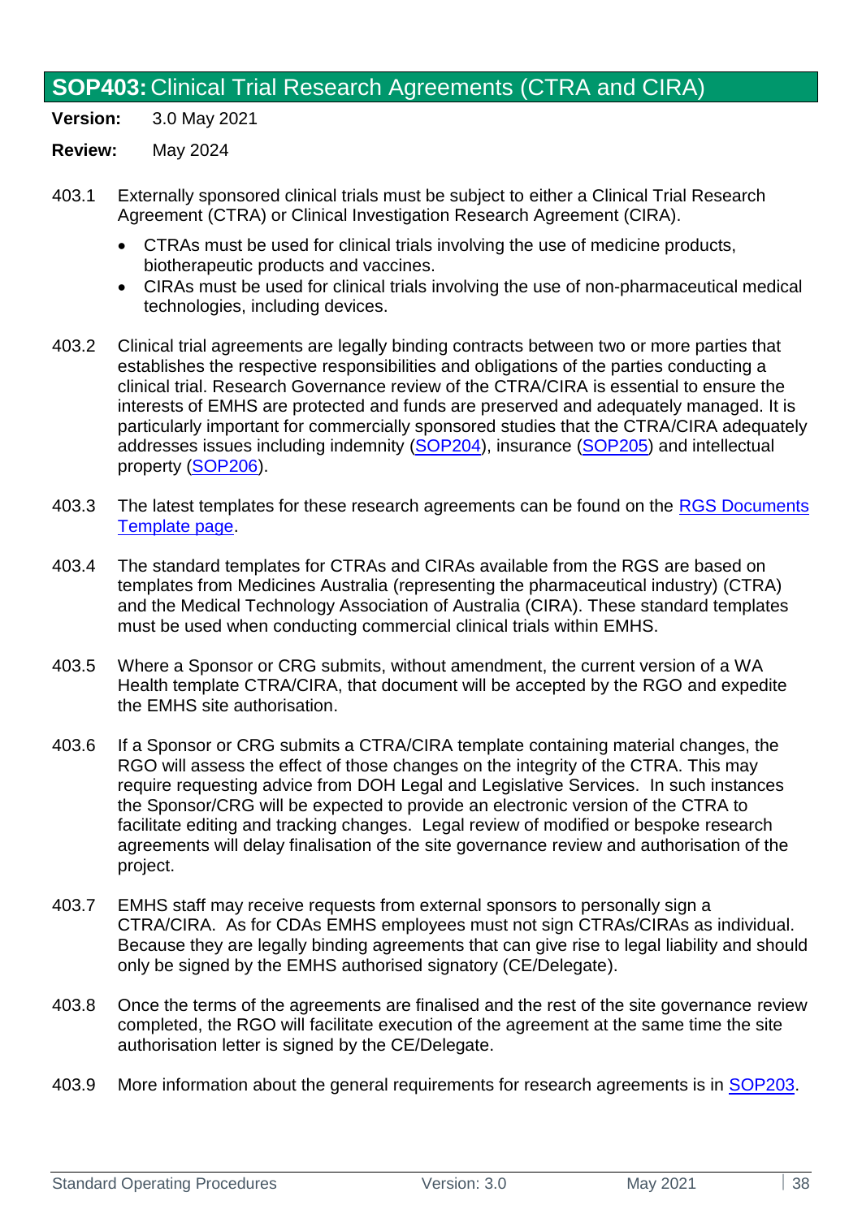## SOP403: Clinical Trial Research Agreements (CTRA and CIRA)

**Version:** 3.0 May 2021

**Review:** May 2024

403.1 Externally sponsored clinical trials must be subject to either a Clinical Trial Research Agreement (CTRA) or Clinical Investigation Research Agreement (CIRA).

- CTRAs must be used for clinical trials involving the use of medicine products, biotherapeutic products and vaccines.
- CIRAs must be used for clinical trials involving the use of non-pharmaceutical medical technologies, including devices.

403.2 Clinical trial agreements are legally binding contracts between two or more parties that establishes the respective responsibilities and obligations of the parties conducting a clinical trial. Research Governance review of the CTRA/CIRA is essential to ensure the interests of EMHS are protected and funds are preserved and adequately managed. It is particularly important for commercially sponsored studies that the CTRA/CIRA adequately addresses issues including indemnity (SOP204), insurance (SOP205) and intellectual property (SOP206).

403.3 The latest templates for these research agreements can be found on the RGS Documents Template page.

403.4 The standard templates for CTRAs and CIRAs available from the RGS are based on templates from Medicines Australia (representing the pharmaceutical industry) (CTRA) and the Medical Technology Association of Australia (CIRA). These standard templates must be used when conducting commercial clinical trials within EMHS.

403.5 Where a Sponsor or CRG submits, without amendment, the current version of a WA Health template CTRA/CIRA, that document will be accepted by the RGO and expedite the EMHS site authorisation.

403.6 If a Sponsor or CRG submits a CTRA/CIRA template containing material changes, the RGO will assess the effect of those changes on the integrity of the CTRA. This may require requesting advice from DOH Legal and Legislative Services. In such instances the Sponsor/CRG will be expected to provide an electronic version of the CTRA to facilitate editing and tracking changes. Legal review of modified or bespoke research agreements will delay finalisation of the site governance review and authorisation of the project.

403.7 EMHS staff may receive requests from external sponsors to personally sign a CTRA/CIRA. As for CDAs EMHS employees must not sign CTRAs/CIRAs as individual. Because they are legally binding agreements that can give rise to legal liability and should only be signed by the EMHS authorised signatory (CE/Delegate).

403.8 Once the terms of the agreements are finalised and the rest of the site governance review completed, the RGO will facilitate execution of the agreement at the same time the site authorisation letter is signed by the CE/Delegate.

403.9 More information about the general requirements for research agreements is in SOP203.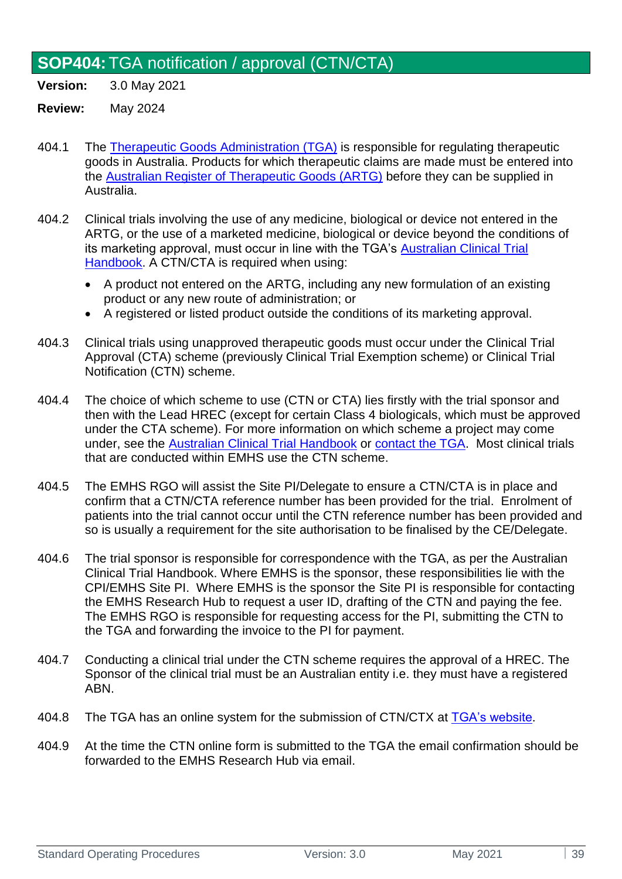## SOP404: TGA notification / approval (CTN/CTA)

**Version:** 3.0 May 2021

**Review:** May 2024

404.1 The Therapeutic Goods Administration (TGA) is responsible for regulating therapeutic goods in Australia. Products for which therapeutic claims are made must be entered into the Australian Register of Therapeutic Goods (ARTG) before they can be supplied in Australia.

404.2 Clinical trials involving the use of any medicine, biological or device not entered in the ARTG, or the use of a marketed medicine, biological or device beyond the conditions of its marketing approval, must occur in line with the TGA's Australian Clinical Trial Handbook. A CTN/CTA is required when using:

- A product not entered on the ARTG, including any new formulation of an existing product or any new route of administration; or
- A registered or listed product outside the conditions of its marketing approval.

404.3 Clinical trials using unapproved therapeutic goods must occur under the Clinical Trial Approval (CTA) scheme (previously Clinical Trial Exemption scheme) or Clinical Trial Notification (CTN) scheme.

404.4 The choice of which scheme to use (CTN or CTA) lies firstly with the trial sponsor and then with the Lead HREC (except for certain Class 4 biologicals, which must be approved under the CTA scheme). For more information on which scheme a project may come under, see the Australian Clinical Trial Handbook or contact the TGA. Most clinical trials that are conducted within EMHS use the CTN scheme.

404.5 The EMHS RGO will assist the Site PI/Delegate to ensure a CTN/CTA is in place and confirm that a CTN/CTA reference number has been provided for the trial. Enrolment of patients into the trial cannot occur until the CTN reference number has been provided and so is usually a requirement for the site authorisation to be finalised by the CE/Delegate.

404.6 The trial sponsor is responsible for correspondence with the TGA, as per the Australian Clinical Trial Handbook. Where EMHS is the sponsor, these responsibilities lie with the CPI/EMHS Site PI. Where EMHS is the sponsor the Site PI is responsible for contacting the EMHS Research Hub to request a user ID, drafting of the CTN and paying the fee. The EMHS RGO is responsible for requesting access for the PI, submitting the CTN to the TGA and forwarding the invoice to the PI for payment.

404.7 Conducting a clinical trial under the CTN scheme requires the approval of a HREC. The Sponsor of the clinical trial must be an Australian entity i.e. they must have a registered ABN.

404.8 The TGA has an online system for the submission of CTN/CTX at TGA's website.

404.9 At the time the CTN online form is submitted to the TGA the email confirmation should be forwarded to the EMHS Research Hub via email.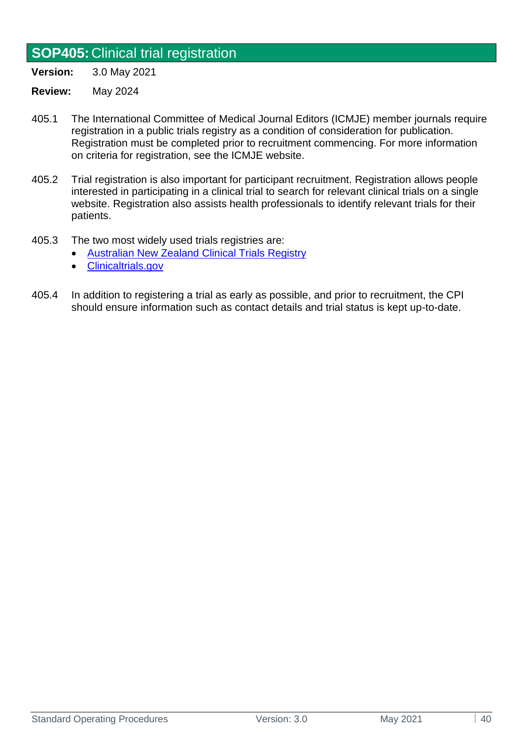## **SOP405:** Clinical trial registration

**Version:** 3.0 May 2021

**Review:** May 2024

405.1 The International Committee of Medical Journal Editors (ICMJE) member journals require registration in a public trials registry as a condition of consideration for publication. Registration must be completed prior to recruitment commencing. For more information on criteria for registration, see the ICMJE website.

405.2 Trial registration is also important for participant recruitment. Registration allows people interested in participating in a clinical trial to search for relevant clinical trials on a single website. Registration also assists health professionals to identify relevant trials for their patients.

405.3 The two most widely used trials registries are:

- Australian New Zealand Clinical Trials Registry
- Clinicaltrials.gov

405.4 In addition to registering a trial as early as possible, and prior to recruitment, the CPI should ensure information such as contact details and trial status is kept up-to-date.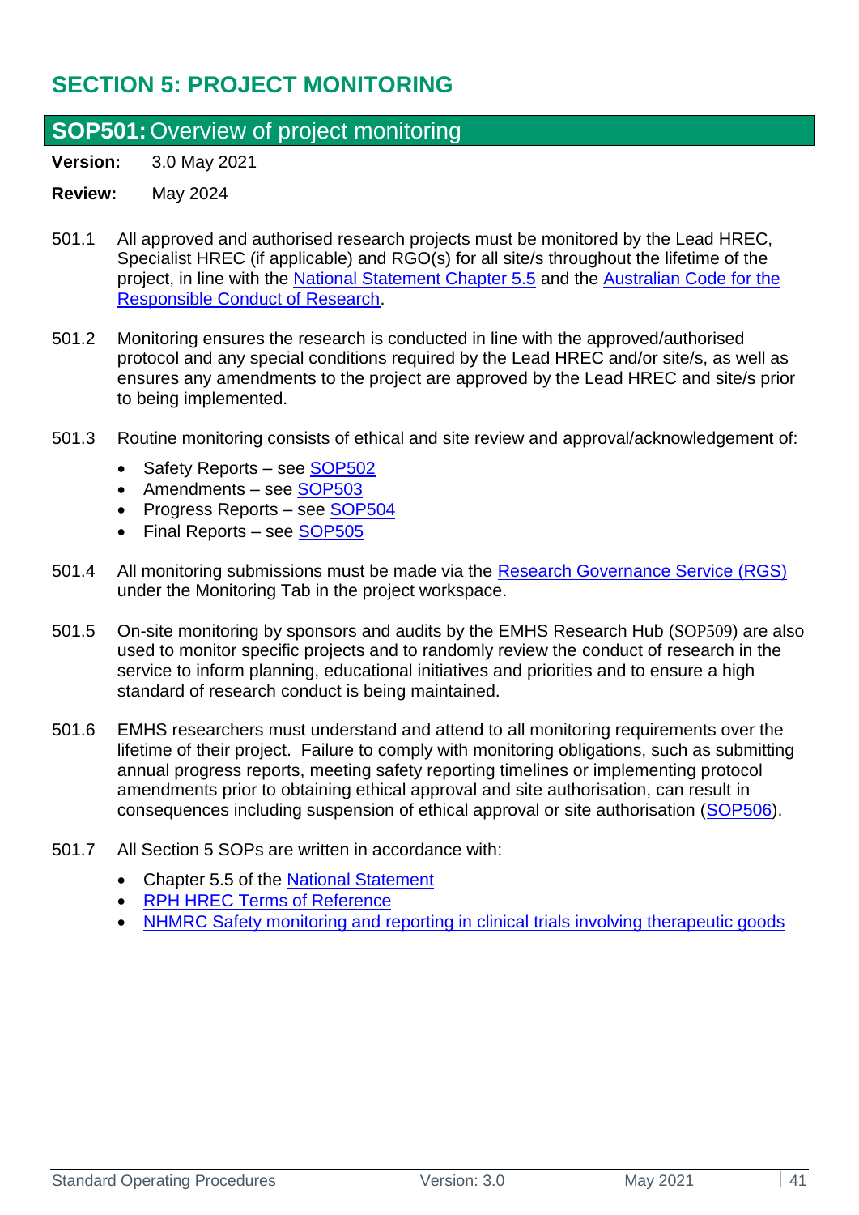# SECTION 5: PROJECT MONITORING

## SOP501: Overview of project monitoring

**Version:** 3.0 May 2021

**Review:** May 2024

501.1 All approved and authorised research projects must be monitored by the Lead HREC, Specialist HREC (if applicable) and RGO(s) for all site/s throughout the lifetime of the project, in line with the National Statement Chapter 5.5 and the Australian Code for the Responsible Conduct of Research.

501.2 Monitoring ensures the research is conducted in line with the approved/authorised protocol and any special conditions required by the Lead HREC and/or site/s, as well as ensures any amendments to the project are approved by the Lead HREC and site/s prior to being implemented.

501.3 Routine monitoring consists of ethical and site review and approval/acknowledgement of:

- Safety Reports – see SOP502
- Amendments – see SOP503
- Progress Reports – see SOP504
- Final Reports – see SOP505

501.4 All monitoring submissions must be made via the Research Governance Service (RGS) under the Monitoring Tab in the project workspace.

501.5 On-site monitoring by sponsors and audits by the EMHS Research Hub (SOP509) are also used to monitor specific projects and to randomly review the conduct of research in the service to inform planning, educational initiatives and priorities and to ensure a high standard of research conduct is being maintained.

501.6 EMHS researchers must understand and attend to all monitoring requirements over the lifetime of their project. Failure to comply with monitoring obligations, such as submitting annual progress reports, meeting safety reporting timelines or implementing protocol amendments prior to obtaining ethical approval and site authorisation, can result in consequences including suspension of ethical approval or site authorisation (SOP506).

501.7 All Section 5 SOPs are written in accordance with:

- Chapter 5.5 of the National Statement
- RPH HREC Terms of Reference
- NHMRC Safety monitoring and reporting in clinical trials involving therapeutic goods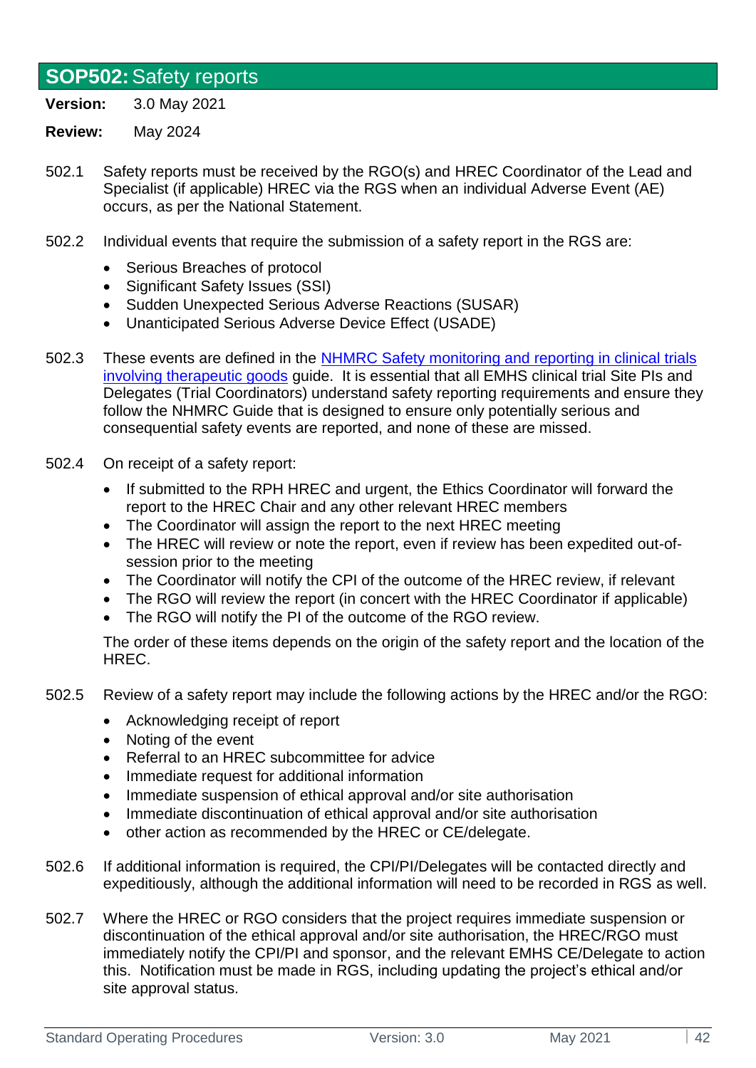## **SOP502:** Safety reports

**Version:** 3.0 May 2021

**Review:** May 2024

502.1 Safety reports must be received by the RGO(s) and HREC Coordinator of the Lead and Specialist (if applicable) HREC via the RGS when an individual Adverse Event (AE) occurs, as per the National Statement.

502.2 Individual events that require the submission of a safety report in the RGS are:

- Serious Breaches of protocol
- Significant Safety Issues (SSI)
- Sudden Unexpected Serious Adverse Reactions (SUSAR)
- Unanticipated Serious Adverse Device Effect (USADE)

502.3 These events are defined in the NHMRC Safety monitoring and reporting in clinical trials involving therapeutic goods guide. It is essential that all EMHS clinical trial Site PIs and Delegates (Trial Coordinators) understand safety reporting requirements and ensure they follow the NHMRC Guide that is designed to ensure only potentially serious and consequential safety events are reported, and none of these are missed.

502.4 On receipt of a safety report:

- If submitted to the RPH HREC and urgent, the Ethics Coordinator will forward the report to the HREC Chair and any other relevant HREC members
- The Coordinator will assign the report to the next HREC meeting
- The HREC will review or note the report, even if review has been expedited out-of-session prior to the meeting
- The Coordinator will notify the CPI of the outcome of the HREC review, if relevant
- The RGO will review the report (in concert with the HREC Coordinator if applicable)
- The RGO will notify the PI of the outcome of the RGO review.

The order of these items depends on the origin of the safety report and the location of the HREC.

502.5 Review of a safety report may include the following actions by the HREC and/or the RGO:

- Acknowledging receipt of report
- Noting of the event
- Referral to an HREC subcommittee for advice
- Immediate request for additional information
- Immediate suspension of ethical approval and/or site authorisation
- Immediate discontinuation of ethical approval and/or site authorisation
- other action as recommended by the HREC or CE/delegate.

502.6 If additional information is required, the CPI/PI/Delegates will be contacted directly and expeditiously, although the additional information will need to be recorded in RGS as well.

502.7 Where the HREC or RGO considers that the project requires immediate suspension or discontinuation of the ethical approval and/or site authorisation, the HREC/RGO must immediately notify the CPI/PI and sponsor, and the relevant EMHS CE/Delegate to action this. Notification must be made in RGS, including updating the project's ethical and/or site approval status.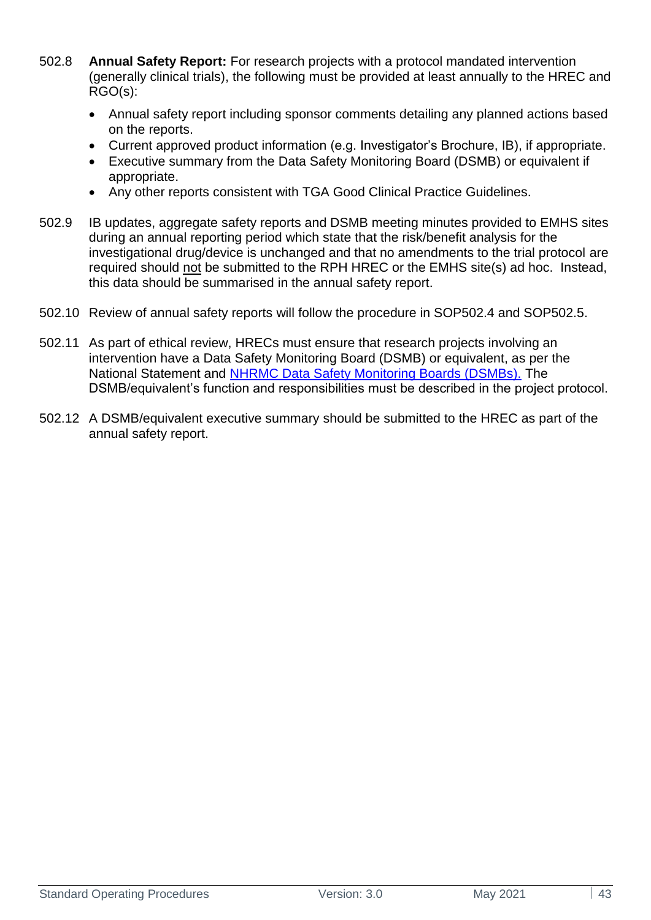502.8 **Annual Safety Report:** For research projects with a protocol mandated intervention (generally clinical trials), the following must be provided at least annually to the HREC and RGO(s):

- Annual safety report including sponsor comments detailing any planned actions based on the reports.
- Current approved product information (e.g. Investigator's Brochure, IB), if appropriate.
- Executive summary from the Data Safety Monitoring Board (DSMB) or equivalent if appropriate.
- Any other reports consistent with TGA Good Clinical Practice Guidelines.

502.9 IB updates, aggregate safety reports and DSMB meeting minutes provided to EMHS sites during an annual reporting period which state that the risk/benefit analysis for the investigational drug/device is unchanged and that no amendments to the trial protocol are required should <u>not</u> be submitted to the RPH HREC or the EMHS site(s) ad hoc. Instead, this data should be summarised in the annual safety report.

502.10 Review of annual safety reports will follow the procedure in SOP502.4 and SOP502.5.

502.11 As part of ethical review, HRECs must ensure that research projects involving an intervention have a Data Safety Monitoring Board (DSMB) or equivalent, as per the National Statement and NHRMC Data Safety Monitoring Boards (DSMBs). The DSMB/equivalent's function and responsibilities must be described in the project protocol.

502.12 A DSMB/equivalent executive summary should be submitted to the HREC as part of the annual safety report.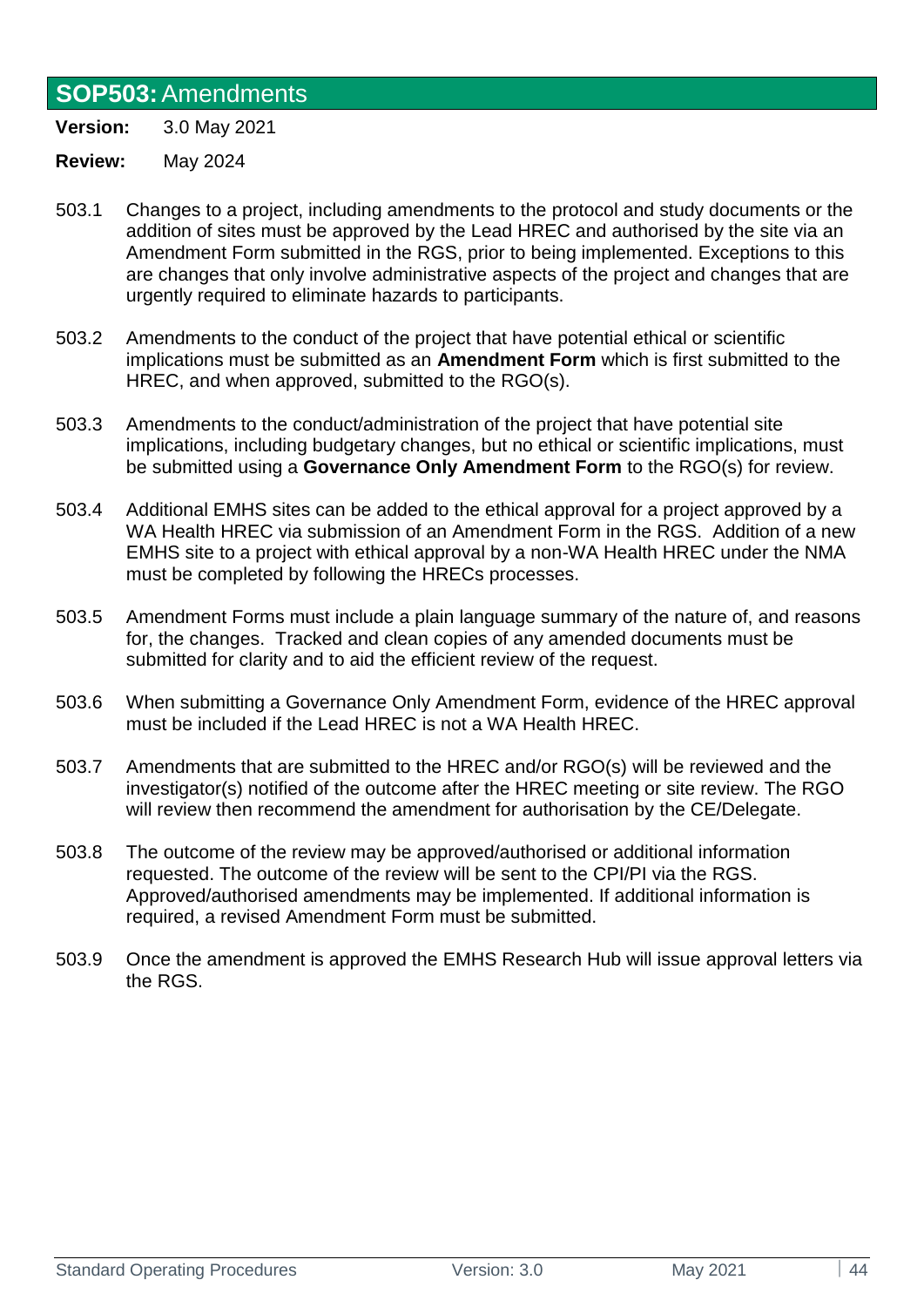## **SOP503:** Amendments

**Version:** 3.0 May 2021

**Review:** May 2024

503.1 Changes to a project, including amendments to the protocol and study documents or the addition of sites must be approved by the Lead HREC and authorised by the site via an Amendment Form submitted in the RGS, prior to being implemented. Exceptions to this are changes that only involve administrative aspects of the project and changes that are urgently required to eliminate hazards to participants.

503.2 Amendments to the conduct of the project that have potential ethical or scientific implications must be submitted as an **Amendment Form** which is first submitted to the HREC, and when approved, submitted to the RGO(s).

503.3 Amendments to the conduct/administration of the project that have potential site implications, including budgetary changes, but no ethical or scientific implications, must be submitted using a **Governance Only Amendment Form** to the RGO(s) for review.

503.4 Additional EMHS sites can be added to the ethical approval for a project approved by a WA Health HREC via submission of an Amendment Form in the RGS. Addition of a new EMHS site to a project with ethical approval by a non-WA Health HREC under the NMA must be completed by following the HRECs processes.

503.5 Amendment Forms must include a plain language summary of the nature of, and reasons for, the changes. Tracked and clean copies of any amended documents must be submitted for clarity and to aid the efficient review of the request.

503.6 When submitting a Governance Only Amendment Form, evidence of the HREC approval must be included if the Lead HREC is not a WA Health HREC.

503.7 Amendments that are submitted to the HREC and/or RGO(s) will be reviewed and the investigator(s) notified of the outcome after the HREC meeting or site review. The RGO will review then recommend the amendment for authorisation by the CE/Delegate.

503.8 The outcome of the review may be approved/authorised or additional information requested. The outcome of the review will be sent to the CPI/PI via the RGS. Approved/authorised amendments may be implemented. If additional information is required, a revised Amendment Form must be submitted.

503.9 Once the amendment is approved the EMHS Research Hub will issue approval letters via the RGS.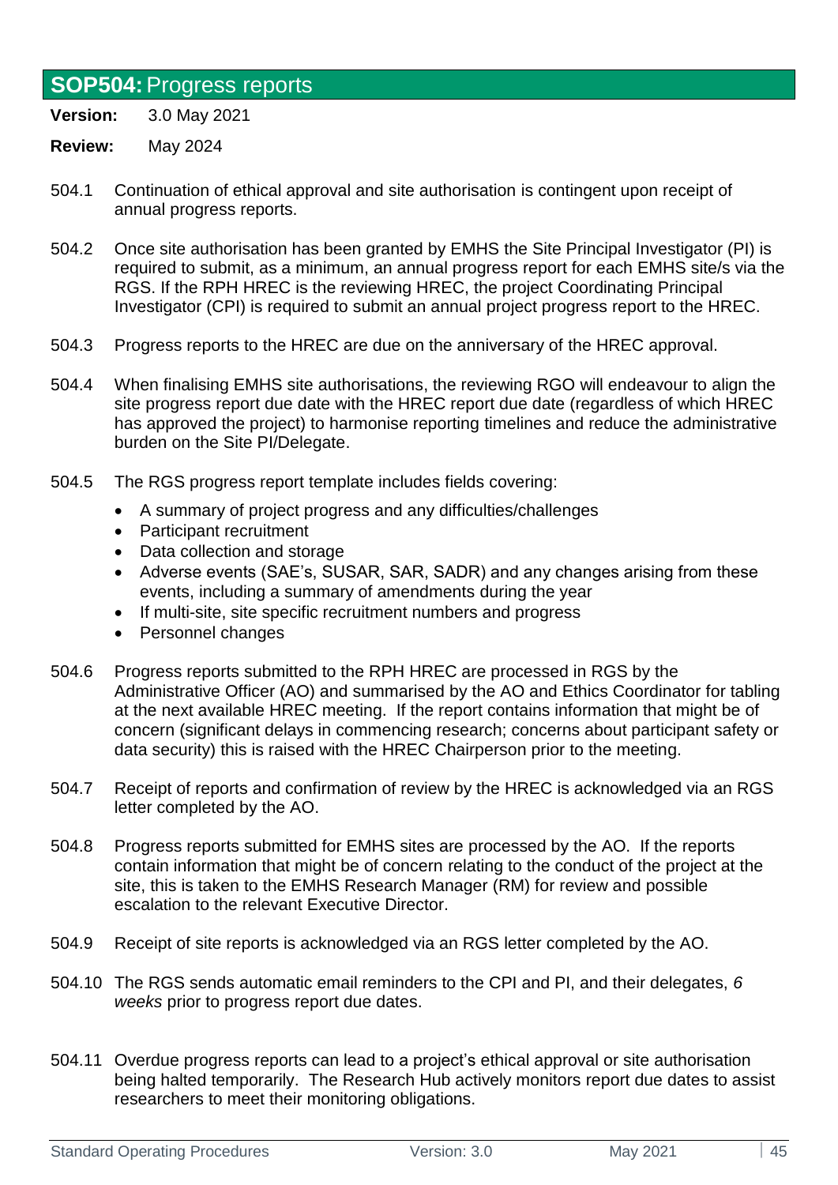## **SOP504:** Progress reports

**Version:** 3.0 May 2021

**Review:** May 2024

504.1 Continuation of ethical approval and site authorisation is contingent upon receipt of annual progress reports.

504.2 Once site authorisation has been granted by EMHS the Site Principal Investigator (PI) is required to submit, as a minimum, an annual progress report for each EMHS site/s via the RGS. If the RPH HREC is the reviewing HREC, the project Coordinating Principal Investigator (CPI) is required to submit an annual project progress report to the HREC.

504.3 Progress reports to the HREC are due on the anniversary of the HREC approval.

504.4 When finalising EMHS site authorisations, the reviewing RGO will endeavour to align the site progress report due date with the HREC report due date (regardless of which HREC has approved the project) to harmonise reporting timelines and reduce the administrative burden on the Site PI/Delegate.

504.5 The RGS progress report template includes fields covering:

- A summary of project progress and any difficulties/challenges
- Participant recruitment
- Data collection and storage
- Adverse events (SAE's, SUSAR, SAR, SADR) and any changes arising from these events, including a summary of amendments during the year
- If multi-site, site specific recruitment numbers and progress
- Personnel changes

504.6 Progress reports submitted to the RPH HREC are processed in RGS by the Administrative Officer (AO) and summarised by the AO and Ethics Coordinator for tabling at the next available HREC meeting. If the report contains information that might be of concern (significant delays in commencing research; concerns about participant safety or data security) this is raised with the HREC Chairperson prior to the meeting.

504.7 Receipt of reports and confirmation of review by the HREC is acknowledged via an RGS letter completed by the AO.

504.8 Progress reports submitted for EMHS sites are processed by the AO. If the reports contain information that might be of concern relating to the conduct of the project at the site, this is taken to the EMHS Research Manager (RM) for review and possible escalation to the relevant Executive Director.

504.9 Receipt of site reports is acknowledged via an RGS letter completed by the AO.

504.10 The RGS sends automatic email reminders to the CPI and PI, and their delegates, *6 weeks* prior to progress report due dates.

504.11 Overdue progress reports can lead to a project's ethical approval or site authorisation being halted temporarily. The Research Hub actively monitors report due dates to assist researchers to meet their monitoring obligations.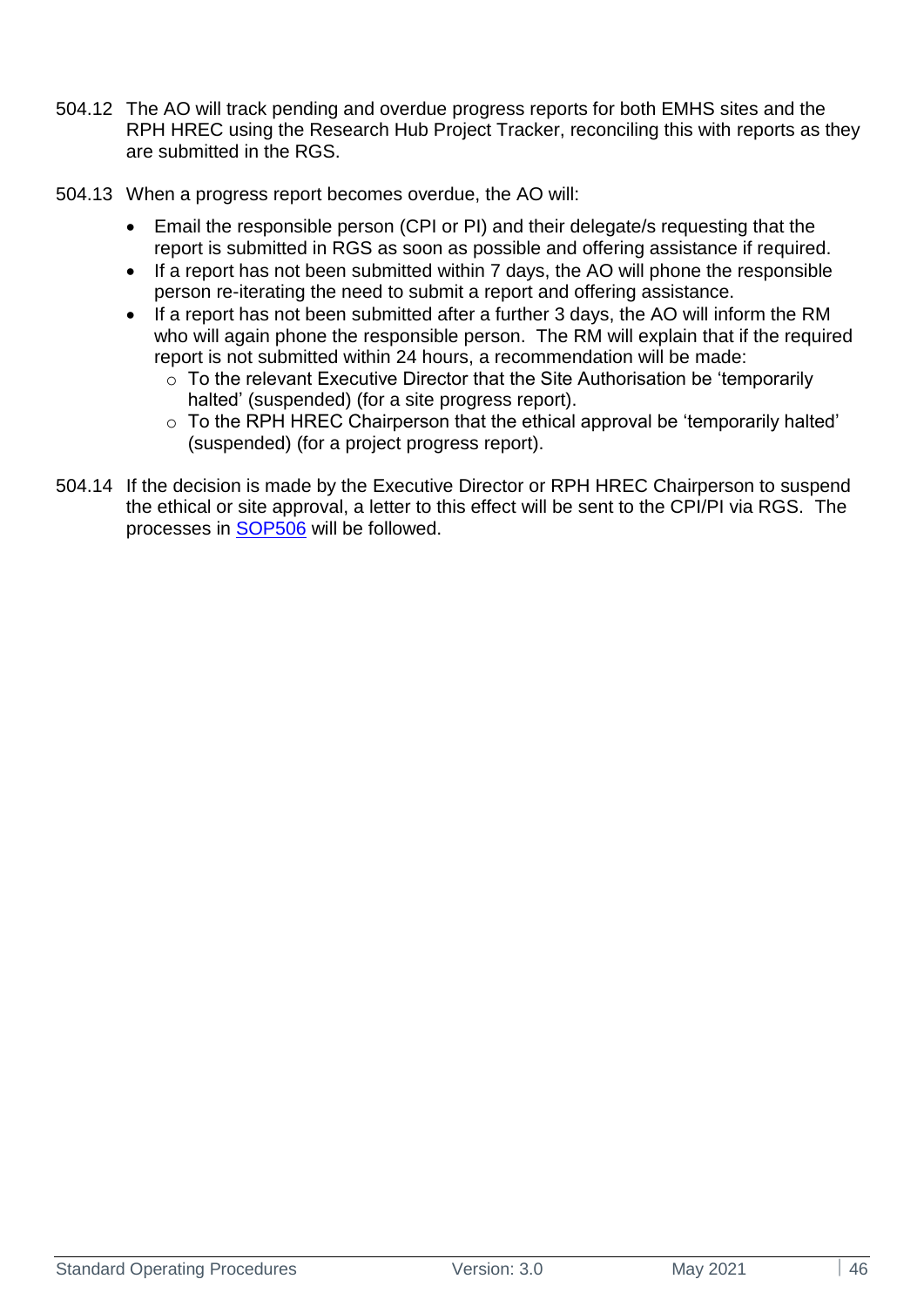504.12 The AO will track pending and overdue progress reports for both EMHS sites and the RPH HREC using the Research Hub Project Tracker, reconciling this with reports as they are submitted in the RGS.

504.13 When a progress report becomes overdue, the AO will:

- Email the responsible person (CPI or PI) and their delegate/s requesting that the report is submitted in RGS as soon as possible and offering assistance if required.
- If a report has not been submitted within 7 days, the AO will phone the responsible person re-iterating the need to submit a report and offering assistance.
- If a report has not been submitted after a further 3 days, the AO will inform the RM who will again phone the responsible person. The RM will explain that if the required report is not submitted within 24 hours, a recommendation will be made:
  - To the relevant Executive Director that the Site Authorisation be 'temporarily halted' (suspended) (for a site progress report).
  - To the RPH HREC Chairperson that the ethical approval be 'temporarily halted' (suspended) (for a project progress report).

504.14 If the decision is made by the Executive Director or RPH HREC Chairperson to suspend the ethical or site approval, a letter to this effect will be sent to the CPI/PI via RGS. The processes in SOP506 will be followed.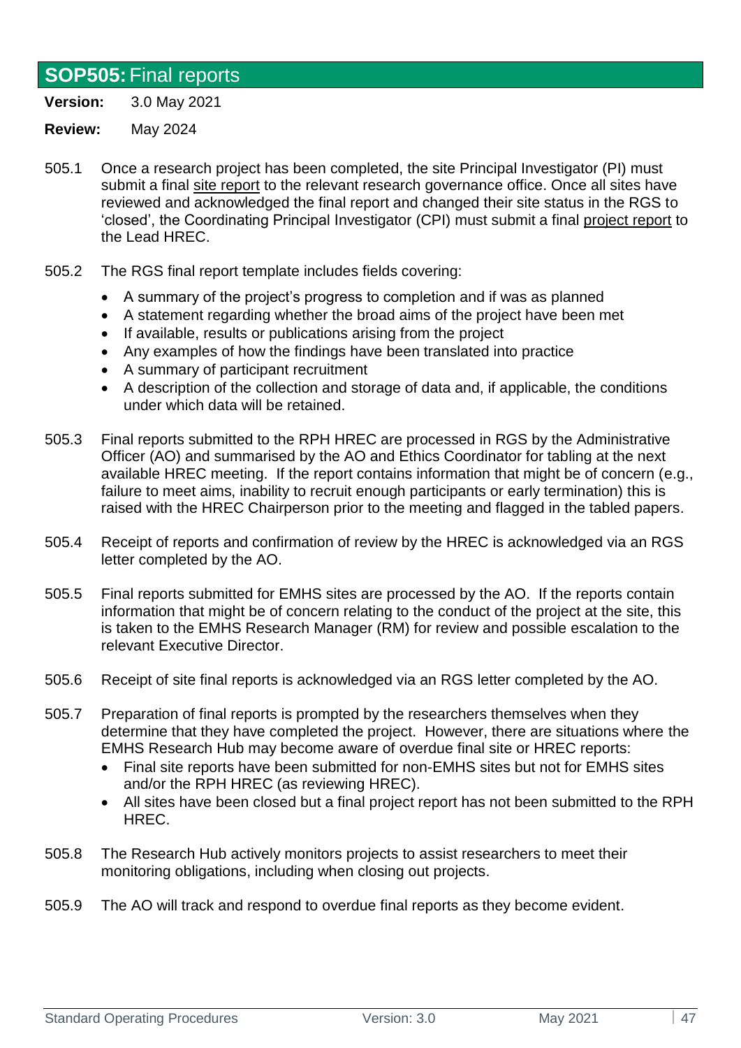## **SOP505:** Final reports

**Version:** 3.0 May 2021

**Review:** May 2024

505.1 Once a research project has been completed, the site Principal Investigator (PI) must submit a final site report to the relevant research governance office. Once all sites have reviewed and acknowledged the final report and changed their site status in the RGS to 'closed', the Coordinating Principal Investigator (CPI) must submit a final project report to the Lead HREC.

505.2 The RGS final report template includes fields covering:

- A summary of the project's progress to completion and if was as planned
- A statement regarding whether the broad aims of the project have been met
- If available, results or publications arising from the project
- Any examples of how the findings have been translated into practice
- A summary of participant recruitment
- A description of the collection and storage of data and, if applicable, the conditions under which data will be retained.

505.3 Final reports submitted to the RPH HREC are processed in RGS by the Administrative Officer (AO) and summarised by the AO and Ethics Coordinator for tabling at the next available HREC meeting. If the report contains information that might be of concern (e.g., failure to meet aims, inability to recruit enough participants or early termination) this is raised with the HREC Chairperson prior to the meeting and flagged in the tabled papers.

505.4 Receipt of reports and confirmation of review by the HREC is acknowledged via an RGS letter completed by the AO.

505.5 Final reports submitted for EMHS sites are processed by the AO. If the reports contain information that might be of concern relating to the conduct of the project at the site, this is taken to the EMHS Research Manager (RM) for review and possible escalation to the relevant Executive Director.

505.6 Receipt of site final reports is acknowledged via an RGS letter completed by the AO.

505.7 Preparation of final reports is prompted by the researchers themselves when they determine that they have completed the project. However, there are situations where the EMHS Research Hub may become aware of overdue final site or HREC reports:

- Final site reports have been submitted for non-EMHS sites but not for EMHS sites and/or the RPH HREC (as reviewing HREC).
- All sites have been closed but a final project report has not been submitted to the RPH HREC.

505.8 The Research Hub actively monitors projects to assist researchers to meet their monitoring obligations, including when closing out projects.

505.9 The AO will track and respond to overdue final reports as they become evident.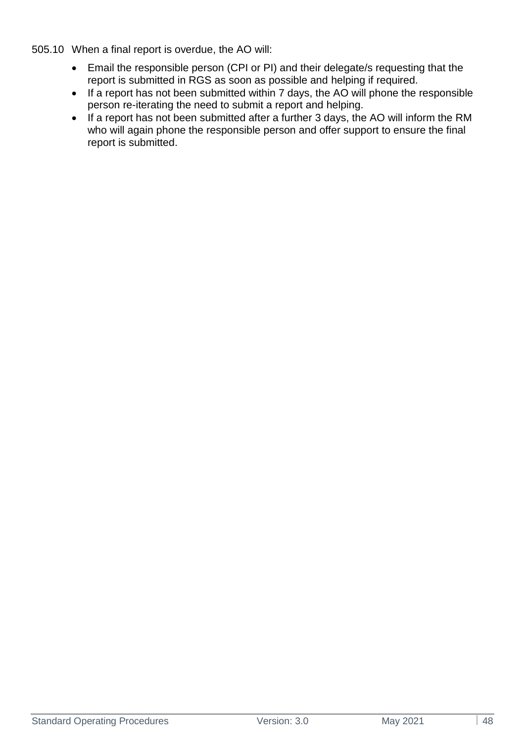505.10 When a final report is overdue, the AO will:

- Email the responsible person (CPI or PI) and their delegate/s requesting that the report is submitted in RGS as soon as possible and helping if required.
- If a report has not been submitted within 7 days, the AO will phone the responsible person re-iterating the need to submit a report and helping.
- If a report has not been submitted after a further 3 days, the AO will inform the RM who will again phone the responsible person and offer support to ensure the final report is submitted.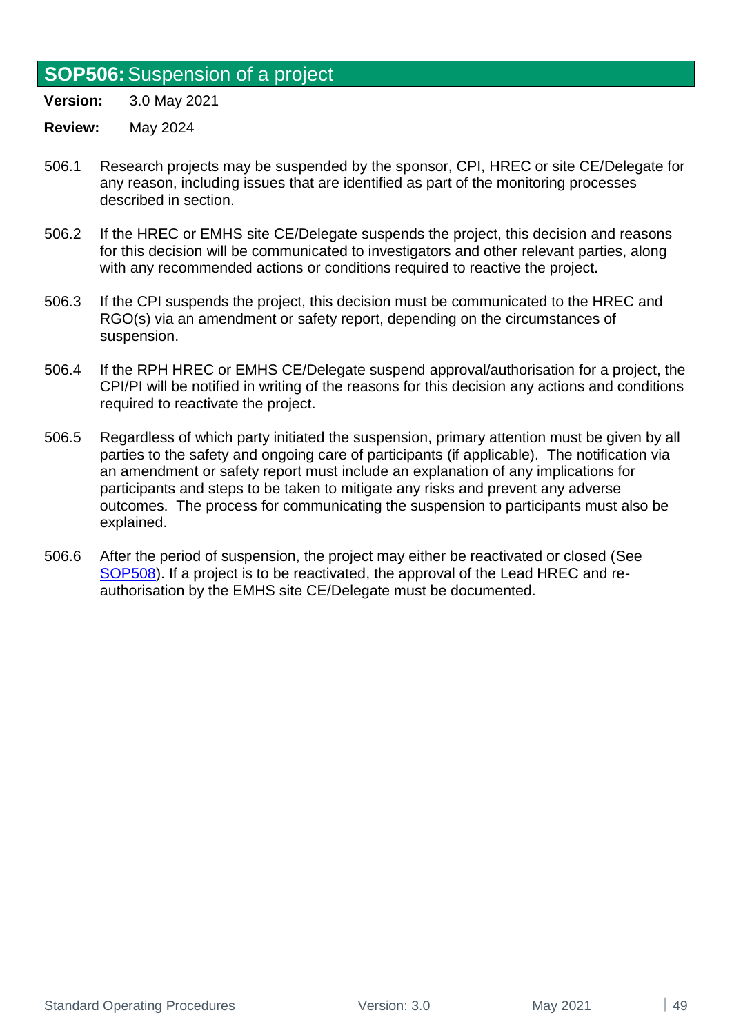## **SOP506:** Suspension of a project

**Version:** 3.0 May 2021

**Review:** May 2024

506.1 Research projects may be suspended by the sponsor, CPI, HREC or site CE/Delegate for any reason, including issues that are identified as part of the monitoring processes described in section.

506.2 If the HREC or EMHS site CE/Delegate suspends the project, this decision and reasons for this decision will be communicated to investigators and other relevant parties, along with any recommended actions or conditions required to reactive the project.

506.3 If the CPI suspends the project, this decision must be communicated to the HREC and RGO(s) via an amendment or safety report, depending on the circumstances of suspension.

506.4 If the RPH HREC or EMHS CE/Delegate suspend approval/authorisation for a project, the CPI/PI will be notified in writing of the reasons for this decision any actions and conditions required to reactivate the project.

506.5 Regardless of which party initiated the suspension, primary attention must be given by all parties to the safety and ongoing care of participants (if applicable). The notification via an amendment or safety report must include an explanation of any implications for participants and steps to be taken to mitigate any risks and prevent any adverse outcomes. The process for communicating the suspension to participants must also be explained.

506.6 After the period of suspension, the project may either be reactivated or closed (See SOP508). If a project is to be reactivated, the approval of the Lead HREC and re-authorisation by the EMHS site CE/Delegate must be documented.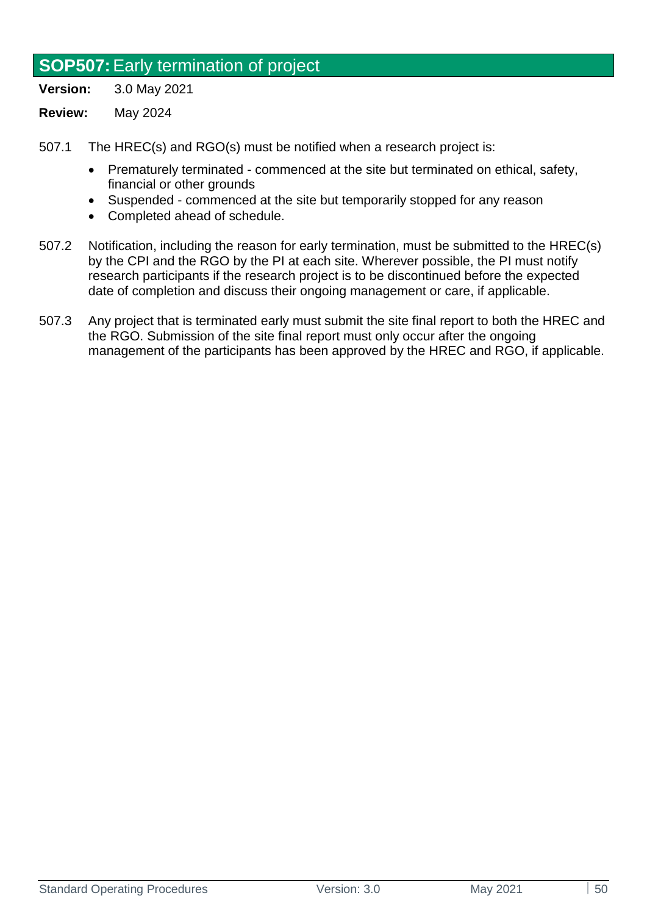## **SOP507:** Early termination of project

**Version:** 3.0 May 2021

**Review:** May 2024

507.1 The HREC(s) and RGO(s) must be notified when a research project is:

- Prematurely terminated - commenced at the site but terminated on ethical, safety, financial or other grounds
- Suspended - commenced at the site but temporarily stopped for any reason
- Completed ahead of schedule.

507.2 Notification, including the reason for early termination, must be submitted to the HREC(s) by the CPI and the RGO by the PI at each site. Wherever possible, the PI must notify research participants if the research project is to be discontinued before the expected date of completion and discuss their ongoing management or care, if applicable.

507.3 Any project that is terminated early must submit the site final report to both the HREC and the RGO. Submission of the site final report must only occur after the ongoing management of the participants has been approved by the HREC and RGO, if applicable.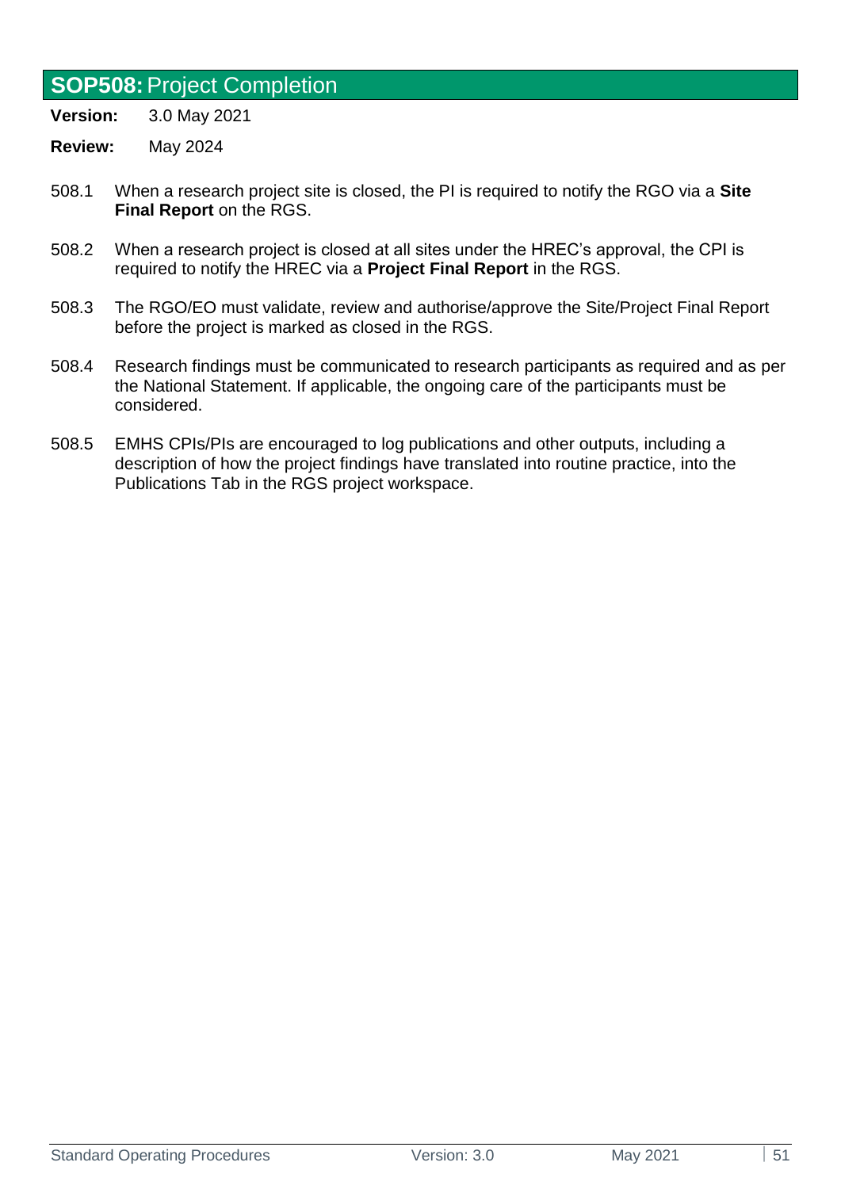## **SOP508:** Project Completion

**Version:** 3.0 May 2021

**Review:** May 2024

508.1 When a research project site is closed, the PI is required to notify the RGO via a **Site Final Report** on the RGS.

508.2 When a research project is closed at all sites under the HREC's approval, the CPI is required to notify the HREC via a **Project Final Report** in the RGS.

508.3 The RGO/EO must validate, review and authorise/approve the Site/Project Final Report before the project is marked as closed in the RGS.

508.4 Research findings must be communicated to research participants as required and as per the National Statement. If applicable, the ongoing care of the participants must be considered.

508.5 EMHS CPIs/PIs are encouraged to log publications and other outputs, including a description of how the project findings have translated into routine practice, into the Publications Tab in the RGS project workspace.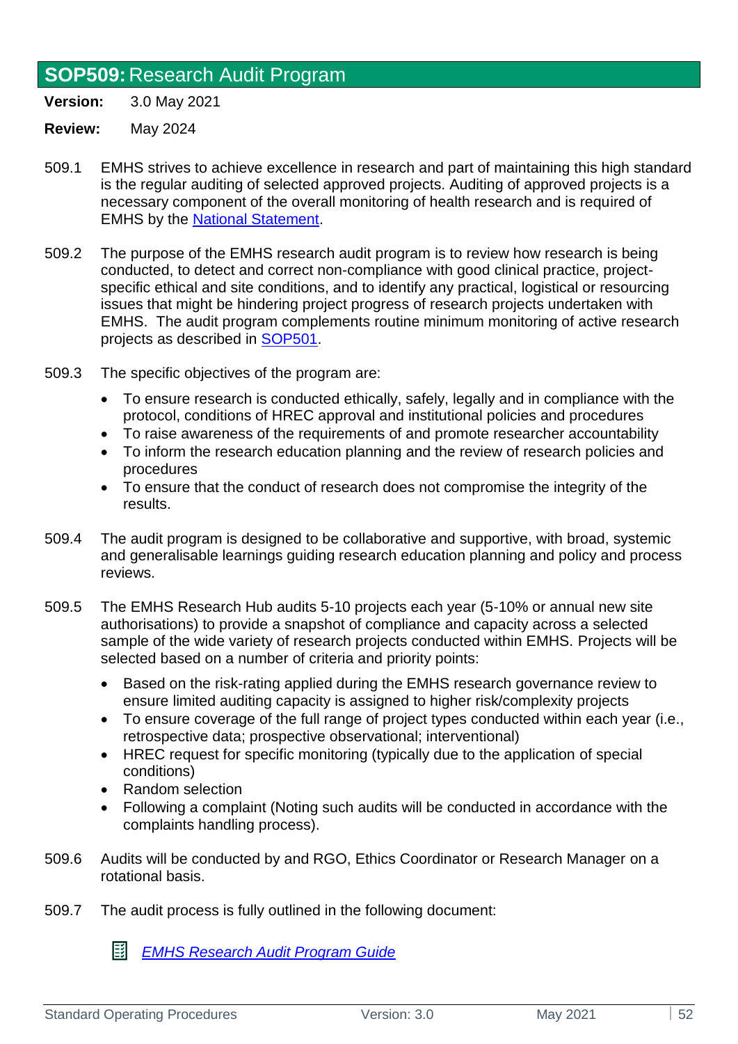## **SOP509:** Research Audit Program

**Version:** 3.0 May 2021

**Review:** May 2024

509.1 EMHS strives to achieve excellence in research and part of maintaining this high standard is the regular auditing of selected approved projects. Auditing of approved projects is a necessary component of the overall monitoring of health research and is required of EMHS by the National Statement.

509.2 The purpose of the EMHS research audit program is to review how research is being conducted, to detect and correct non-compliance with good clinical practice, project-specific ethical and site conditions, and to identify any practical, logistical or resourcing issues that might be hindering project progress of research projects undertaken with EMHS. The audit program complements routine minimum monitoring of active research projects as described in SOP501.

509.3 The specific objectives of the program are:

- To ensure research is conducted ethically, safely, legally and in compliance with the protocol, conditions of HREC approval and institutional policies and procedures
- To raise awareness of the requirements of and promote researcher accountability
- To inform the research education planning and the review of research policies and procedures
- To ensure that the conduct of research does not compromise the integrity of the results.

509.4 The audit program is designed to be collaborative and supportive, with broad, systemic and generalisable learnings guiding research education planning and policy and process reviews.

509.5 The EMHS Research Hub audits 5-10 projects each year (5-10% or annual new site authorisations) to provide a snapshot of compliance and capacity across a selected sample of the wide variety of research projects conducted within EMHS. Projects will be selected based on a number of criteria and priority points:

- Based on the risk-rating applied during the EMHS research governance review to ensure limited auditing capacity is assigned to higher risk/complexity projects
- To ensure coverage of the full range of project types conducted within each year (i.e., retrospective data; prospective observational; interventional)
- HREC request for specific monitoring (typically due to the application of special conditions)
- Random selection
- Following a complaint (Noting such audits will be conducted in accordance with the complaints handling process).

509.6 Audits will be conducted by and RGO, Ethics Coordinator or Research Manager on a rotational basis.

509.7 The audit process is fully outlined in the following document:

*EMHS Research Audit Program Guide*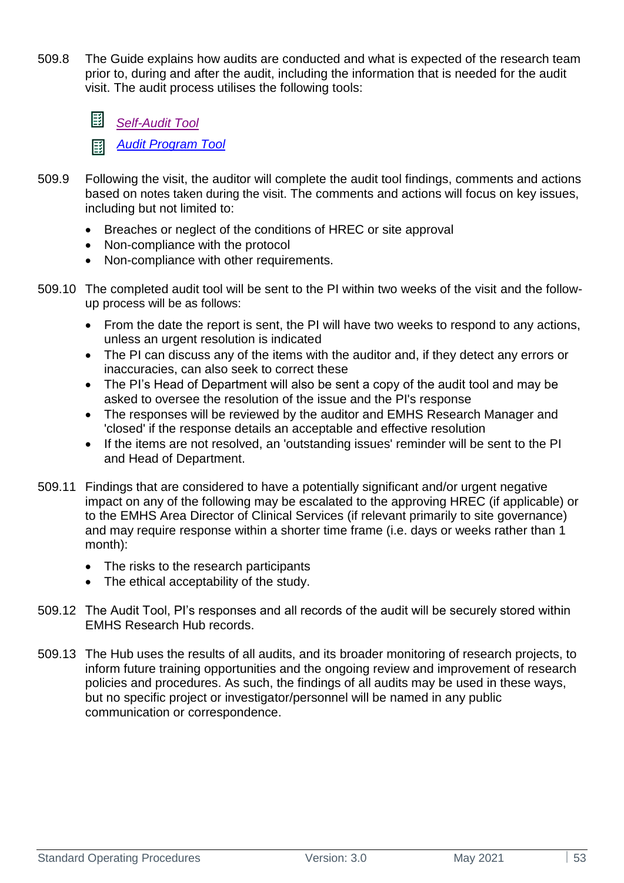509.8 The Guide explains how audits are conducted and what is expected of the research team prior to, during and after the audit, including the information that is needed for the audit visit. The audit process utilises the following tools:

- *Self-Audit Tool*
- *Audit Program Tool*

509.9 Following the visit, the auditor will complete the audit tool findings, comments and actions based on notes taken during the visit. The comments and actions will focus on key issues, including but not limited to:

- Breaches or neglect of the conditions of HREC or site approval
- Non-compliance with the protocol
- Non-compliance with other requirements.

509.10 The completed audit tool will be sent to the PI within two weeks of the visit and the follow-up process will be as follows:

- From the date the report is sent, the PI will have two weeks to respond to any actions, unless an urgent resolution is indicated
- The PI can discuss any of the items with the auditor and, if they detect any errors or inaccuracies, can also seek to correct these
- The PI's Head of Department will also be sent a copy of the audit tool and may be asked to oversee the resolution of the issue and the PI's response
- The responses will be reviewed by the auditor and EMHS Research Manager and 'closed' if the response details an acceptable and effective resolution
- If the items are not resolved, an 'outstanding issues' reminder will be sent to the PI and Head of Department.

509.11 Findings that are considered to have a potentially significant and/or urgent negative impact on any of the following may be escalated to the approving HREC (if applicable) or to the EMHS Area Director of Clinical Services (if relevant primarily to site governance) and may require response within a shorter time frame (i.e. days or weeks rather than 1 month):

- The risks to the research participants
- The ethical acceptability of the study.

509.12 The Audit Tool, PI's responses and all records of the audit will be securely stored within EMHS Research Hub records.

509.13 The Hub uses the results of all audits, and its broader monitoring of research projects, to inform future training opportunities and the ongoing review and improvement of research policies and procedures. As such, the findings of all audits may be used in these ways, but no specific project or investigator/personnel will be named in any public communication or correspondence.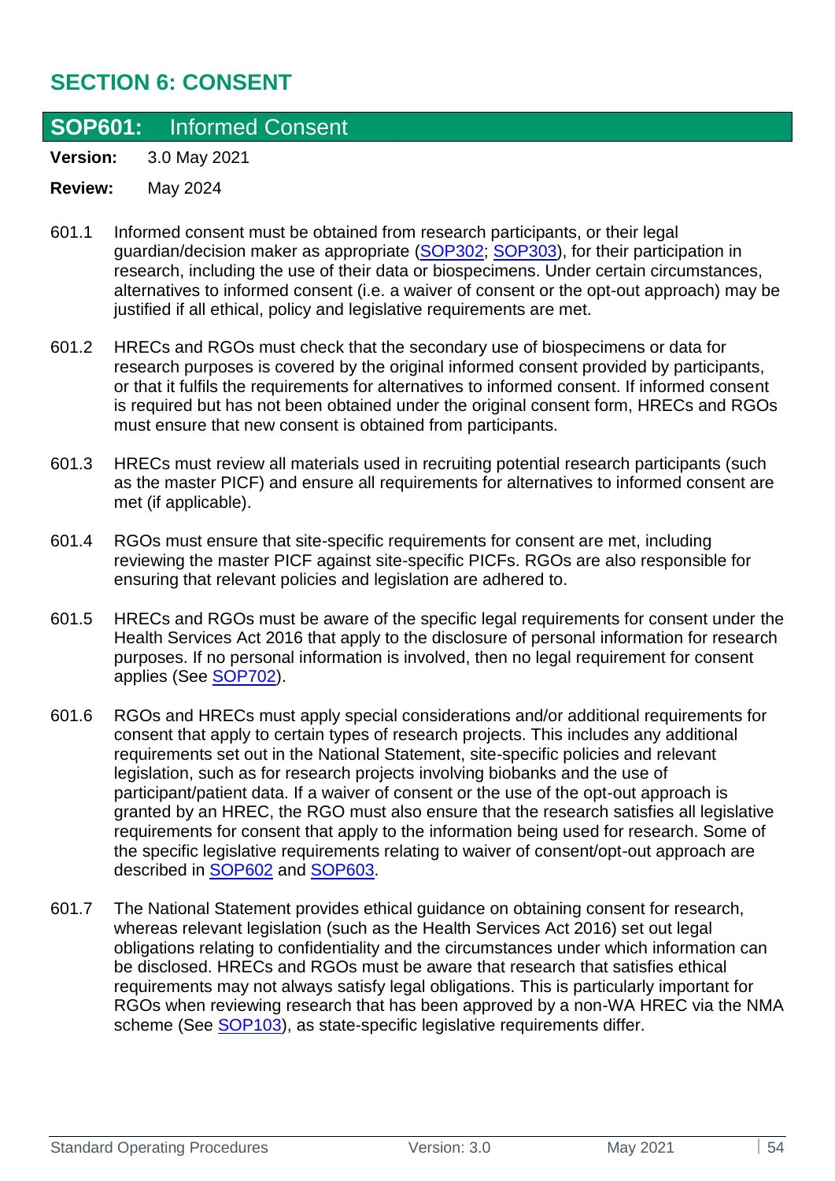# SECTION 6: CONSENT

## SOP601: Informed Consent

**Version:** 3.0 May 2021

**Review:** May 2024

601.1 Informed consent must be obtained from research participants, or their legal guardian/decision maker as appropriate (SOP302; SOP303), for their participation in research, including the use of their data or biospecimens. Under certain circumstances, alternatives to informed consent (i.e. a waiver of consent or the opt-out approach) may be justified if all ethical, policy and legislative requirements are met.

601.2 HRECs and RGOs must check that the secondary use of biospecimens or data for research purposes is covered by the original informed consent provided by participants, or that it fulfils the requirements for alternatives to informed consent. If informed consent is required but has not been obtained under the original consent form, HRECs and RGOs must ensure that new consent is obtained from participants.

601.3 HRECs must review all materials used in recruiting potential research participants (such as the master PICF) and ensure all requirements for alternatives to informed consent are met (if applicable).

601.4 RGOs must ensure that site-specific requirements for consent are met, including reviewing the master PICF against site-specific PICFs. RGOs are also responsible for ensuring that relevant policies and legislation are adhered to.

601.5 HRECs and RGOs must be aware of the specific legal requirements for consent under the Health Services Act 2016 that apply to the disclosure of personal information for research purposes. If no personal information is involved, then no legal requirement for consent applies (See SOP702).

601.6 RGOs and HRECs must apply special considerations and/or additional requirements for consent that apply to certain types of research projects. This includes any additional requirements set out in the National Statement, site-specific policies and relevant legislation, such as for research projects involving biobanks and the use of participant/patient data. If a waiver of consent or the use of the opt-out approach is granted by an HREC, the RGO must also ensure that the research satisfies all legislative requirements for consent that apply to the information being used for research. Some of the specific legislative requirements relating to waiver of consent/opt-out approach are described in SOP602 and SOP603.

601.7 The National Statement provides ethical guidance on obtaining consent for research, whereas relevant legislation (such as the Health Services Act 2016) set out legal obligations relating to confidentiality and the circumstances under which information can be disclosed. HRECs and RGOs must be aware that research that satisfies ethical requirements may not always satisfy legal obligations. This is particularly important for RGOs when reviewing research that has been approved by a non-WA HREC via the NMA scheme (See SOP103), as state-specific legislative requirements differ.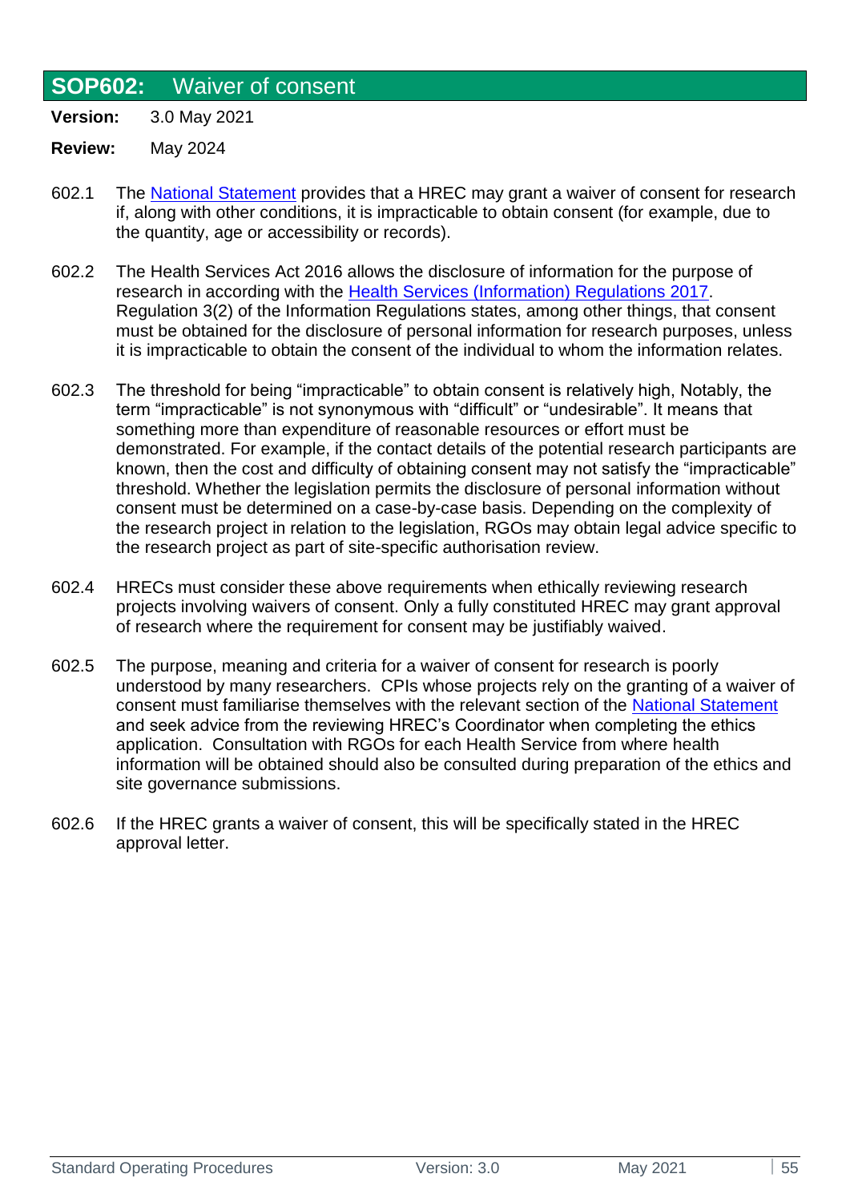## SOP602: Waiver of consent

**Version:** 3.0 May 2021

**Review:** May 2024

602.1 The National Statement provides that a HREC may grant a waiver of consent for research if, along with other conditions, it is impracticable to obtain consent (for example, due to the quantity, age or accessibility or records).

602.2 The Health Services Act 2016 allows the disclosure of information for the purpose of research in according with the Health Services (Information) Regulations 2017. Regulation 3(2) of the Information Regulations states, among other things, that consent must be obtained for the disclosure of personal information for research purposes, unless it is impracticable to obtain the consent of the individual to whom the information relates.

602.3 The threshold for being "impracticable" to obtain consent is relatively high, Notably, the term "impracticable" is not synonymous with "difficult" or "undesirable". It means that something more than expenditure of reasonable resources or effort must be demonstrated. For example, if the contact details of the potential research participants are known, then the cost and difficulty of obtaining consent may not satisfy the "impracticable" threshold. Whether the legislation permits the disclosure of personal information without consent must be determined on a case-by-case basis. Depending on the complexity of the research project in relation to the legislation, RGOs may obtain legal advice specific to the research project as part of site-specific authorisation review.

602.4 HRECs must consider these above requirements when ethically reviewing research projects involving waivers of consent. Only a fully constituted HREC may grant approval of research where the requirement for consent may be justifiably waived.

602.5 The purpose, meaning and criteria for a waiver of consent for research is poorly understood by many researchers. CPIs whose projects rely on the granting of a waiver of consent must familiarise themselves with the relevant section of the National Statement and seek advice from the reviewing HREC's Coordinator when completing the ethics application. Consultation with RGOs for each Health Service from where health information will be obtained should also be consulted during preparation of the ethics and site governance submissions.

602.6 If the HREC grants a waiver of consent, this will be specifically stated in the HREC approval letter.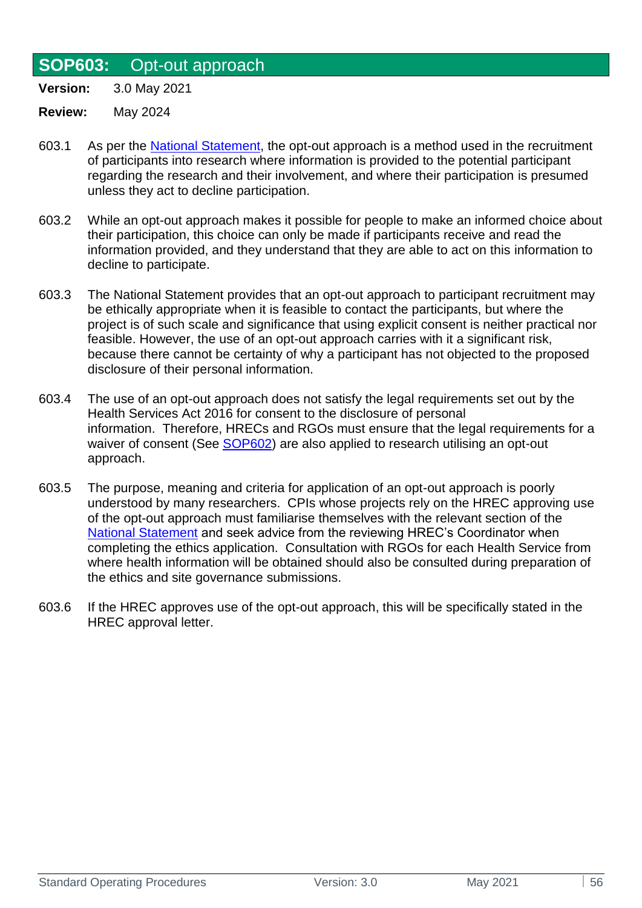## SOP603: Opt-out approach

**Version:** 3.0 May 2021

**Review:** May 2024

603.1 As per the National Statement, the opt-out approach is a method used in the recruitment of participants into research where information is provided to the potential participant regarding the research and their involvement, and where their participation is presumed unless they act to decline participation.

603.2 While an opt-out approach makes it possible for people to make an informed choice about their participation, this choice can only be made if participants receive and read the information provided, and they understand that they are able to act on this information to decline to participate.

603.3 The National Statement provides that an opt-out approach to participant recruitment may be ethically appropriate when it is feasible to contact the participants, but where the project is of such scale and significance that using explicit consent is neither practical nor feasible. However, the use of an opt-out approach carries with it a significant risk, because there cannot be certainty of why a participant has not objected to the proposed disclosure of their personal information.

603.4 The use of an opt-out approach does not satisfy the legal requirements set out by the Health Services Act 2016 for consent to the disclosure of personal information. Therefore, HRECs and RGOs must ensure that the legal requirements for a waiver of consent (See SOP602) are also applied to research utilising an opt-out approach.

603.5 The purpose, meaning and criteria for application of an opt-out approach is poorly understood by many researchers. CPIs whose projects rely on the HREC approving use of the opt-out approach must familiarise themselves with the relevant section of the National Statement and seek advice from the reviewing HREC's Coordinator when completing the ethics application. Consultation with RGOs for each Health Service from where health information will be obtained should also be consulted during preparation of the ethics and site governance submissions.

603.6 If the HREC approves use of the opt-out approach, this will be specifically stated in the HREC approval letter.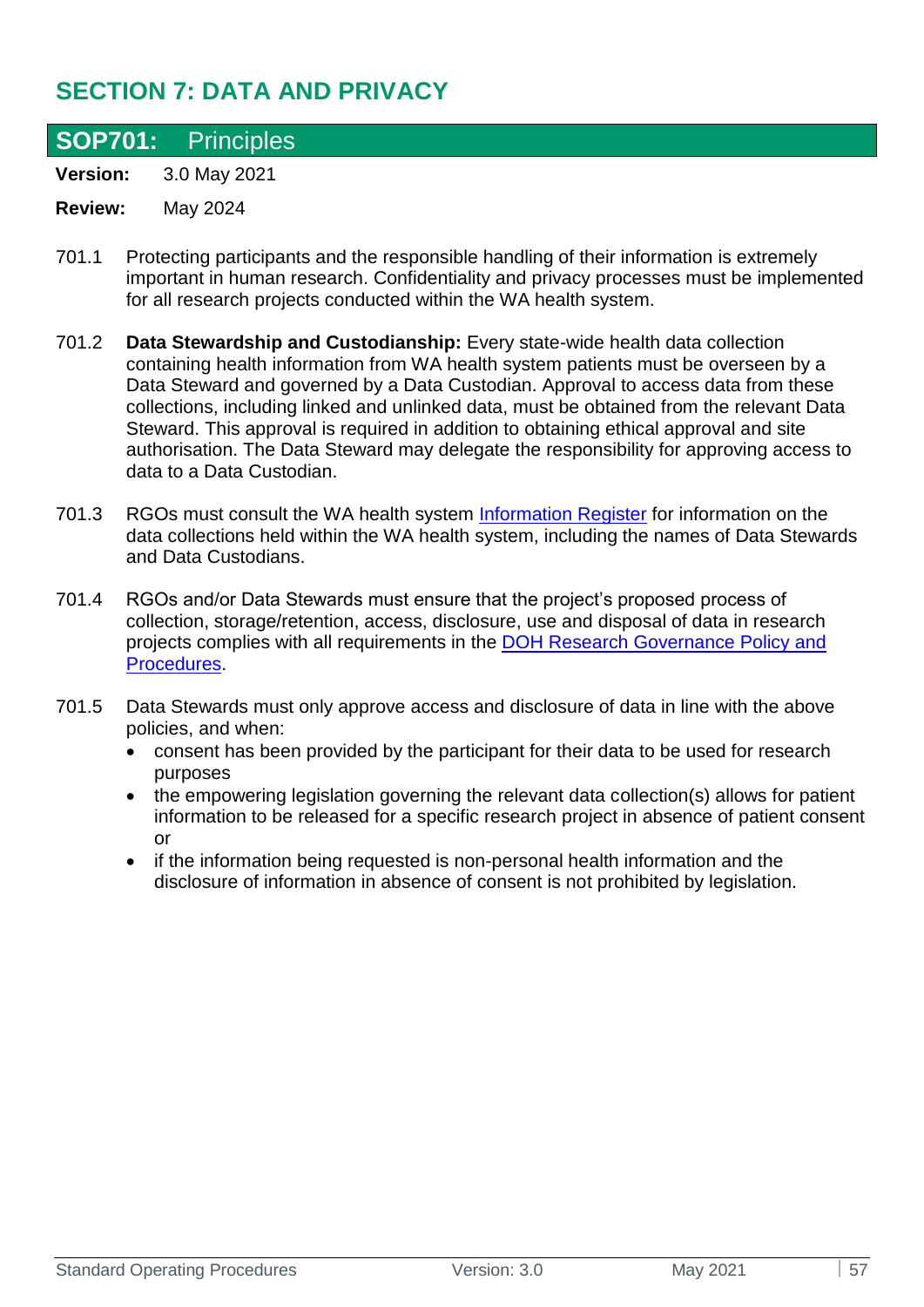# SECTION 7: DATA AND PRIVACY

## SOP701: Principles

**Version:** 3.0 May 2021

**Review:** May 2024

701.1 Protecting participants and the responsible handling of their information is extremely important in human research. Confidentiality and privacy processes must be implemented for all research projects conducted within the WA health system.

701.2 **Data Stewardship and Custodianship:** Every state-wide health data collection containing health information from WA health system patients must be overseen by a Data Steward and governed by a Data Custodian. Approval to access data from these collections, including linked and unlinked data, must be obtained from the relevant Data Steward. This approval is required in addition to obtaining ethical approval and site authorisation. The Data Steward may delegate the responsibility for approving access to data to a Data Custodian.

701.3 RGOs must consult the WA health system Information Register for information on the data collections held within the WA health system, including the names of Data Stewards and Data Custodians.

701.4 RGOs and/or Data Stewards must ensure that the project's proposed process of collection, storage/retention, access, disclosure, use and disposal of data in research projects complies with all requirements in the DOH Research Governance Policy and Procedures.

701.5 Data Stewards must only approve access and disclosure of data in line with the above policies, and when:

- consent has been provided by the participant for their data to be used for research purposes
- the empowering legislation governing the relevant data collection(s) allows for patient information to be released for a specific research project in absence of patient consent or
- if the information being requested is non-personal health information and the disclosure of information in absence of consent is not prohibited by legislation.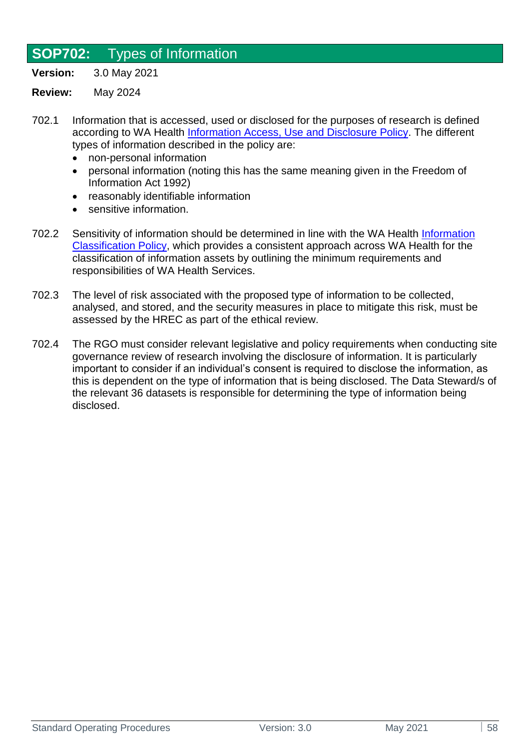## SOP702: Types of Information

**Version:** 3.0 May 2021

**Review:** May 2024

702.1 Information that is accessed, used or disclosed for the purposes of research is defined according to WA Health Information Access, Use and Disclosure Policy. The different types of information described in the policy are:

- non-personal information
- personal information (noting this has the same meaning given in the Freedom of Information Act 1992)
- reasonably identifiable information
- sensitive information.

702.2 Sensitivity of information should be determined in line with the WA Health Information Classification Policy, which provides a consistent approach across WA Health for the classification of information assets by outlining the minimum requirements and responsibilities of WA Health Services.

702.3 The level of risk associated with the proposed type of information to be collected, analysed, and stored, and the security measures in place to mitigate this risk, must be assessed by the HREC as part of the ethical review.

702.4 The RGO must consider relevant legislative and policy requirements when conducting site governance review of research involving the disclosure of information. It is particularly important to consider if an individual's consent is required to disclose the information, as this is dependent on the type of information that is being disclosed. The Data Steward/s of the relevant 36 datasets is responsible for determining the type of information being disclosed.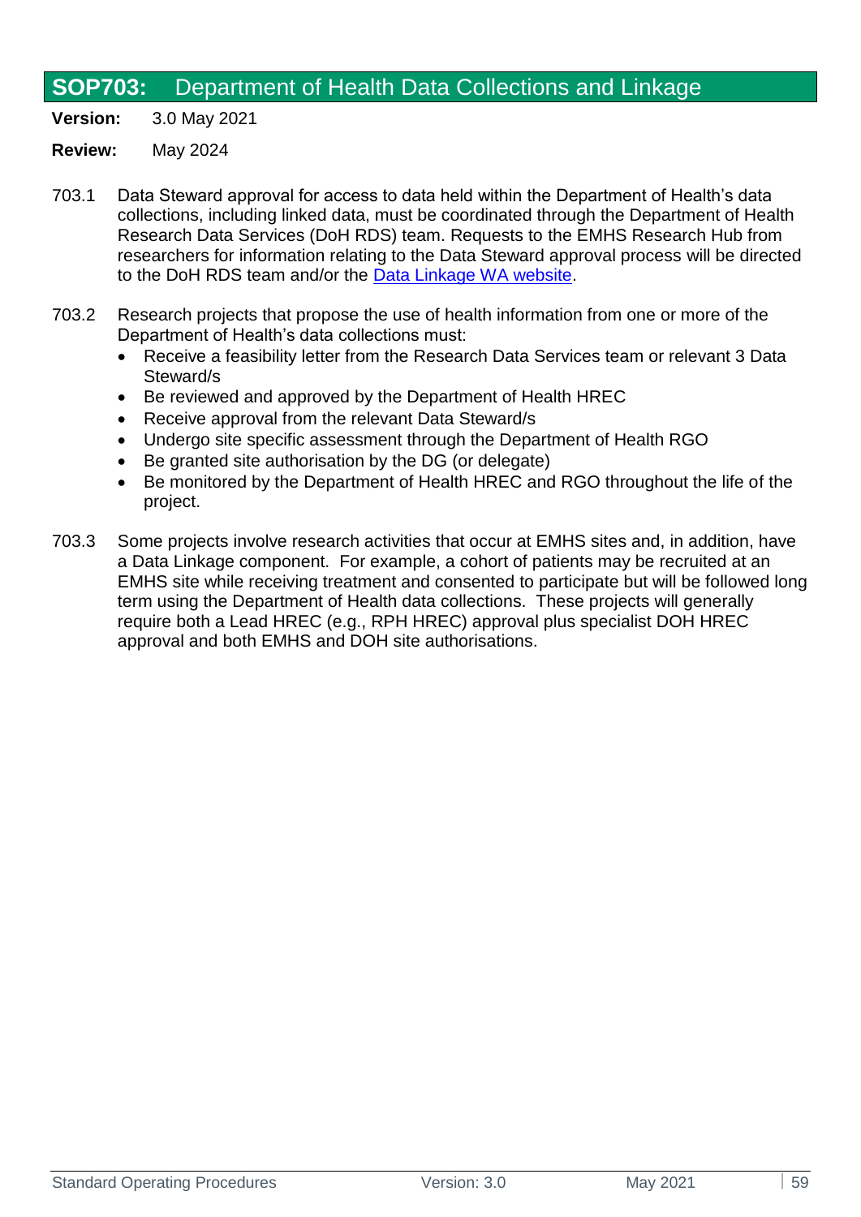## SOP703: Department of Health Data Collections and Linkage

**Version:** 3.0 May 2021

**Review:** May 2024

703.1 Data Steward approval for access to data held within the Department of Health's data collections, including linked data, must be coordinated through the Department of Health Research Data Services (DoH RDS) team. Requests to the EMHS Research Hub from researchers for information relating to the Data Steward approval process will be directed to the DoH RDS team and/or the Data Linkage WA website.

703.2 Research projects that propose the use of health information from one or more of the Department of Health's data collections must:

- Receive a feasibility letter from the Research Data Services team or relevant 3 Data Steward/s
- Be reviewed and approved by the Department of Health HREC
- Receive approval from the relevant Data Steward/s
- Undergo site specific assessment through the Department of Health RGO
- Be granted site authorisation by the DG (or delegate)
- Be monitored by the Department of Health HREC and RGO throughout the life of the project.

703.3 Some projects involve research activities that occur at EMHS sites and, in addition, have a Data Linkage component. For example, a cohort of patients may be recruited at an EMHS site while receiving treatment and consented to participate but will be followed long term using the Department of Health data collections. These projects will generally require both a Lead HREC (e.g., RPH HREC) approval plus specialist DOH HREC approval and both EMHS and DOH site authorisations.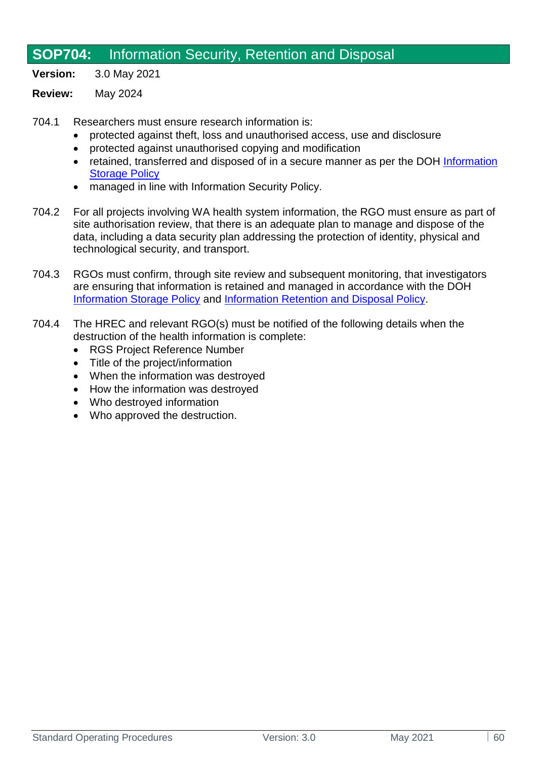## SOP704: Information Security, Retention and Disposal

**Version:** 3.0 May 2021

**Review:** May 2024

704.1 Researchers must ensure research information is:

- protected against theft, loss and unauthorised access, use and disclosure
- protected against unauthorised copying and modification
- retained, transferred and disposed of in a secure manner as per the DOH Information Storage Policy
- managed in line with Information Security Policy.

704.2 For all projects involving WA health system information, the RGO must ensure as part of site authorisation review, that there is an adequate plan to manage and dispose of the data, including a data security plan addressing the protection of identity, physical and technological security, and transport.

704.3 RGOs must confirm, through site review and subsequent monitoring, that investigators are ensuring that information is retained and managed in accordance with the DOH Information Storage Policy and Information Retention and Disposal Policy.

704.4 The HREC and relevant RGO(s) must be notified of the following details when the destruction of the health information is complete:

- RGS Project Reference Number
- Title of the project/information
- When the information was destroyed
- How the information was destroyed
- Who destroyed information
- Who approved the destruction.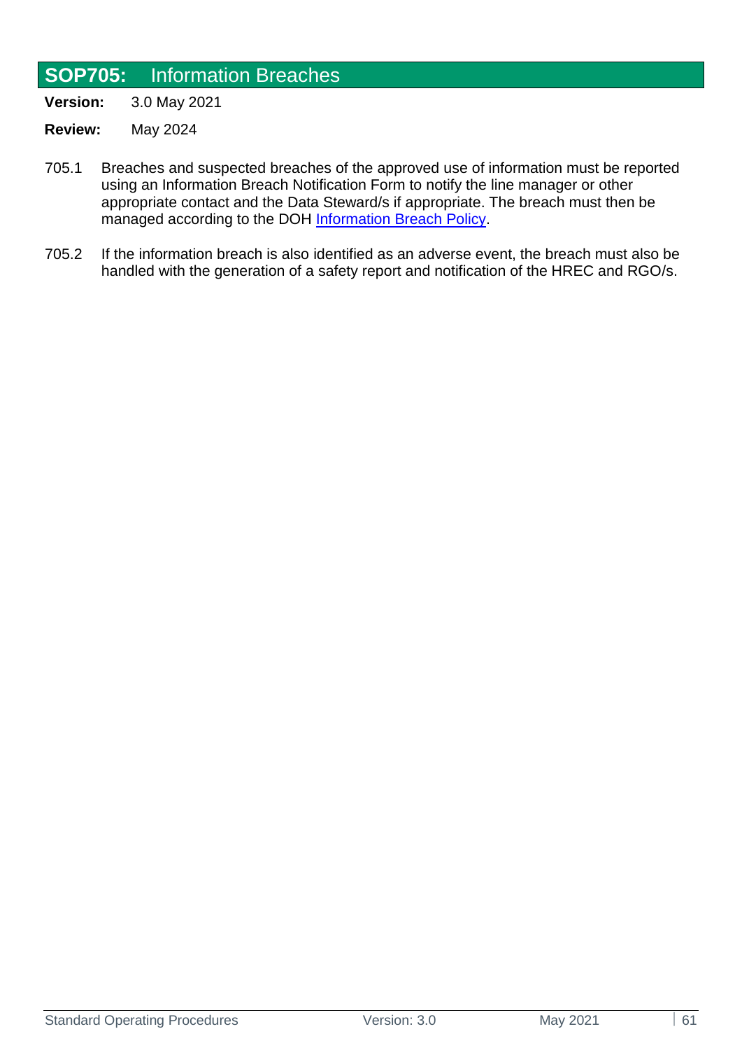## SOP705: Information Breaches

**Version:** 3.0 May 2021

**Review:** May 2024

705.1 Breaches and suspected breaches of the approved use of information must be reported using an Information Breach Notification Form to notify the line manager or other appropriate contact and the Data Steward/s if appropriate. The breach must then be managed according to the DOH Information Breach Policy.

705.2 If the information breach is also identified as an adverse event, the breach must also be handled with the generation of a safety report and notification of the HREC and RGO/s.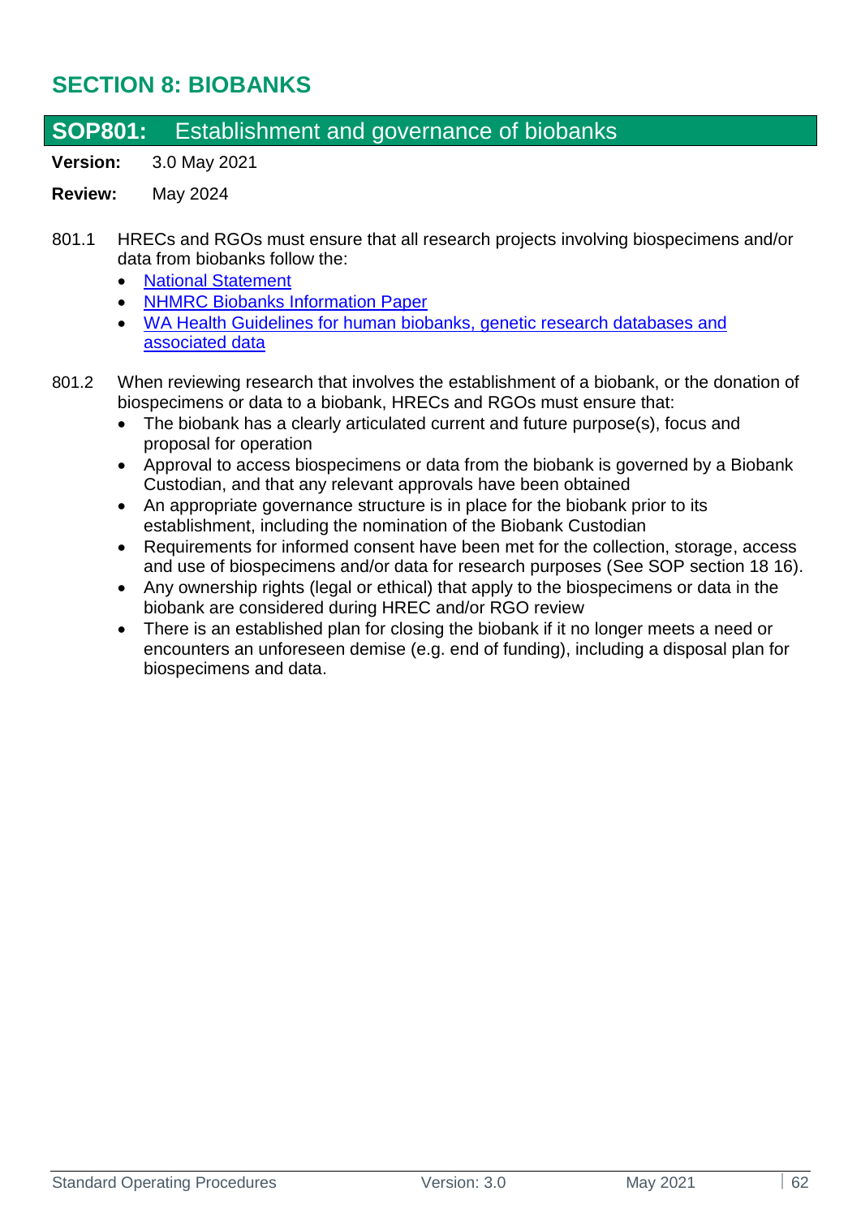# SECTION 8: BIOBANKS

## SOP801: Establishment and governance of biobanks

**Version:** 3.0 May 2021

**Review:** May 2024

801.1 HRECs and RGOs must ensure that all research projects involving biospecimens and/or data from biobanks follow the:

- National Statement
- NHMRC Biobanks Information Paper
- WA Health Guidelines for human biobanks, genetic research databases and associated data

801.2 When reviewing research that involves the establishment of a biobank, or the donation of biospecimens or data to a biobank, HRECs and RGOs must ensure that:

- The biobank has a clearly articulated current and future purpose(s), focus and proposal for operation
- Approval to access biospecimens or data from the biobank is governed by a Biobank Custodian, and that any relevant approvals have been obtained
- An appropriate governance structure is in place for the biobank prior to its establishment, including the nomination of the Biobank Custodian
- Requirements for informed consent have been met for the collection, storage, access and use of biospecimens and/or data for research purposes (See SOP section 18 16).
- Any ownership rights (legal or ethical) that apply to the biospecimens or data in the biobank are considered during HREC and/or RGO review
- There is an established plan for closing the biobank if it no longer meets a need or encounters an unforeseen demise (e.g. end of funding), including a disposal plan for biospecimens and data.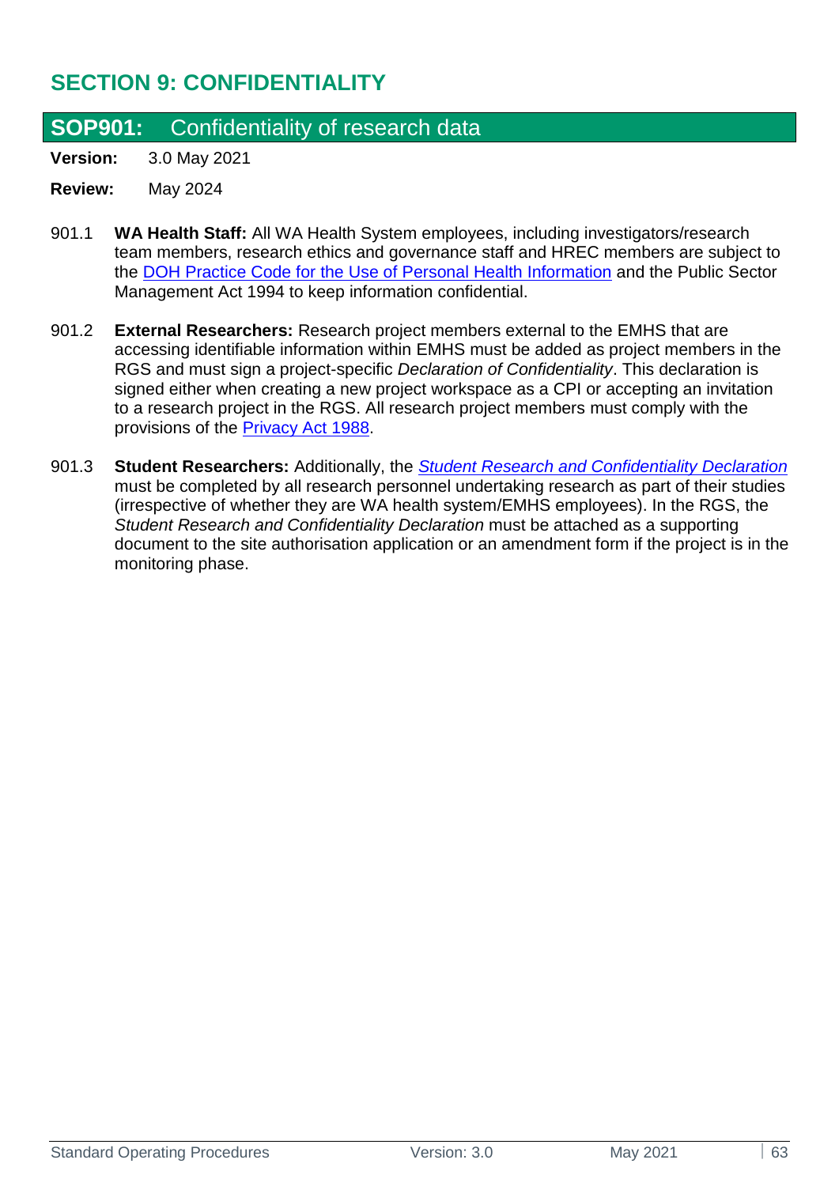# SECTION 9: CONFIDENTIALITY

## SOP901: Confidentiality of research data

**Version:** 3.0 May 2021

**Review:** May 2024

901.1 **WA Health Staff:** All WA Health System employees, including investigators/research team members, research ethics and governance staff and HREC members are subject to the DOH Practice Code for the Use of Personal Health Information and the Public Sector Management Act 1994 to keep information confidential.

901.2 **External Researchers:** Research project members external to the EMHS that are accessing identifiable information within EMHS must be added as project members in the RGS and must sign a project-specific *Declaration of Confidentiality*. This declaration is signed either when creating a new project workspace as a CPI or accepting an invitation to a research project in the RGS. All research project members must comply with the provisions of the Privacy Act 1988.

901.3 **Student Researchers:** Additionally, the *Student Research and Confidentiality Declaration* must be completed by all research personnel undertaking research as part of their studies (irrespective of whether they are WA health system/EMHS employees). In the RGS, the *Student Research and Confidentiality Declaration* must be attached as a supporting document to the site authorisation application or an amendment form if the project is in the monitoring phase.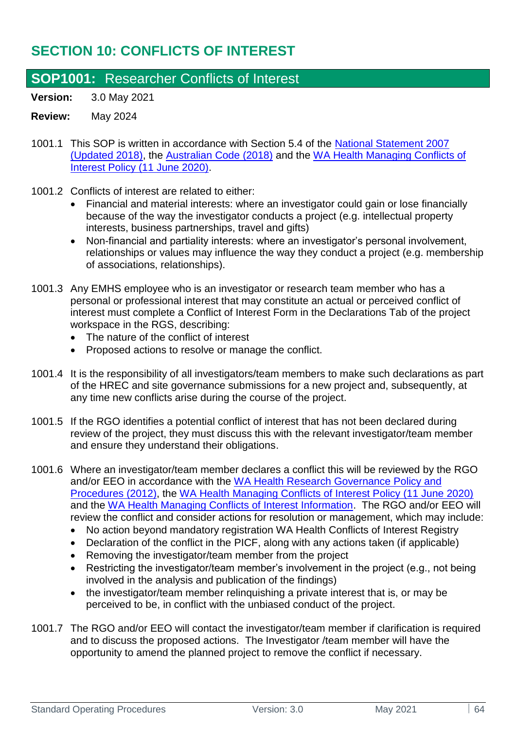# SECTION 10: CONFLICTS OF INTEREST

## SOP1001: Researcher Conflicts of Interest

**Version:** 3.0 May 2021

**Review:** May 2024

1001.1 This SOP is written in accordance with Section 5.4 of the National Statement 2007 (Updated 2018), the Australian Code (2018) and the WA Health Managing Conflicts of Interest Policy (11 June 2020).

1001.2 Conflicts of interest are related to either:

- Financial and material interests: where an investigator could gain or lose financially because of the way the investigator conducts a project (e.g. intellectual property interests, business partnerships, travel and gifts)
- Non-financial and partiality interests: where an investigator's personal involvement, relationships or values may influence the way they conduct a project (e.g. membership of associations, relationships).

1001.3 Any EMHS employee who is an investigator or research team member who has a personal or professional interest that may constitute an actual or perceived conflict of interest must complete a Conflict of Interest Form in the Declarations Tab of the project workspace in the RGS, describing:

- The nature of the conflict of interest
- Proposed actions to resolve or manage the conflict.

1001.4 It is the responsibility of all investigators/team members to make such declarations as part of the HREC and site governance submissions for a new project and, subsequently, at any time new conflicts arise during the course of the project.

1001.5 If the RGO identifies a potential conflict of interest that has not been declared during review of the project, they must discuss this with the relevant investigator/team member and ensure they understand their obligations.

1001.6 Where an investigator/team member declares a conflict this will be reviewed by the RGO and/or EEO in accordance with the WA Health Research Governance Policy and Procedures (2012), the WA Health Managing Conflicts of Interest Policy (11 June 2020) and the WA Health Managing Conflicts of Interest Information. The RGO and/or EEO will review the conflict and consider actions for resolution or management, which may include:

- No action beyond mandatory registration WA Health Conflicts of Interest Registry
- Declaration of the conflict in the PICF, along with any actions taken (if applicable)
- Removing the investigator/team member from the project
- Restricting the investigator/team member's involvement in the project (e.g., not being involved in the analysis and publication of the findings)
- the investigator/team member relinquishing a private interest that is, or may be perceived to be, in conflict with the unbiased conduct of the project.

1001.7 The RGO and/or EEO will contact the investigator/team member if clarification is required and to discuss the proposed actions. The Investigator /team member will have the opportunity to amend the planned project to remove the conflict if necessary.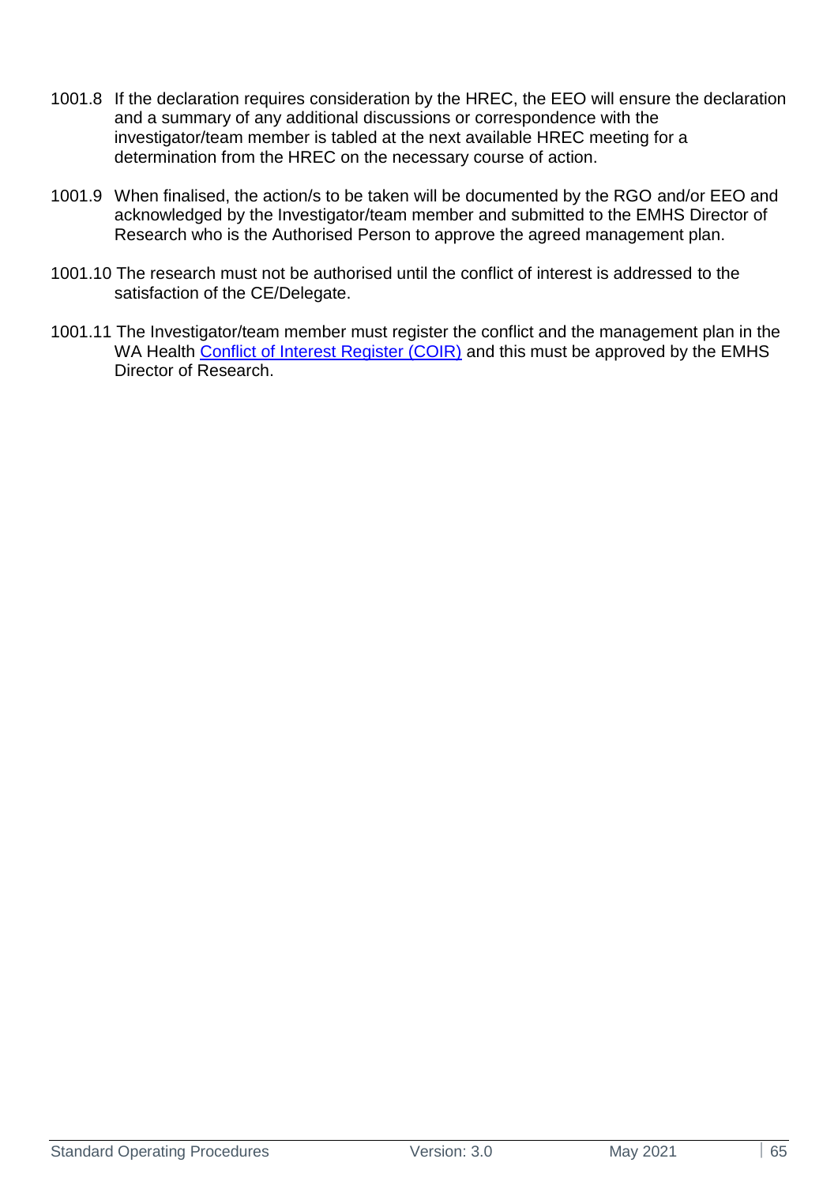1001.8 If the declaration requires consideration by the HREC, the EEO will ensure the declaration and a summary of any additional discussions or correspondence with the investigator/team member is tabled at the next available HREC meeting for a determination from the HREC on the necessary course of action.

1001.9 When finalised, the action/s to be taken will be documented by the RGO and/or EEO and acknowledged by the Investigator/team member and submitted to the EMHS Director of Research who is the Authorised Person to approve the agreed management plan.

1001.10 The research must not be authorised until the conflict of interest is addressed to the satisfaction of the CE/Delegate.

1001.11 The Investigator/team member must register the conflict and the management plan in the WA Health Conflict of Interest Register (COIR) and this must be approved by the EMHS Director of Research.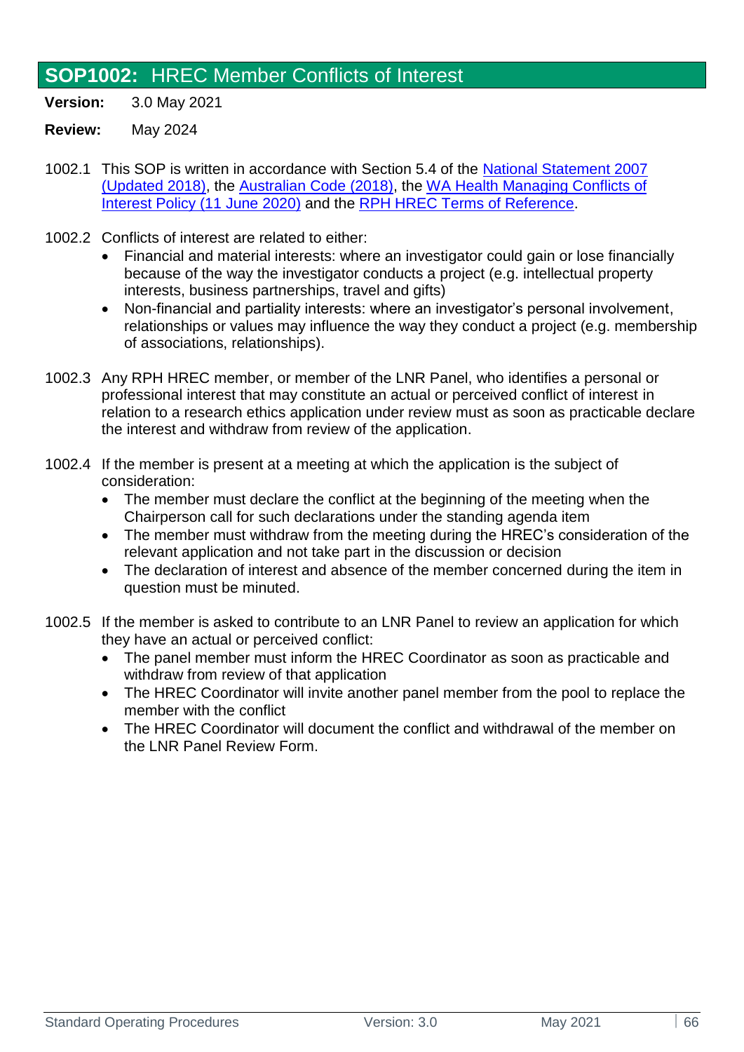## SOP1002: HREC Member Conflicts of Interest

**Version:** 3.0 May 2021

**Review:** May 2024

1002.1 This SOP is written in accordance with Section 5.4 of the National Statement 2007 (Updated 2018), the Australian Code (2018), the WA Health Managing Conflicts of Interest Policy (11 June 2020) and the RPH HREC Terms of Reference.

1002.2 Conflicts of interest are related to either:

- Financial and material interests: where an investigator could gain or lose financially because of the way the investigator conducts a project (e.g. intellectual property interests, business partnerships, travel and gifts)
- Non-financial and partiality interests: where an investigator's personal involvement, relationships or values may influence the way they conduct a project (e.g. membership of associations, relationships).

1002.3 Any RPH HREC member, or member of the LNR Panel, who identifies a personal or professional interest that may constitute an actual or perceived conflict of interest in relation to a research ethics application under review must as soon as practicable declare the interest and withdraw from review of the application.

1002.4 If the member is present at a meeting at which the application is the subject of consideration:

- The member must declare the conflict at the beginning of the meeting when the Chairperson call for such declarations under the standing agenda item
- The member must withdraw from the meeting during the HREC's consideration of the relevant application and not take part in the discussion or decision
- The declaration of interest and absence of the member concerned during the item in question must be minuted.

1002.5 If the member is asked to contribute to an LNR Panel to review an application for which they have an actual or perceived conflict:

- The panel member must inform the HREC Coordinator as soon as practicable and withdraw from review of that application
- The HREC Coordinator will invite another panel member from the pool to replace the member with the conflict
- The HREC Coordinator will document the conflict and withdrawal of the member on the LNR Panel Review Form.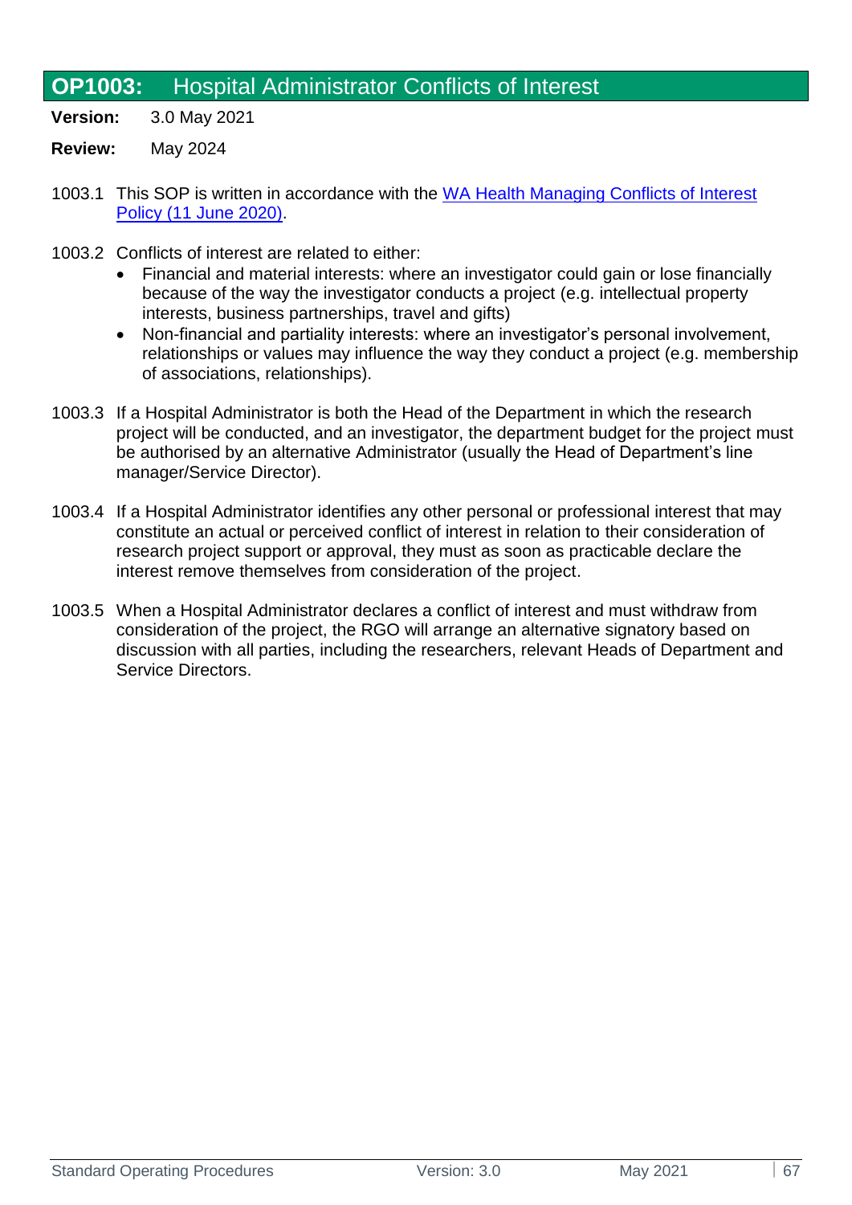## OP1003: Hospital Administrator Conflicts of Interest

**Version:** 3.0 May 2021

**Review:** May 2024

1003.1 This SOP is written in accordance with the [WA Health Managing Conflicts of Interest Policy (11 June 2020)](#).

1003.2 Conflicts of interest are related to either:

- Financial and material interests: where an investigator could gain or lose financially because of the way the investigator conducts a project (e.g. intellectual property interests, business partnerships, travel and gifts)
- Non-financial and partiality interests: where an investigator's personal involvement, relationships or values may influence the way they conduct a project (e.g. membership of associations, relationships).

1003.3 If a Hospital Administrator is both the Head of the Department in which the research project will be conducted, and an investigator, the department budget for the project must be authorised by an alternative Administrator (usually the Head of Department's line manager/Service Director).

1003.4 If a Hospital Administrator identifies any other personal or professional interest that may constitute an actual or perceived conflict of interest in relation to their consideration of research project support or approval, they must as soon as practicable declare the interest remove themselves from consideration of the project.

1003.5 When a Hospital Administrator declares a conflict of interest and must withdraw from consideration of the project, the RGO will arrange an alternative signatory based on discussion with all parties, including the researchers, relevant Heads of Department and Service Directors.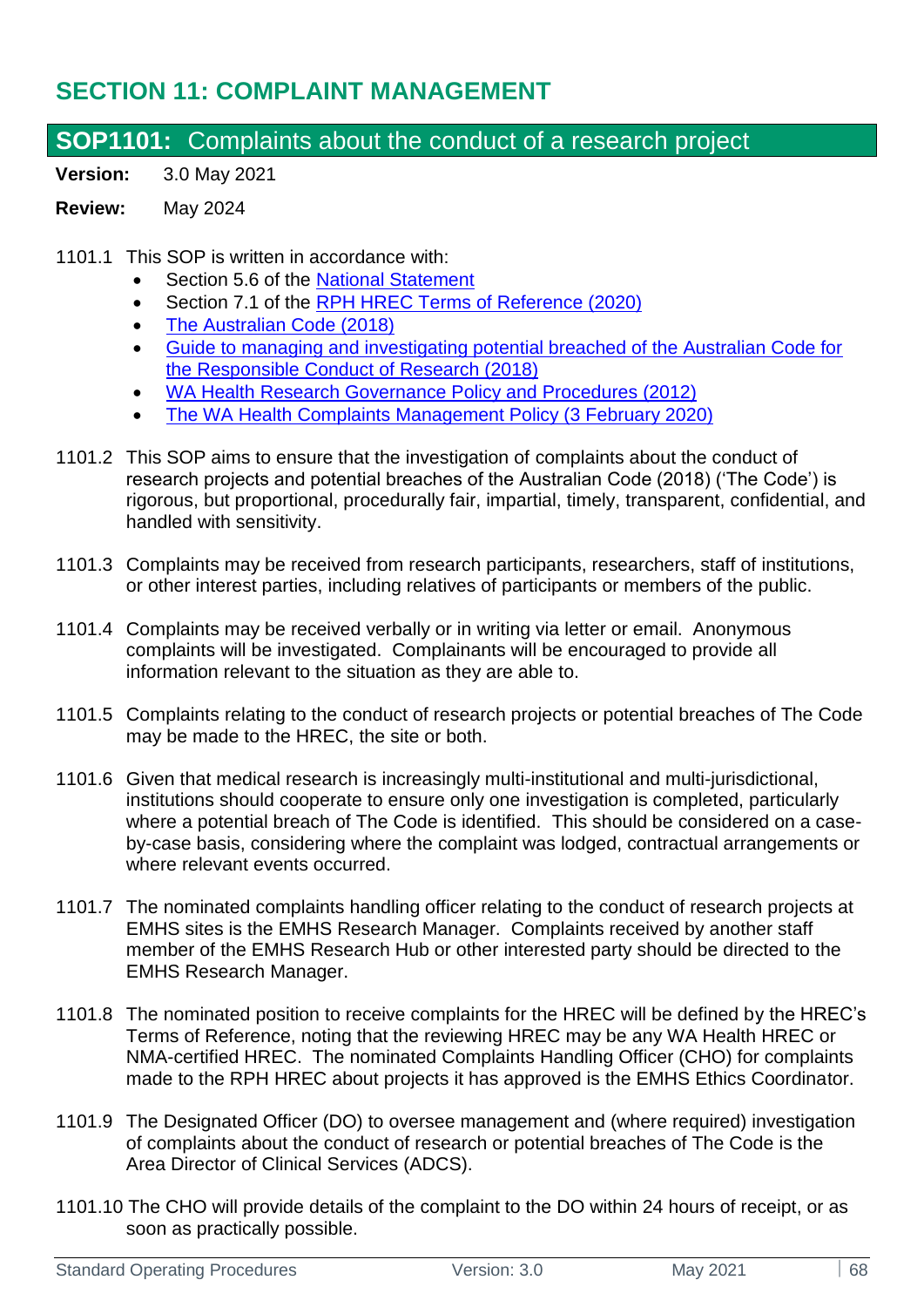# SECTION 11: COMPLAINT MANAGEMENT

## SOP1101: Complaints about the conduct of a research project

**Version:** 3.0 May 2021

**Review:** May 2024

1101.1 This SOP is written in accordance with:

- Section 5.6 of the National Statement
- Section 7.1 of the RPH HREC Terms of Reference (2020)
- The Australian Code (2018)
- Guide to managing and investigating potential breached of the Australian Code for the Responsible Conduct of Research (2018)
- WA Health Research Governance Policy and Procedures (2012)
- The WA Health Complaints Management Policy (3 February 2020)

1101.2 This SOP aims to ensure that the investigation of complaints about the conduct of research projects and potential breaches of the Australian Code (2018) ('The Code') is rigorous, but proportional, procedurally fair, impartial, timely, transparent, confidential, and handled with sensitivity.

1101.3 Complaints may be received from research participants, researchers, staff of institutions, or other interest parties, including relatives of participants or members of the public.

1101.4 Complaints may be received verbally or in writing via letter or email. Anonymous complaints will be investigated. Complainants will be encouraged to provide all information relevant to the situation as they are able to.

1101.5 Complaints relating to the conduct of research projects or potential breaches of The Code may be made to the HREC, the site or both.

1101.6 Given that medical research is increasingly multi-institutional and multi-jurisdictional, institutions should cooperate to ensure only one investigation is completed, particularly where a potential breach of The Code is identified. This should be considered on a case-by-case basis, considering where the complaint was lodged, contractual arrangements or where relevant events occurred.

1101.7 The nominated complaints handling officer relating to the conduct of research projects at EMHS sites is the EMHS Research Manager. Complaints received by another staff member of the EMHS Research Hub or other interested party should be directed to the EMHS Research Manager.

1101.8 The nominated position to receive complaints for the HREC will be defined by the HREC's Terms of Reference, noting that the reviewing HREC may be any WA Health HREC or NMA-certified HREC. The nominated Complaints Handling Officer (CHO) for complaints made to the RPH HREC about projects it has approved is the EMHS Ethics Coordinator.

1101.9 The Designated Officer (DO) to oversee management and (where required) investigation of complaints about the conduct of research or potential breaches of The Code is the Area Director of Clinical Services (ADCS).

1101.10 The CHO will provide details of the complaint to the DO within 24 hours of receipt, or as soon as practically possible.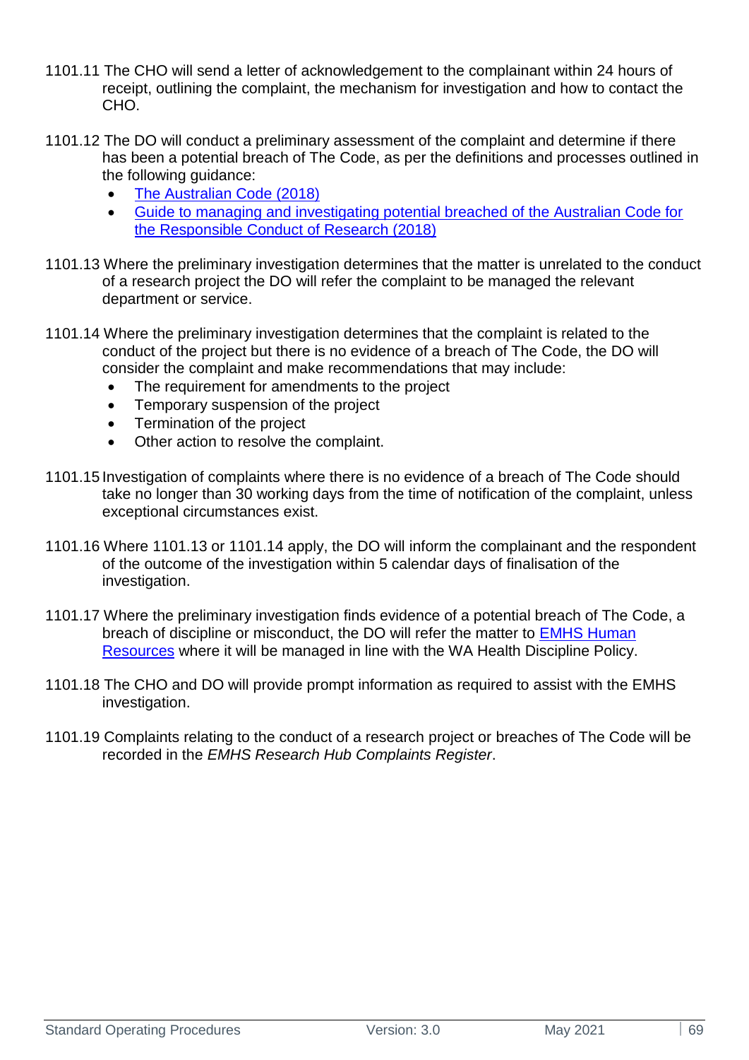1101.11 The CHO will send a letter of acknowledgement to the complainant within 24 hours of receipt, outlining the complaint, the mechanism for investigation and how to contact the CHO.

1101.12 The DO will conduct a preliminary assessment of the complaint and determine if there has been a potential breach of The Code, as per the definitions and processes outlined in the following guidance:

- The Australian Code (2018)
- Guide to managing and investigating potential breached of the Australian Code for the Responsible Conduct of Research (2018)

1101.13 Where the preliminary investigation determines that the matter is unrelated to the conduct of a research project the DO will refer the complaint to be managed the relevant department or service.

1101.14 Where the preliminary investigation determines that the complaint is related to the conduct of the project but there is no evidence of a breach of The Code, the DO will consider the complaint and make recommendations that may include:

- The requirement for amendments to the project
- Temporary suspension of the project
- Termination of the project
- Other action to resolve the complaint.

1101.15 Investigation of complaints where there is no evidence of a breach of The Code should take no longer than 30 working days from the time of notification of the complaint, unless exceptional circumstances exist.

1101.16 Where 1101.13 or 1101.14 apply, the DO will inform the complainant and the respondent of the outcome of the investigation within 5 calendar days of finalisation of the investigation.

1101.17 Where the preliminary investigation finds evidence of a potential breach of The Code, a breach of discipline or misconduct, the DO will refer the matter to EMHS Human Resources where it will be managed in line with the WA Health Discipline Policy.

1101.18 The CHO and DO will provide prompt information as required to assist with the EMHS investigation.

1101.19 Complaints relating to the conduct of a research project or breaches of The Code will be recorded in the *EMHS Research Hub Complaints Register*.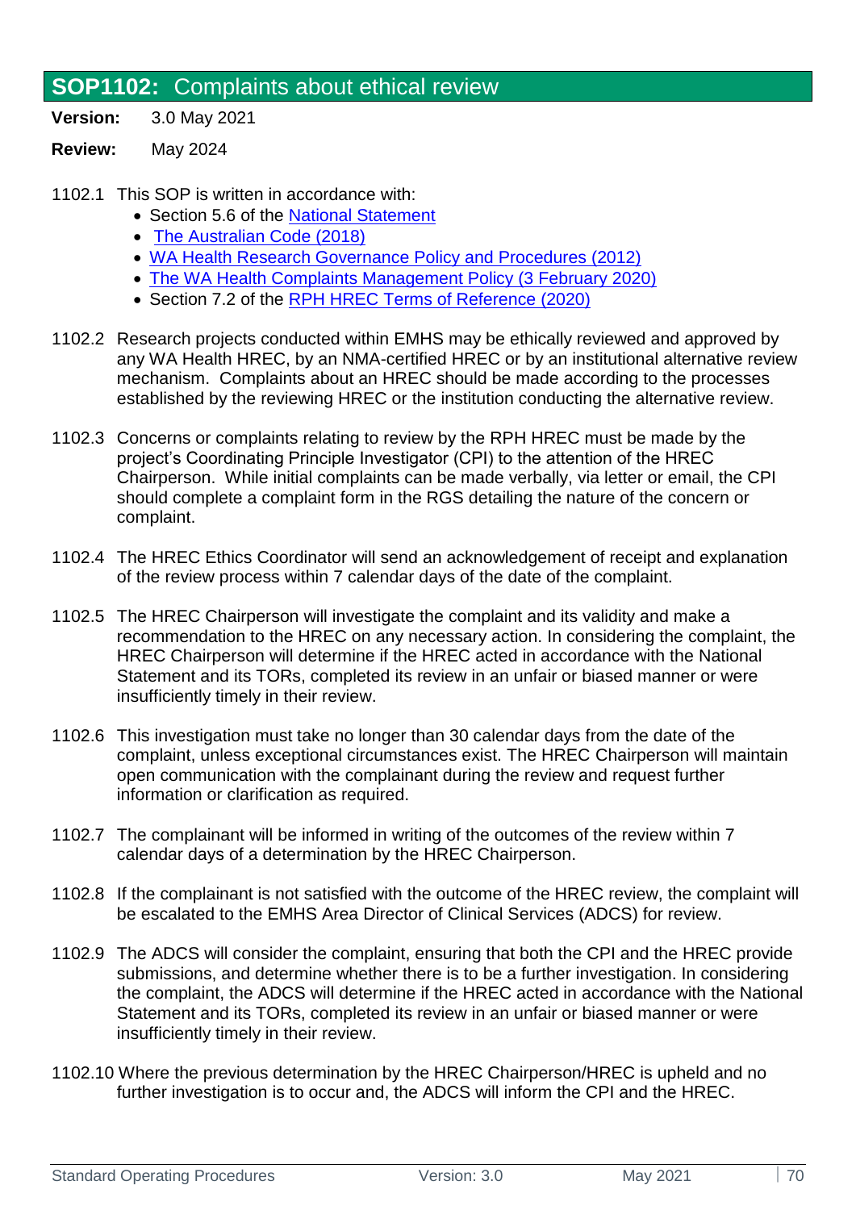## **SOP1102:** Complaints about ethical review

**Version:** 3.0 May 2021

**Review:** May 2024

1102.1 This SOP is written in accordance with:
- Section 5.6 of the National Statement
- The Australian Code (2018)
- WA Health Research Governance Policy and Procedures (2012)
- The WA Health Complaints Management Policy (3 February 2020)
- Section 7.2 of the RPH HREC Terms of Reference (2020)

1102.2 Research projects conducted within EMHS may be ethically reviewed and approved by any WA Health HREC, by an NMA-certified HREC or by an institutional alternative review mechanism. Complaints about an HREC should be made according to the processes established by the reviewing HREC or the institution conducting the alternative review.

1102.3 Concerns or complaints relating to review by the RPH HREC must be made by the project's Coordinating Principle Investigator (CPI) to the attention of the HREC Chairperson. While initial complaints can be made verbally, via letter or email, the CPI should complete a complaint form in the RGS detailing the nature of the concern or complaint.

1102.4 The HREC Ethics Coordinator will send an acknowledgement of receipt and explanation of the review process within 7 calendar days of the date of the complaint.

1102.5 The HREC Chairperson will investigate the complaint and its validity and make a recommendation to the HREC on any necessary action. In considering the complaint, the HREC Chairperson will determine if the HREC acted in accordance with the National Statement and its TORs, completed its review in an unfair or biased manner or were insufficiently timely in their review.

1102.6 This investigation must take no longer than 30 calendar days from the date of the complaint, unless exceptional circumstances exist. The HREC Chairperson will maintain open communication with the complainant during the review and request further information or clarification as required.

1102.7 The complainant will be informed in writing of the outcomes of the review within 7 calendar days of a determination by the HREC Chairperson.

1102.8 If the complainant is not satisfied with the outcome of the HREC review, the complaint will be escalated to the EMHS Area Director of Clinical Services (ADCS) for review.

1102.9 The ADCS will consider the complaint, ensuring that both the CPI and the HREC provide submissions, and determine whether there is to be a further investigation. In considering the complaint, the ADCS will determine if the HREC acted in accordance with the National Statement and its TORs, completed its review in an unfair or biased manner or were insufficiently timely in their review.

1102.10 Where the previous determination by the HREC Chairperson/HREC is upheld and no further investigation is to occur and, the ADCS will inform the CPI and the HREC.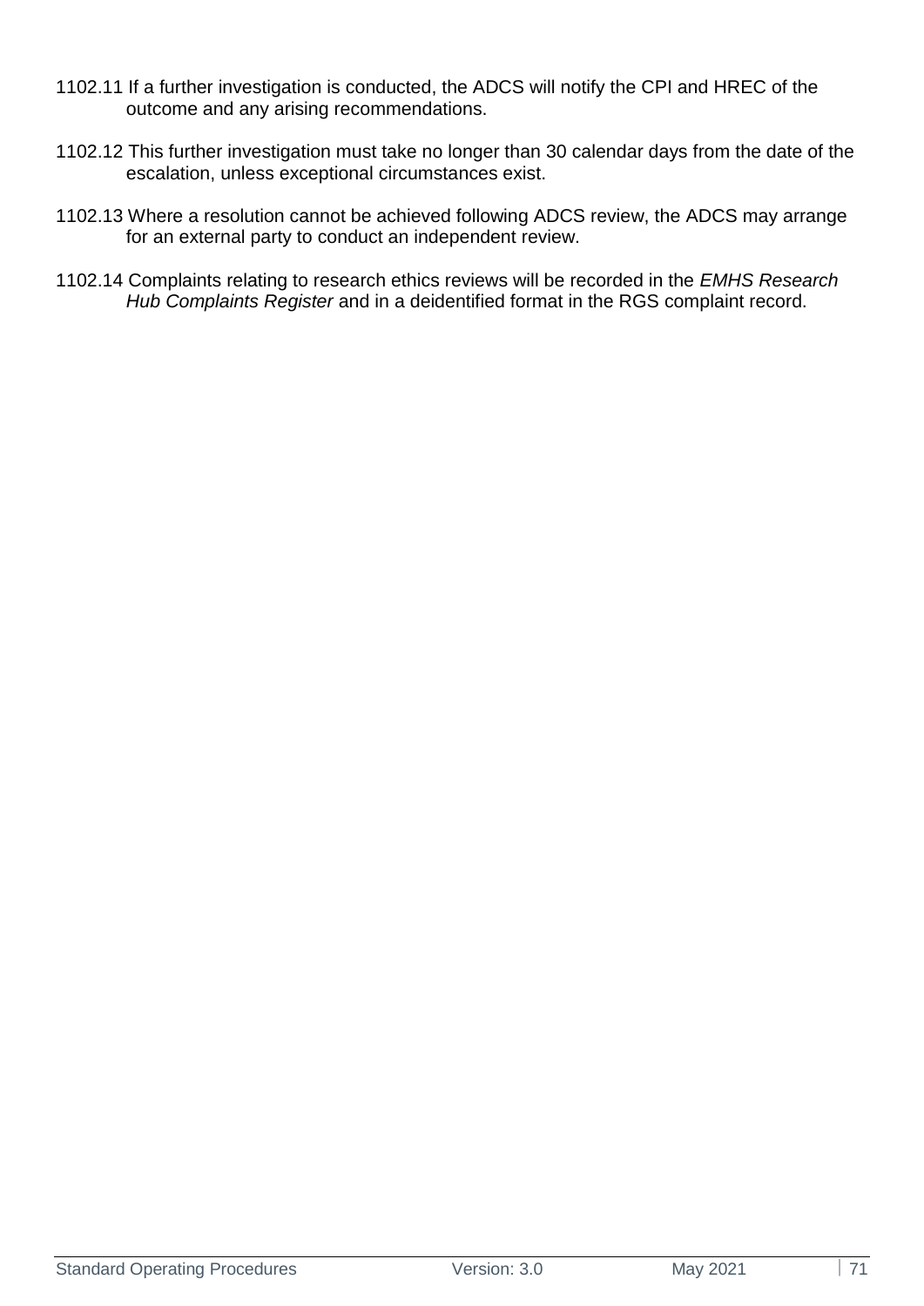1102.11 If a further investigation is conducted, the ADCS will notify the CPI and HREC of the outcome and any arising recommendations.

1102.12 This further investigation must take no longer than 30 calendar days from the date of the escalation, unless exceptional circumstances exist.

1102.13 Where a resolution cannot be achieved following ADCS review, the ADCS may arrange for an external party to conduct an independent review.

1102.14 Complaints relating to research ethics reviews will be recorded in the *EMHS Research Hub Complaints Register* and in a deidentified format in the RGS complaint record.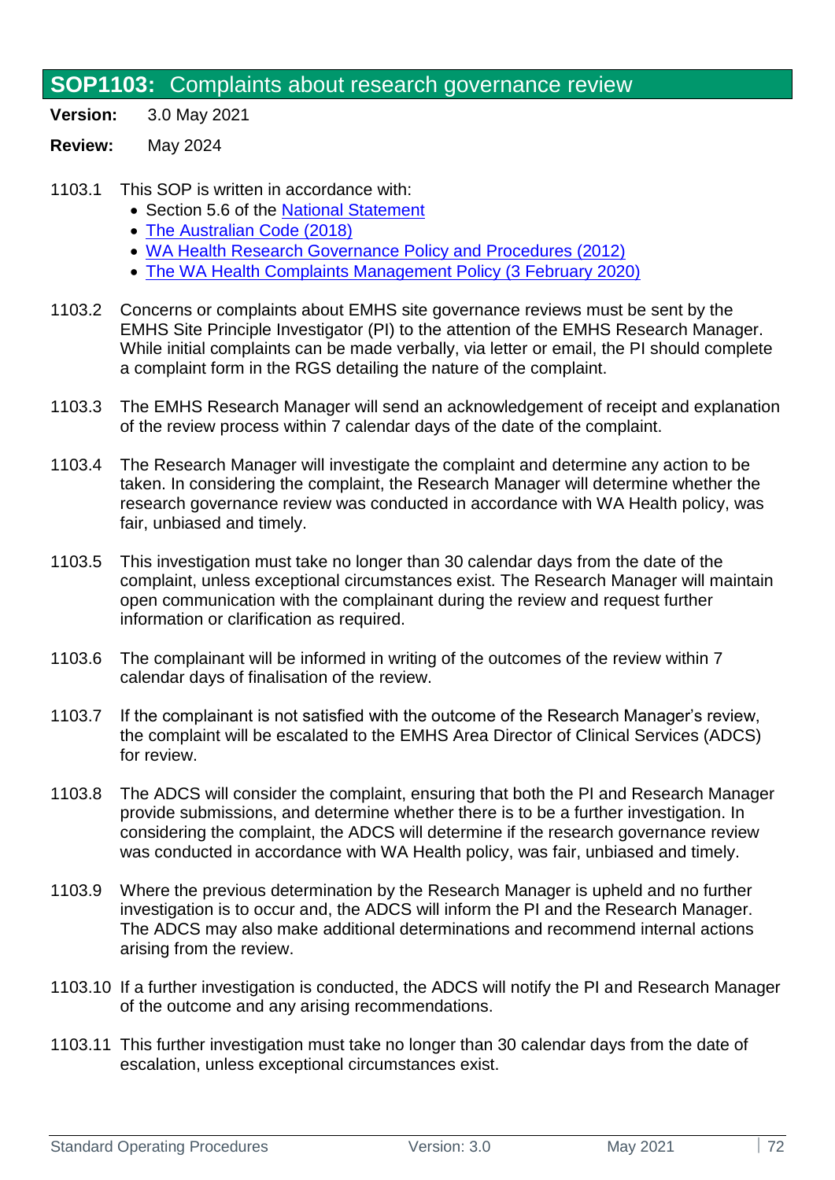## SOP1103: Complaints about research governance review

**Version:** 3.0 May 2021

**Review:** May 2024

1103.1 This SOP is written in accordance with:

- Section 5.6 of the National Statement
- The Australian Code (2018)
- WA Health Research Governance Policy and Procedures (2012)
- The WA Health Complaints Management Policy (3 February 2020)

1103.2 Concerns or complaints about EMHS site governance reviews must be sent by the EMHS Site Principle Investigator (PI) to the attention of the EMHS Research Manager. While initial complaints can be made verbally, via letter or email, the PI should complete a complaint form in the RGS detailing the nature of the complaint.

1103.3 The EMHS Research Manager will send an acknowledgement of receipt and explanation of the review process within 7 calendar days of the date of the complaint.

1103.4 The Research Manager will investigate the complaint and determine any action to be taken. In considering the complaint, the Research Manager will determine whether the research governance review was conducted in accordance with WA Health policy, was fair, unbiased and timely.

1103.5 This investigation must take no longer than 30 calendar days from the date of the complaint, unless exceptional circumstances exist. The Research Manager will maintain open communication with the complainant during the review and request further information or clarification as required.

1103.6 The complainant will be informed in writing of the outcomes of the review within 7 calendar days of finalisation of the review.

1103.7 If the complainant is not satisfied with the outcome of the Research Manager's review, the complaint will be escalated to the EMHS Area Director of Clinical Services (ADCS) for review.

1103.8 The ADCS will consider the complaint, ensuring that both the PI and Research Manager provide submissions, and determine whether there is to be a further investigation. In considering the complaint, the ADCS will determine if the research governance review was conducted in accordance with WA Health policy, was fair, unbiased and timely.

1103.9 Where the previous determination by the Research Manager is upheld and no further investigation is to occur and, the ADCS will inform the PI and the Research Manager. The ADCS may also make additional determinations and recommend internal actions arising from the review.

1103.10 If a further investigation is conducted, the ADCS will notify the PI and Research Manager of the outcome and any arising recommendations.

1103.11 This further investigation must take no longer than 30 calendar days from the date of escalation, unless exceptional circumstances exist.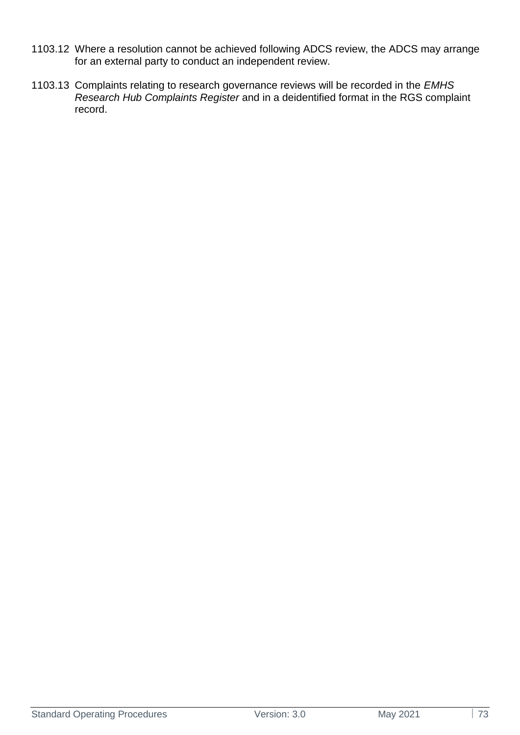1103.12 Where a resolution cannot be achieved following ADCS review, the ADCS may arrange for an external party to conduct an independent review.

1103.13 Complaints relating to research governance reviews will be recorded in the *EMHS Research Hub Complaints Register* and in a deidentified format in the RGS complaint record.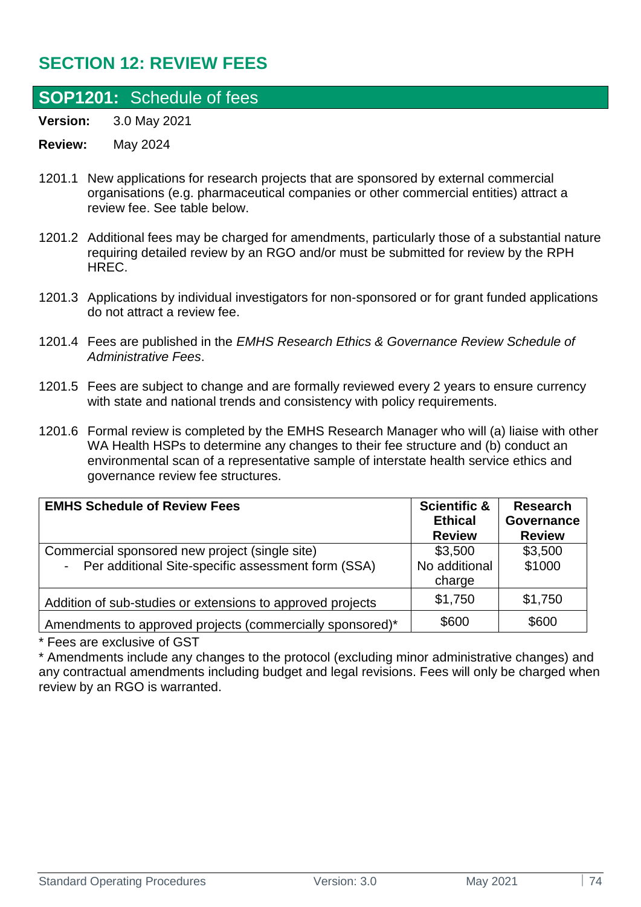# SECTION 12: REVIEW FEES

## SOP1201: Schedule of fees

**Version:** 3.0 May 2021

**Review:** May 2024

1201.1 New applications for research projects that are sponsored by external commercial organisations (e.g. pharmaceutical companies or other commercial entities) attract a review fee. See table below.

1201.2 Additional fees may be charged for amendments, particularly those of a substantial nature requiring detailed review by an RGO and/or must be submitted for review by the RPH HREC.

1201.3 Applications by individual investigators for non-sponsored or for grant funded applications do not attract a review fee.

1201.4 Fees are published in the *EMHS Research Ethics & Governance Review Schedule of Administrative Fees*.

1201.5 Fees are subject to change and are formally reviewed every 2 years to ensure currency with state and national trends and consistency with policy requirements.

1201.6 Formal review is completed by the EMHS Research Manager who will (a) liaise with other WA Health HSPs to determine any changes to their fee structure and (b) conduct an environmental scan of a representative sample of interstate health service ethics and governance review fee structures.

| EMHS Schedule of Review Fees | Scientific & Ethical Review | Research Governance Review |
|---|---|---|
| Commercial sponsored new project (single site)<br>- Per additional Site-specific assessment form (SSA) | $3,500<br>No additional charge | $3,500<br>$1000 |
| Addition of sub-studies or extensions to approved projects | $1,750 | $1,750 |
| Amendments to approved projects (commercially sponsored)* | $600 | $600 |

* Fees are exclusive of GST

* Amendments include any changes to the protocol (excluding minor administrative changes) and any contractual amendments including budget and legal revisions. Fees will only be charged when review by an RGO is warranted.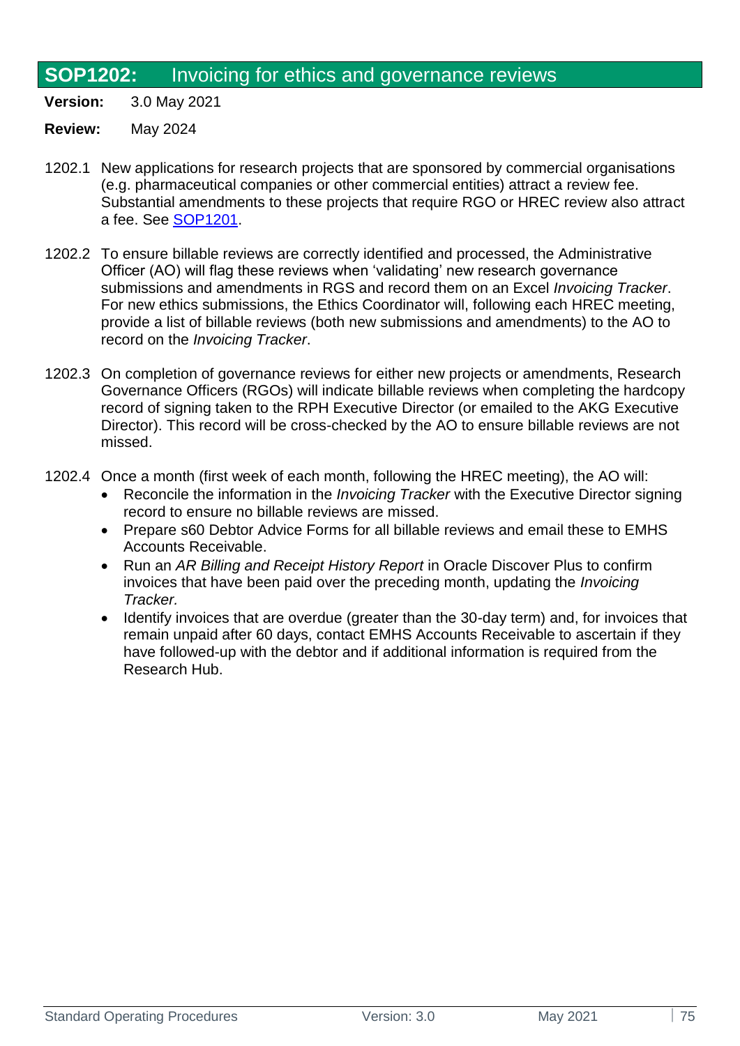## SOP1202: Invoicing for ethics and governance reviews

**Version:** 3.0 May 2021

**Review:** May 2024

1202.1 New applications for research projects that are sponsored by commercial organisations (e.g. pharmaceutical companies or other commercial entities) attract a review fee. Substantial amendments to these projects that require RGO or HREC review also attract a fee. See SOP1201.

1202.2 To ensure billable reviews are correctly identified and processed, the Administrative Officer (AO) will flag these reviews when 'validating' new research governance submissions and amendments in RGS and record them on an Excel *Invoicing Tracker*. For new ethics submissions, the Ethics Coordinator will, following each HREC meeting, provide a list of billable reviews (both new submissions and amendments) to the AO to record on the *Invoicing Tracker*.

1202.3 On completion of governance reviews for either new projects or amendments, Research Governance Officers (RGOs) will indicate billable reviews when completing the hardcopy record of signing taken to the RPH Executive Director (or emailed to the AKG Executive Director). This record will be cross-checked by the AO to ensure billable reviews are not missed.

1202.4 Once a month (first week of each month, following the HREC meeting), the AO will:

- Reconcile the information in the *Invoicing Tracker* with the Executive Director signing record to ensure no billable reviews are missed.
- Prepare s60 Debtor Advice Forms for all billable reviews and email these to EMHS Accounts Receivable.
- Run an *AR Billing and Receipt History Report* in Oracle Discover Plus to confirm invoices that have been paid over the preceding month, updating the *Invoicing Tracker*.
- Identify invoices that are overdue (greater than the 30-day term) and, for invoices that remain unpaid after 60 days, contact EMHS Accounts Receivable to ascertain if they have followed-up with the debtor and if additional information is required from the Research Hub.